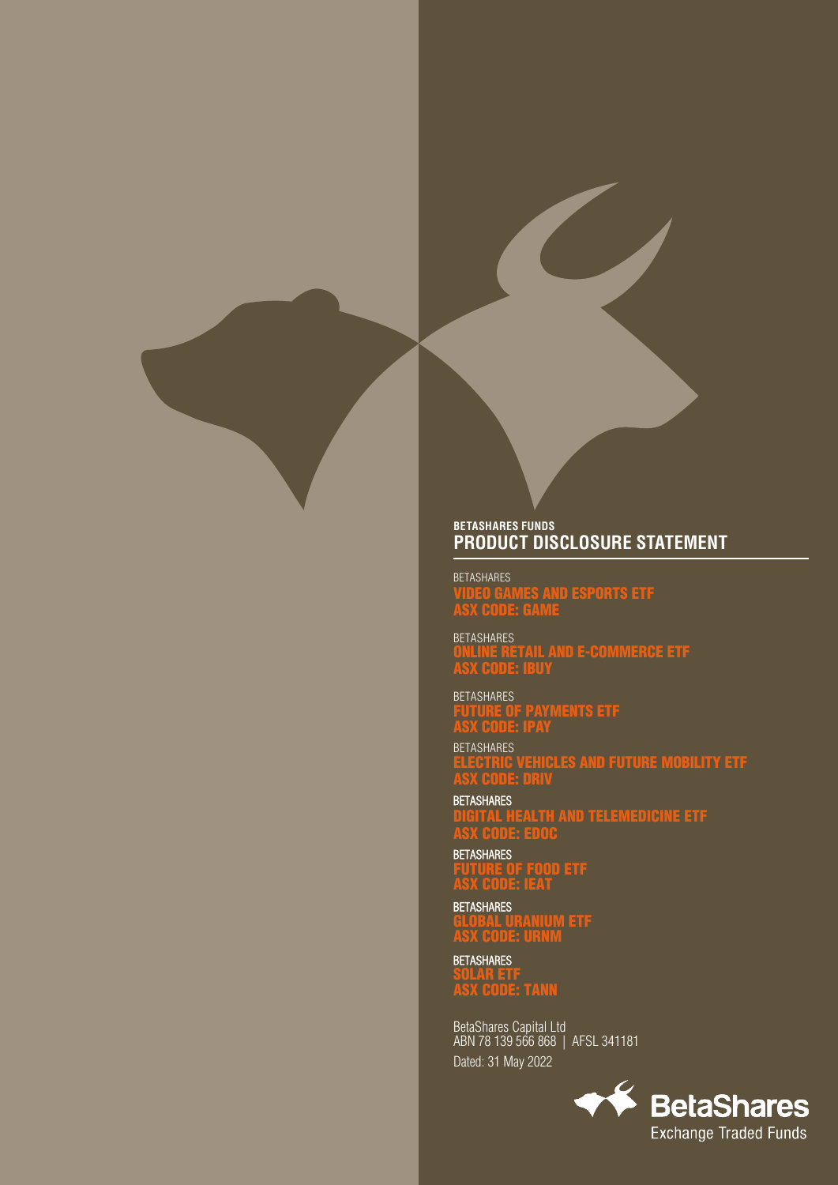**BETASHARES FUNDS**

# PRODUCT DISCLOSURE STATEMENT

BETASHARES
**VIDEO GAMES AND ESPORTS ETF**
**ASX CODE: GAME**

BETASHARES
**ONLINE RETAIL AND E-COMMERCE ETF**
**ASX CODE: IBUY**

BETASHARES
**FUTURE OF PAYMENTS ETF**
**ASX CODE: IPAY**

BETASHARES
**ELECTRIC VEHICLES AND FUTURE MOBILITY ETF**
**ASX CODE: DRIV**

BETASHARES
**DIGITAL HEALTH AND TELEMEDICINE ETF**
**ASX CODE: EDOC**

BETASHARES
**FUTURE OF FOOD ETF**
**ASX CODE: IEAT**

BETASHARES
**GLOBAL URANIUM ETF**
**ASX CODE: URNM**

BETASHARES
**SOLAR ETF**
**ASX CODE: TANN**

BetaShares Capital Ltd
ABN 78 139 566 868 | AFSL 341181

Dated: 31 May 2022

BetaShares
Exchange Traded Funds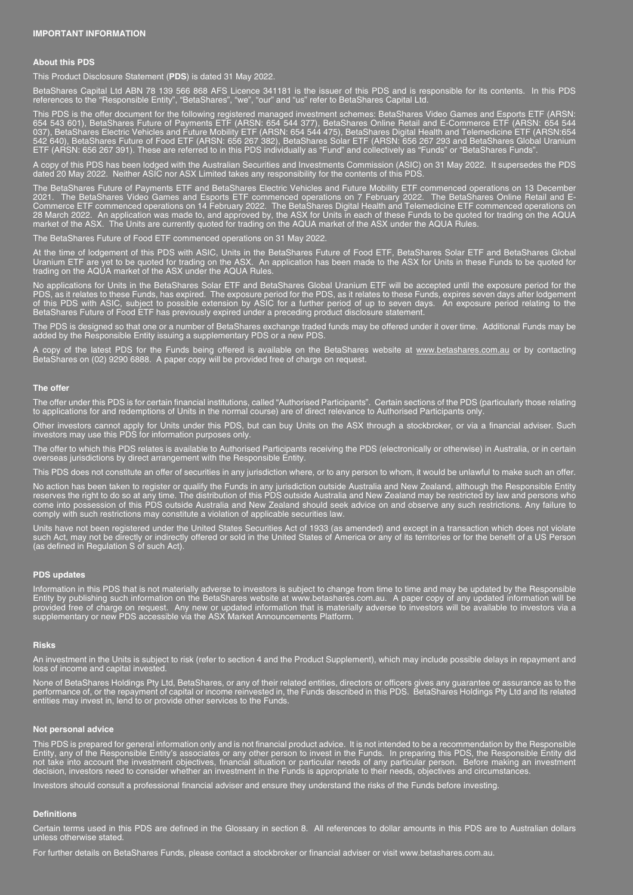## IMPORTANT INFORMATION

### About this PDS

This Product Disclosure Statement (**PDS**) is dated 31 May 2022.

BetaShares Capital Ltd ABN 78 139 566 868 AFS Licence 341181 is the issuer of this PDS and is responsible for its contents. In this PDS references to the "Responsible Entity", "BetaShares", "we", "our" and "us" refer to BetaShares Capital Ltd.

This PDS is the offer document for the following registered managed investment schemes: BetaShares Video Games and Esports ETF (ARSN: 654 543 601), BetaShares Future of Payments ETF (ARSN: 654 544 377), BetaShares Online Retail and E-Commerce ETF (ARSN: 654 544 037), BetaShares Electric Vehicles and Future Mobility ETF (ARSN: 654 544 475), BetaShares Digital Health and Telemedicine ETF (ARSN:654 542 640), BetaShares Future of Food ETF (ARSN: 656 267 382), BetaShares Solar ETF (ARSN: 656 267 293 and BetaShares Global Uranium ETF (ARSN: 656 267 391). These are referred to in this PDS individually as "Fund" and collectively as "Funds" or "BetaShares Funds".

A copy of this PDS has been lodged with the Australian Securities and Investments Commission (ASIC) on 31 May 2022. It supersedes the PDS dated 20 May 2022. Neither ASIC nor ASX Limited takes any responsibility for the contents of this PDS.

The BetaShares Future of Payments ETF and BetaShares Electric Vehicles and Future Mobility ETF commenced operations on 13 December 2021. The BetaShares Video Games and Esports ETF commenced operations on 7 February 2022. The BetaShares Online Retail and E-Commerce ETF commenced operations on 14 February 2022. The BetaShares Digital Health and Telemedicine ETF commenced operations on 28 March 2022. An application was made to, and approved by, the ASX for Units in each of these Funds to be quoted for trading on the AQUA market of the ASX. The Units are currently quoted for trading on the AQUA market of the ASX under the AQUA Rules.

The BetaShares Future of Food ETF commenced operations on 31 May 2022.

At the time of lodgement of this PDS with ASIC, Units in the BetaShares Future of Food ETF, BetaShares Solar ETF and BetaShares Global Uranium ETF are yet to be quoted for trading on the ASX. An application has been made to the ASX for Units in these Funds to be quoted for trading on the AQUA market of the ASX under the AQUA Rules.

No applications for Units in the BetaShares Solar ETF and BetaShares Global Uranium ETF will be accepted until the exposure period for the PDS, as it relates to these Funds, has expired. The exposure period for the PDS, as it relates to these Funds, expires seven days after lodgement of this PDS with ASIC, subject to possible extension by ASIC for a further period of up to seven days. An exposure period relating to the BetaShares Future of Food ETF has previously expired under a preceding product disclosure statement.

The PDS is designed so that one or a number of BetaShares exchange traded funds may be offered under it over time. Additional Funds may be added by the Responsible Entity issuing a supplementary PDS or a new PDS.

A copy of the latest PDS for the Funds being offered is available on the BetaShares website at www.betashares.com.au or by contacting BetaShares on (02) 9290 6888. A paper copy will be provided free of charge on request.

### The offer

The offer under this PDS is for certain financial institutions, called "Authorised Participants". Certain sections of the PDS (particularly those relating to applications for and redemptions of Units in the normal course) are of direct relevance to Authorised Participants only.

Other investors cannot apply for Units under this PDS, but can buy Units on the ASX through a stockbroker, or via a financial adviser. Such investors may use this PDS for information purposes only.

The offer to which this PDS relates is available to Authorised Participants receiving the PDS (electronically or otherwise) in Australia, or in certain overseas jurisdictions by direct arrangement with the Responsible Entity.

This PDS does not constitute an offer of securities in any jurisdiction where, or to any person to whom, it would be unlawful to make such an offer.

No action has been taken to register or qualify the Funds in any jurisdiction outside Australia and New Zealand, although the Responsible Entity reserves the right to do so at any time. The distribution of this PDS outside Australia and New Zealand may be restricted by law and persons who come into possession of this PDS outside Australia and New Zealand should seek advice on and observe any such restrictions. Any failure to comply with such restrictions may constitute a violation of applicable securities law.

Units have not been registered under the United States Securities Act of 1933 (as amended) and except in a transaction which does not violate such Act, may not be directly or indirectly offered or sold in the United States of America or any of its territories or for the benefit of a US Person (as defined in Regulation S of such Act).

### PDS updates

Information in this PDS that is not materially adverse to investors is subject to change from time to time and may be updated by the Responsible Entity by publishing such information on the BetaShares website at www.betashares.com.au. A paper copy of any updated information will be provided free of charge on request. Any new or updated information that is materially adverse to investors will be available to investors via a supplementary or new PDS accessible via the ASX Market Announcements Platform.

### Risks

An investment in the Units is subject to risk (refer to section 4 and the Product Supplement), which may include possible delays in repayment and loss of income and capital invested.

None of BetaShares Holdings Pty Ltd, BetaShares, or any of their related entities, directors or officers gives any guarantee or assurance as to the performance of, or the repayment of capital or income reinvested in, the Funds described in this PDS. BetaShares Holdings Pty Ltd and its related entities may invest in, lend to or provide other services to the Funds.

### Not personal advice

This PDS is prepared for general information only and is not financial product advice. It is not intended to be a recommendation by the Responsible Entity, any of the Responsible Entity's associates or any other person to invest in the Funds. In preparing this PDS, the Responsible Entity did not take into account the investment objectives, financial situation or particular needs of any particular person. Before making an investment decision, investors need to consider whether an investment in the Funds is appropriate to their needs, objectives and circumstances.

Investors should consult a professional financial adviser and ensure they understand the risks of the Funds before investing.

### Definitions

Certain terms used in this PDS are defined in the Glossary in section 8. All references to dollar amounts in this PDS are to Australian dollars unless otherwise stated.

For further details on BetaShares Funds, please contact a stockbroker or financial adviser or visit www.betashares.com.au.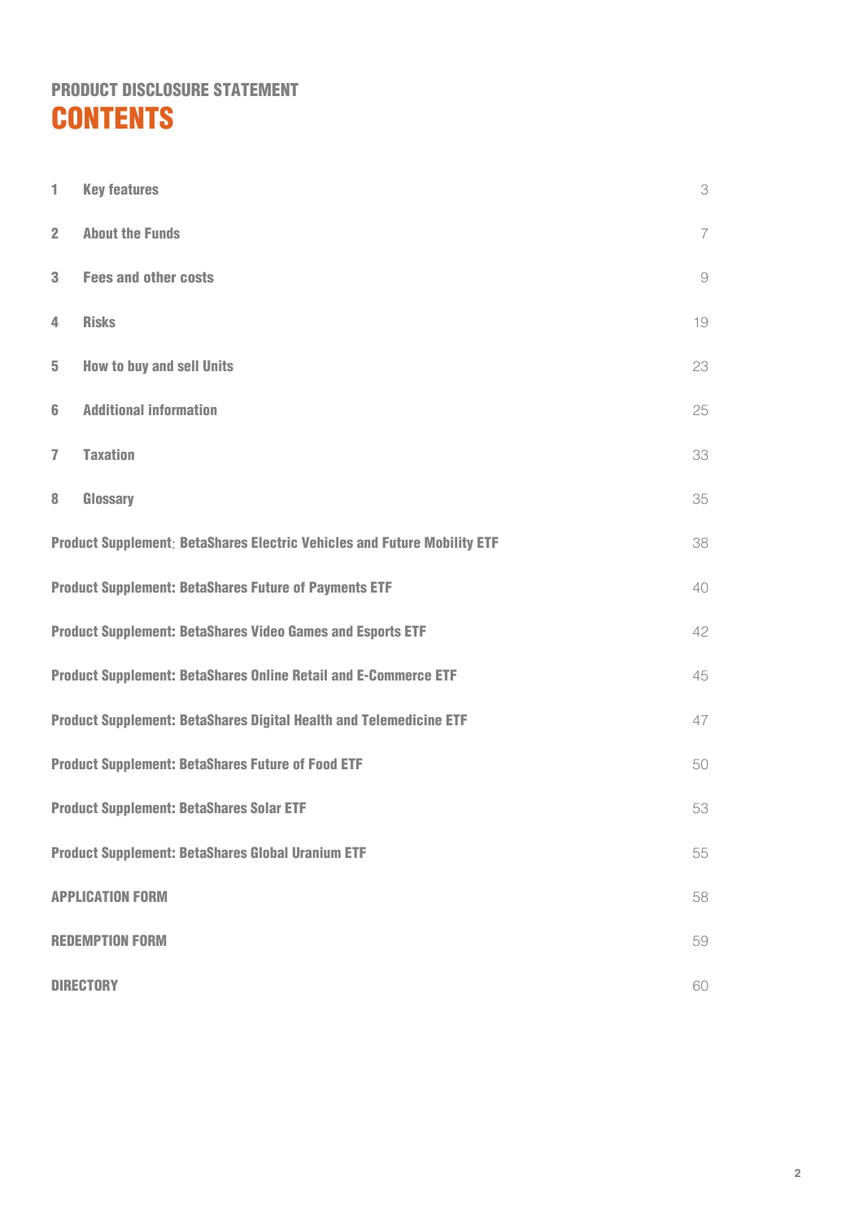## PRODUCT DISCLOSURE STATEMENT

# CONTENTS

| | | |
|---|---|---|
| 1 | Key features | 3 |
| 2 | About the Funds | 7 |
| 3 | Fees and other costs | 9 |
| 4 | Risks | 19 |
| 5 | How to buy and sell Units | 23 |
| 6 | Additional information | 25 |
| 7 | Taxation | 33 |
| 8 | Glossary | 35 |
| Product Supplement: BetaShares Electric Vehicles and Future Mobility ETF | | 38 |
| Product Supplement: BetaShares Future of Payments ETF | | 40 |
| Product Supplement: BetaShares Video Games and Esports ETF | | 42 |
| Product Supplement: BetaShares Online Retail and E-Commerce ETF | | 45 |
| Product Supplement: BetaShares Digital Health and Telemedicine ETF | | 47 |
| Product Supplement: BetaShares Future of Food ETF | | 50 |
| Product Supplement: BetaShares Solar ETF | | 53 |
| Product Supplement: BetaShares Global Uranium ETF | | 55 |
| APPLICATION FORM | | 58 |
| REDEMPTION FORM | | 59 |
| DIRECTORY | | 60 |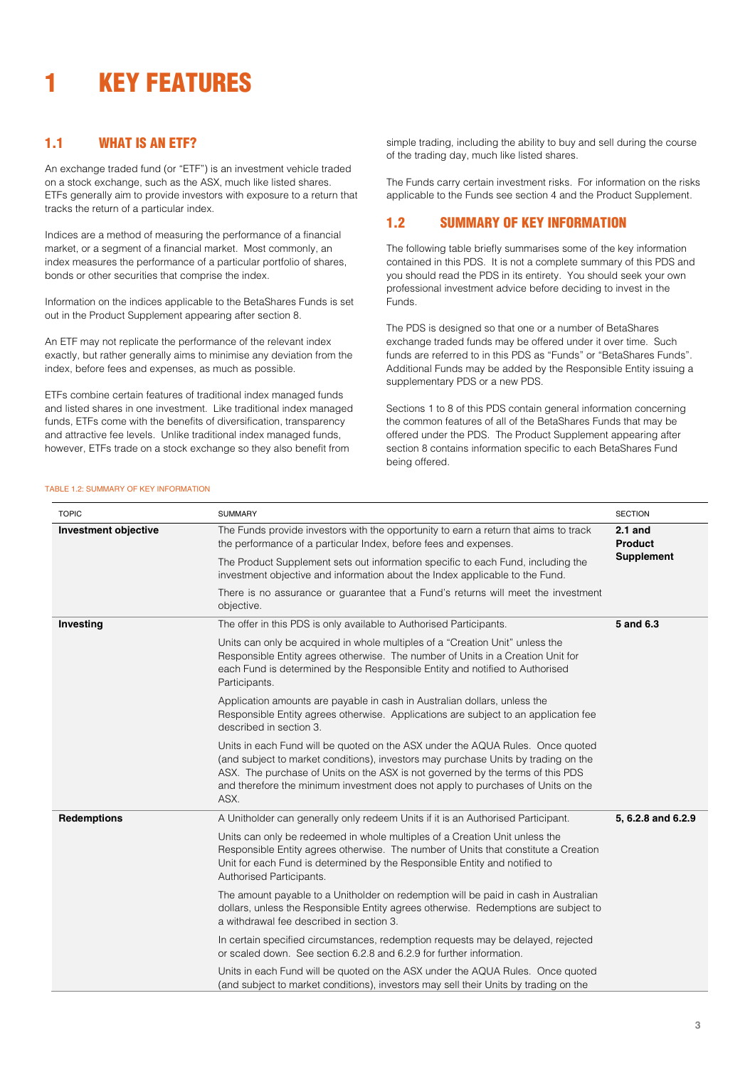# 1 KEY FEATURES

## 1.1 WHAT IS AN ETF?

An exchange traded fund (or "ETF") is an investment vehicle traded on a stock exchange, such as the ASX, much like listed shares. ETFs generally aim to provide investors with exposure to a return that tracks the return of a particular index.

Indices are a method of measuring the performance of a financial market, or a segment of a financial market. Most commonly, an index measures the performance of a particular portfolio of shares, bonds or other securities that comprise the index.

Information on the indices applicable to the BetaShares Funds is set out in the Product Supplement appearing after section 8.

An ETF may not replicate the performance of the relevant index exactly, but rather generally aims to minimise any deviation from the index, before fees and expenses, as much as possible.

ETFs combine certain features of traditional index managed funds and listed shares in one investment. Like traditional index managed funds, ETFs come with the benefits of diversification, transparency and attractive fee levels. Unlike traditional index managed funds, however, ETFs trade on a stock exchange so they also benefit from simple trading, including the ability to buy and sell during the course of the trading day, much like listed shares.

The Funds carry certain investment risks. For information on the risks applicable to the Funds see section 4 and the Product Supplement.

## 1.2 SUMMARY OF KEY INFORMATION

The following table briefly summarises some of the key information contained in this PDS. It is not a complete summary of this PDS and you should read the PDS in its entirety. You should seek your own professional investment advice before deciding to invest in the Funds.

The PDS is designed so that one or a number of BetaShares exchange traded funds may be offered under it over time. Such funds are referred to in this PDS as "Funds" or "BetaShares Funds". Additional Funds may be added by the Responsible Entity issuing a supplementary PDS or a new PDS.

Sections 1 to 8 of this PDS contain general information concerning the common features of all of the BetaShares Funds that may be offered under the PDS. The Product Supplement appearing after section 8 contains information specific to each BetaShares Fund being offered.

TABLE 1.2: SUMMARY OF KEY INFORMATION

| TOPIC | SUMMARY | SECTION |
|---|---|---|
| **Investment objective** | The Funds provide investors with the opportunity to earn a return that aims to track the performance of a particular Index, before fees and expenses. | **2.1 and Product Supplement** |
| | The Product Supplement sets out information specific to each Fund, including the investment objective and information about the Index applicable to the Fund. | |
| | There is no assurance or guarantee that a Fund's returns will meet the investment objective. | |
| **Investing** | The offer in this PDS is only available to Authorised Participants. | **5 and 6.3** |
| | Units can only be acquired in whole multiples of a "Creation Unit" unless the Responsible Entity agrees otherwise. The number of Units in a Creation Unit for each Fund is determined by the Responsible Entity and notified to Authorised Participants. | |
| | Application amounts are payable in cash in Australian dollars, unless the Responsible Entity agrees otherwise. Applications are subject to an application fee described in section 3. | |
| | Units in each Fund will be quoted on the ASX under the AQUA Rules. Once quoted (and subject to market conditions), investors may purchase Units by trading on the ASX. The purchase of Units on the ASX is not governed by the terms of this PDS and therefore the minimum investment does not apply to purchases of Units on the ASX. | |
| **Redemptions** | A Unitholder can generally only redeem Units if it is an Authorised Participant. | **5, 6.2.8 and 6.2.9** |
| | Units can only be redeemed in whole multiples of a Creation Unit unless the Responsible Entity agrees otherwise. The number of Units that constitute a Creation Unit for each Fund is determined by the Responsible Entity and notified to Authorised Participants. | |
| | The amount payable to a Unitholder on redemption will be paid in cash in Australian dollars, unless the Responsible Entity agrees otherwise. Redemptions are subject to a withdrawal fee described in section 3. | |
| | In certain specified circumstances, redemption requests may be delayed, rejected or scaled down. See section 6.2.8 and 6.2.9 for further information. | |
| | Units in each Fund will be quoted on the ASX under the AQUA Rules. Once quoted (and subject to market conditions), investors may sell their Units by trading on the | |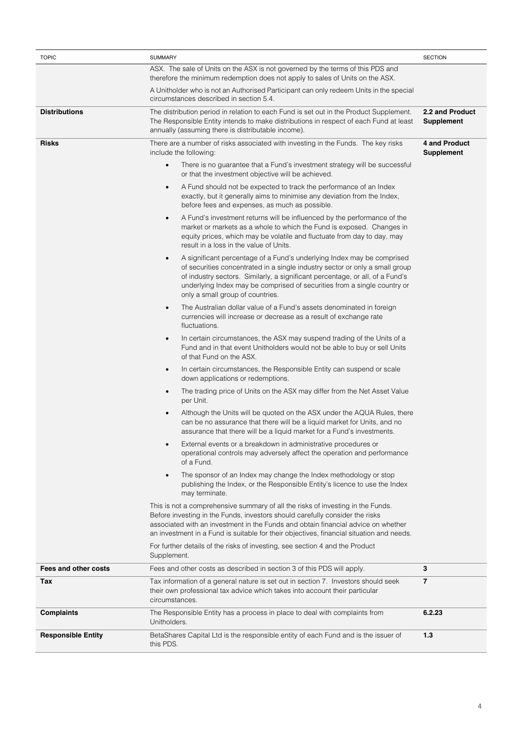| TOPIC | SUMMARY | SECTION |
|---|---|---|
| | ASX. The sale of Units on the ASX is not governed by the terms of this PDS and therefore the minimum redemption does not apply to sales of Units on the ASX.<br><br>A Unitholder who is not an Authorised Participant can only redeem Units in the special circumstances described in section 5.4. | |
| **Distributions** | The distribution period in relation to each Fund is set out in the Product Supplement. The Responsible Entity intends to make distributions in respect of each Fund at least annually (assuming there is distributable income). | **2.2 and Product Supplement** |
| **Risks** | There are a number of risks associated with investing in the Funds. The key risks include the following:<br><br>• There is no guarantee that a Fund's investment strategy will be successful or that the investment objective will be achieved.<br>• A Fund should not be expected to track the performance of an Index exactly, but it generally aims to minimise any deviation from the Index, before fees and expenses, as much as possible.<br>• A Fund's investment returns will be influenced by the performance of the market or markets as a whole to which the Fund is exposed. Changes in equity prices, which may be volatile and fluctuate from day to day, may result in a loss in the value of Units.<br>• A significant percentage of a Fund's underlying Index may be comprised of securities concentrated in a single industry sector or only a small group of industry sectors. Similarly, a significant percentage, or all, of a Fund's underlying Index may be comprised of securities from a single country or only a small group of countries.<br>• The Australian dollar value of a Fund's assets denominated in foreign currencies will increase or decrease as a result of exchange rate fluctuations.<br>• In certain circumstances, the ASX may suspend trading of the Units of a Fund and in that event Unitholders would not be able to buy or sell Units of that Fund on the ASX.<br>• In certain circumstances, the Responsible Entity can suspend or scale down applications or redemptions.<br>• The trading price of Units on the ASX may differ from the Net Asset Value per Unit.<br>• Although the Units will be quoted on the ASX under the AQUA Rules, there can be no assurance that there will be a liquid market for Units, and no assurance that there will be a liquid market for a Fund's investments.<br>• External events or a breakdown in administrative procedures or operational controls may adversely affect the operation and performance of a Fund.<br>• The sponsor of an Index may change the Index methodology or stop publishing the Index, or the Responsible Entity's licence to use the Index may terminate.<br><br>This is not a comprehensive summary of all the risks of investing in the Funds. Before investing in the Funds, investors should carefully consider the risks associated with an investment in the Funds and obtain financial advice on whether an investment in a Fund is suitable for their objectives, financial situation and needs.<br><br>For further details of the risks of investing, see section 4 and the Product Supplement. | **4 and Product Supplement** |
| **Fees and other costs** | Fees and other costs as described in section 3 of this PDS will apply. | **3** |
| **Tax** | Tax information of a general nature is set out in section 7. Investors should seek their own professional tax advice which takes into account their particular circumstances. | **7** |
| **Complaints** | The Responsible Entity has a process in place to deal with complaints from Unitholders. | **6.2.23** |
| **Responsible Entity** | BetaShares Capital Ltd is the responsible entity of each Fund and is the issuer of this PDS. | **1.3** |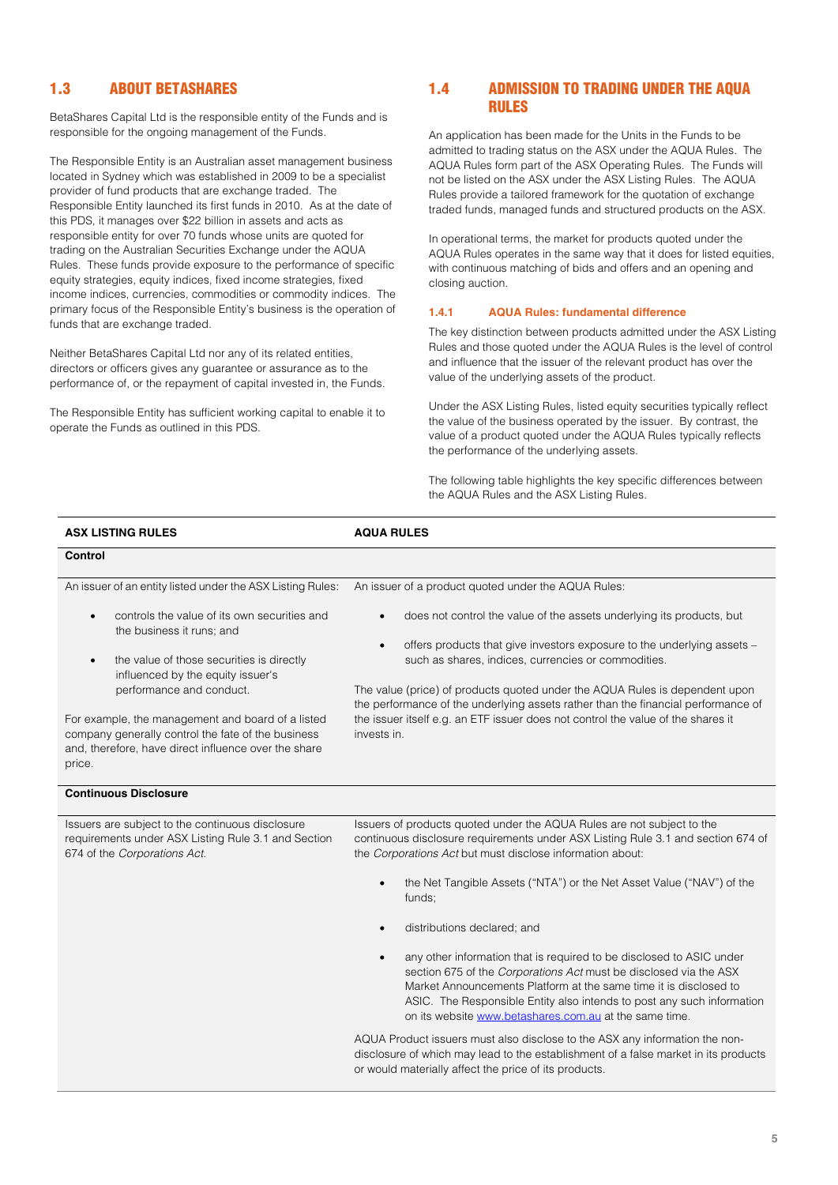## 1.3 ABOUT BETASHARES

BetaShares Capital Ltd is the responsible entity of the Funds and is responsible for the ongoing management of the Funds.

The Responsible Entity is an Australian asset management business located in Sydney which was established in 2009 to be a specialist provider of fund products that are exchange traded. The Responsible Entity launched its first funds in 2010. As at the date of this PDS, it manages over $22 billion in assets and acts as responsible entity for over 70 funds whose units are quoted for trading on the Australian Securities Exchange under the AQUA Rules. These funds provide exposure to the performance of specific equity strategies, equity indices, fixed income strategies, fixed income indices, currencies, commodities or commodity indices. The primary focus of the Responsible Entity's business is the operation of funds that are exchange traded.

Neither BetaShares Capital Ltd nor any of its related entities, directors or officers gives any guarantee or assurance as to the performance of, or the repayment of capital invested in, the Funds.

The Responsible Entity has sufficient working capital to enable it to operate the Funds as outlined in this PDS.

## 1.4 ADMISSION TO TRADING UNDER THE AQUA RULES

An application has been made for the Units in the Funds to be admitted to trading status on the ASX under the AQUA Rules. The AQUA Rules form part of the ASX Operating Rules. The Funds will not be listed on the ASX under the ASX Listing Rules. The AQUA Rules provide a tailored framework for the quotation of exchange traded funds, managed funds and structured products on the ASX.

In operational terms, the market for products quoted under the AQUA Rules operates in the same way that it does for listed equities, with continuous matching of bids and offers and an opening and closing auction.

### 1.4.1 AQUA Rules: fundamental difference

The key distinction between products admitted under the ASX Listing Rules and those quoted under the AQUA Rules is the level of control and influence that the issuer of the relevant product has over the value of the underlying assets of the product.

Under the ASX Listing Rules, listed equity securities typically reflect the value of the business operated by the issuer. By contrast, the value of a product quoted under the AQUA Rules typically reflects the performance of the underlying assets.

The following table highlights the key specific differences between the AQUA Rules and the ASX Listing Rules.

| ASX LISTING RULES | AQUA RULES |
|---|---|
| **Control** | |
| An issuer of an entity listed under the ASX Listing Rules:<br>• controls the value of its own securities and the business it runs; and<br>• the value of those securities is directly influenced by the equity issuer's performance and conduct.<br><br>For example, the management and board of a listed company generally control the fate of the business and, therefore, have direct influence over the share price. | An issuer of a product quoted under the AQUA Rules:<br>• does not control the value of the assets underlying its products, but<br>• offers products that give investors exposure to the underlying assets – such as shares, indices, currencies or commodities.<br><br>The value (price) of products quoted under the AQUA Rules is dependent upon the performance of the underlying assets rather than the financial performance of the issuer itself e.g. an ETF issuer does not control the value of the shares it invests in. |
| **Continuous Disclosure** | |
| Issuers are subject to the continuous disclosure requirements under ASX Listing Rule 3.1 and Section 674 of the *Corporations Act*. | Issuers of products quoted under the AQUA Rules are not subject to the continuous disclosure requirements under ASX Listing Rule 3.1 and section 674 of the *Corporations Act* but must disclose information about:<br>• the Net Tangible Assets ("NTA") or the Net Asset Value ("NAV") of the funds;<br>• distributions declared; and<br>• any other information that is required to be disclosed to ASIC under section 675 of the *Corporations Act* must be disclosed via the ASX Market Announcements Platform at the same time it is disclosed to ASIC. The Responsible Entity also intends to post any such information on its website www.betashares.com.au at the same time.<br><br>AQUA Product issuers must also disclose to the ASX any information the non-disclosure of which may lead to the establishment of a false market in its products or would materially affect the price of its products. |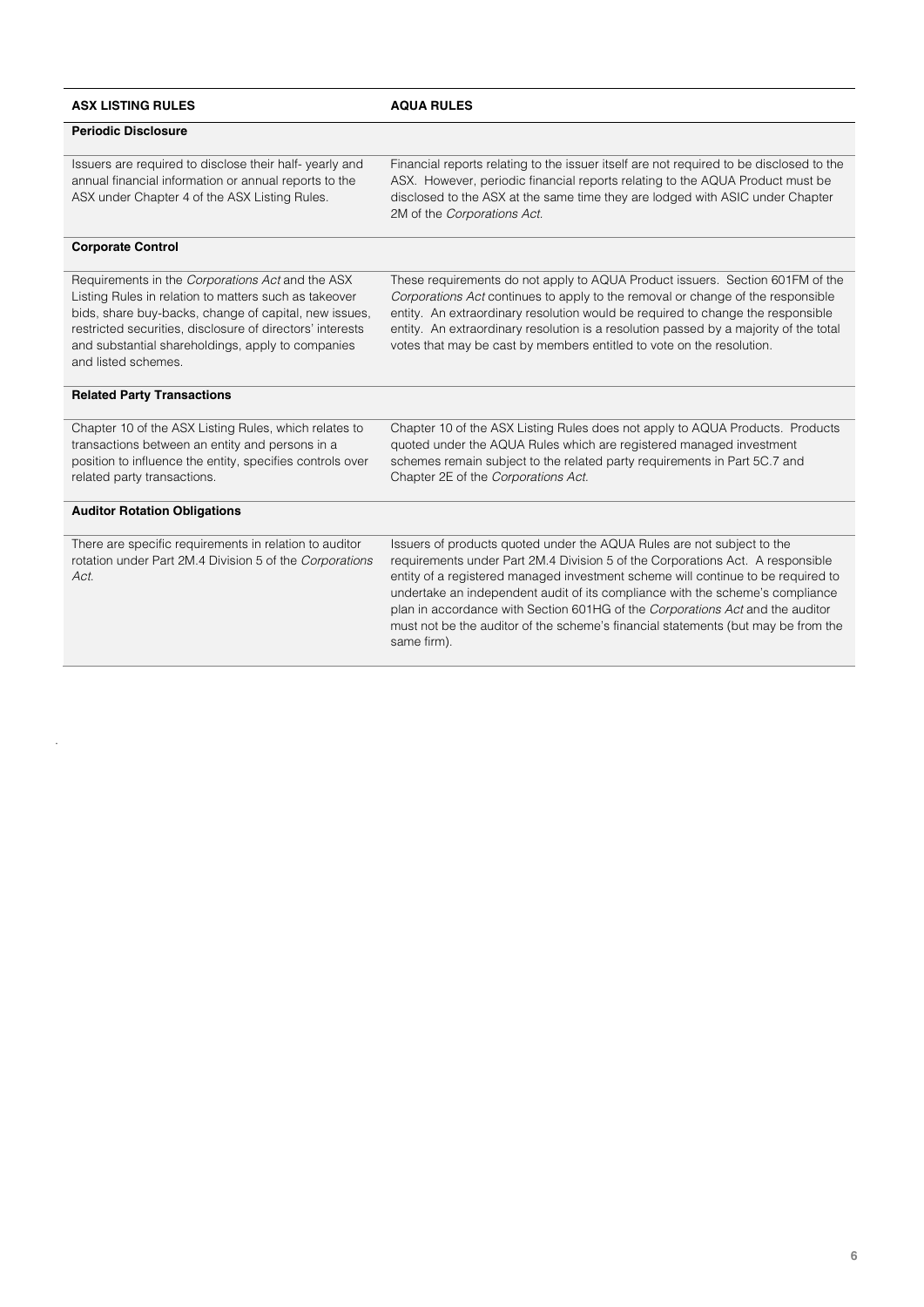| ASX LISTING RULES | AQUA RULES |
|---|---|
| **Periodic Disclosure** | |
| Issuers are required to disclose their half- yearly and annual financial information or annual reports to the ASX under Chapter 4 of the ASX Listing Rules. | Financial reports relating to the issuer itself are not required to be disclosed to the ASX. However, periodic financial reports relating to the AQUA Product must be disclosed to the ASX at the same time they are lodged with ASIC under Chapter 2M of the *Corporations Act*. |
| **Corporate Control** | |
| Requirements in the *Corporations Act* and the ASX Listing Rules in relation to matters such as takeover bids, share buy-backs, change of capital, new issues, restricted securities, disclosure of directors' interests and substantial shareholdings, apply to companies and listed schemes. | These requirements do not apply to AQUA Product issuers. Section 601FM of the *Corporations Act* continues to apply to the removal or change of the responsible entity. An extraordinary resolution would be required to change the responsible entity. An extraordinary resolution is a resolution passed by a majority of the total votes that may be cast by members entitled to vote on the resolution. |
| **Related Party Transactions** | |
| Chapter 10 of the ASX Listing Rules, which relates to transactions between an entity and persons in a position to influence the entity, specifies controls over related party transactions. | Chapter 10 of the ASX Listing Rules does not apply to AQUA Products. Products quoted under the AQUA Rules which are registered managed investment schemes remain subject to the related party requirements in Part 5C.7 and Chapter 2E of the *Corporations Act*. |
| **Auditor Rotation Obligations** | |
| There are specific requirements in relation to auditor rotation under Part 2M.4 Division 5 of the *Corporations Act*. | Issuers of products quoted under the AQUA Rules are not subject to the requirements under Part 2M.4 Division 5 of the Corporations Act. A responsible entity of a registered managed investment scheme will continue to be required to undertake an independent audit of its compliance with the scheme's compliance plan in accordance with Section 601HG of the *Corporations Act* and the auditor must not be the auditor of the scheme's financial statements (but may be from the same firm). |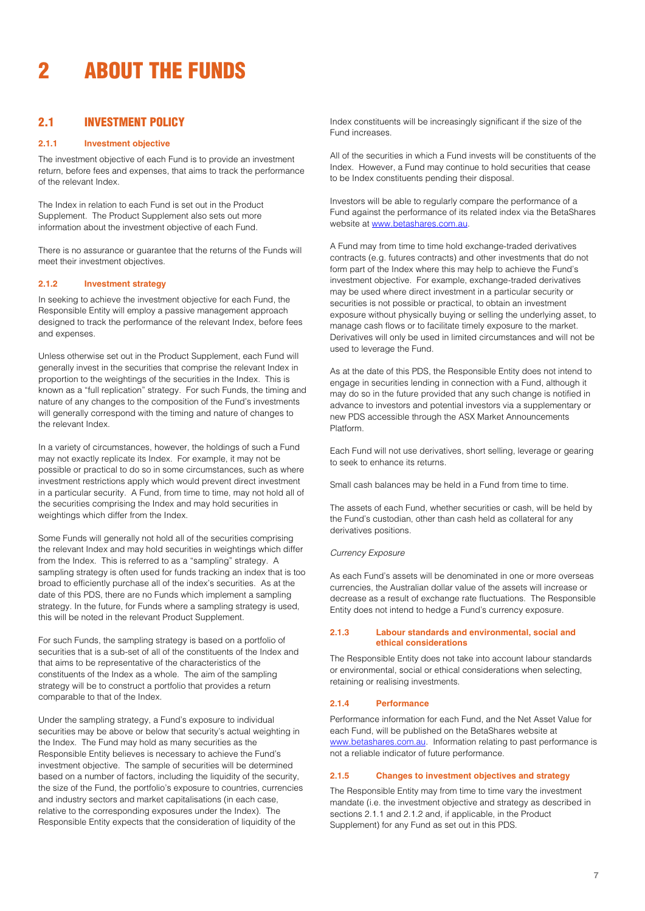# 2 ABOUT THE FUNDS

## 2.1 INVESTMENT POLICY

### 2.1.1 Investment objective

The investment objective of each Fund is to provide an investment return, before fees and expenses, that aims to track the performance of the relevant Index.

The Index in relation to each Fund is set out in the Product Supplement. The Product Supplement also sets out more information about the investment objective of each Fund.

There is no assurance or guarantee that the returns of the Funds will meet their investment objectives.

### 2.1.2 Investment strategy

In seeking to achieve the investment objective for each Fund, the Responsible Entity will employ a passive management approach designed to track the performance of the relevant Index, before fees and expenses.

Unless otherwise set out in the Product Supplement, each Fund will generally invest in the securities that comprise the relevant Index in proportion to the weightings of the securities in the Index. This is known as a "full replication" strategy. For such Funds, the timing and nature of any changes to the composition of the Fund's investments will generally correspond with the timing and nature of changes to the relevant Index.

In a variety of circumstances, however, the holdings of such a Fund may not exactly replicate its Index. For example, it may not be possible or practical to do so in some circumstances, such as where investment restrictions apply which would prevent direct investment in a particular security. A Fund, from time to time, may not hold all of the securities comprising the Index and may hold securities in weightings which differ from the Index.

Some Funds will generally not hold all of the securities comprising the relevant Index and may hold securities in weightings which differ from the Index. This is referred to as a "sampling" strategy. A sampling strategy is often used for funds tracking an index that is too broad to efficiently purchase all of the index's securities. As at the date of this PDS, there are no Funds which implement a sampling strategy. In the future, for Funds where a sampling strategy is used, this will be noted in the relevant Product Supplement.

For such Funds, the sampling strategy is based on a portfolio of securities that is a sub-set of all of the constituents of the Index and that aims to be representative of the characteristics of the constituents of the Index as a whole. The aim of the sampling strategy will be to construct a portfolio that provides a return comparable to that of the Index.

Under the sampling strategy, a Fund's exposure to individual securities may be above or below that security's actual weighting in the Index. The Fund may hold as many securities as the Responsible Entity believes is necessary to achieve the Fund's investment objective. The sample of securities will be determined based on a number of factors, including the liquidity of the security, the size of the Fund, the portfolio's exposure to countries, currencies and industry sectors and market capitalisations (in each case, relative to the corresponding exposures under the Index). The Responsible Entity expects that the consideration of liquidity of the Index constituents will be increasingly significant if the size of the Fund increases.

All of the securities in which a Fund invests will be constituents of the Index. However, a Fund may continue to hold securities that cease to be Index constituents pending their disposal.

Investors will be able to regularly compare the performance of a Fund against the performance of its related index via the BetaShares website at www.betashares.com.au.

A Fund may from time to time hold exchange-traded derivatives contracts (e.g. futures contracts) and other investments that do not form part of the Index where this may help to achieve the Fund's investment objective. For example, exchange-traded derivatives may be used where direct investment in a particular security or securities is not possible or practical, to obtain an investment exposure without physically buying or selling the underlying asset, to manage cash flows or to facilitate timely exposure to the market. Derivatives will only be used in limited circumstances and will not be used to leverage the Fund.

As at the date of this PDS, the Responsible Entity does not intend to engage in securities lending in connection with a Fund, although it may do so in the future provided that any such change is notified in advance to investors and potential investors via a supplementary or new PDS accessible through the ASX Market Announcements Platform.

Each Fund will not use derivatives, short selling, leverage or gearing to seek to enhance its returns.

Small cash balances may be held in a Fund from time to time.

The assets of each Fund, whether securities or cash, will be held by the Fund's custodian, other than cash held as collateral for any derivatives positions.

*Currency Exposure*

As each Fund's assets will be denominated in one or more overseas currencies, the Australian dollar value of the assets will increase or decrease as a result of exchange rate fluctuations. The Responsible Entity does not intend to hedge a Fund's currency exposure.

### 2.1.3 Labour standards and environmental, social and ethical considerations

The Responsible Entity does not take into account labour standards or environmental, social or ethical considerations when selecting, retaining or realising investments.

### 2.1.4 Performance

Performance information for each Fund, and the Net Asset Value for each Fund, will be published on the BetaShares website at www.betashares.com.au. Information relating to past performance is not a reliable indicator of future performance.

### 2.1.5 Changes to investment objectives and strategy

The Responsible Entity may from time to time vary the investment mandate (i.e. the investment objective and strategy as described in sections 2.1.1 and 2.1.2 and, if applicable, in the Product Supplement) for any Fund as set out in this PDS.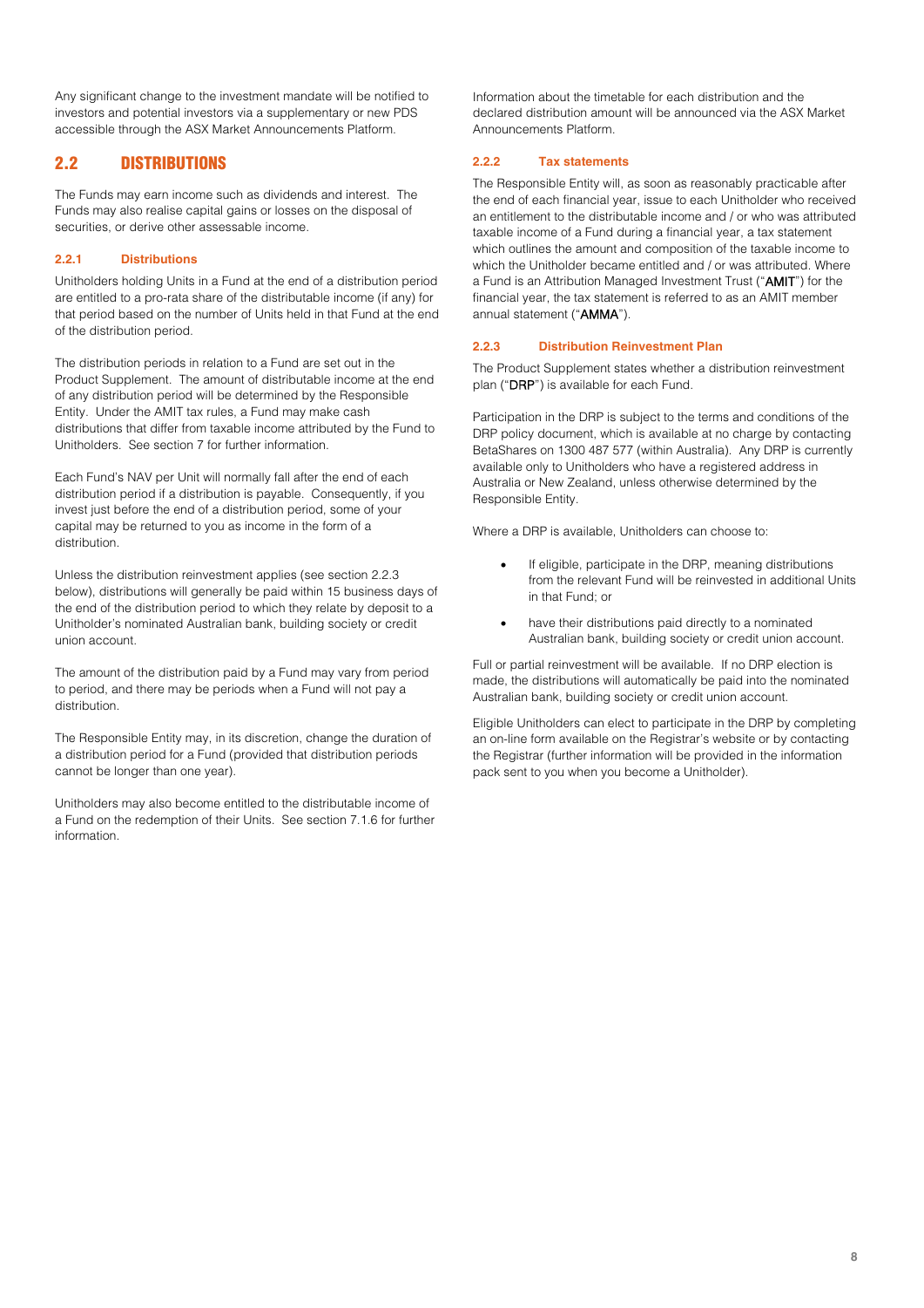Any significant change to the investment mandate will be notified to investors and potential investors via a supplementary or new PDS accessible through the ASX Market Announcements Platform.

## 2.2 DISTRIBUTIONS

The Funds may earn income such as dividends and interest. The Funds may also realise capital gains or losses on the disposal of securities, or derive other assessable income.

### 2.2.1 Distributions

Unitholders holding Units in a Fund at the end of a distribution period are entitled to a pro-rata share of the distributable income (if any) for that period based on the number of Units held in that Fund at the end of the distribution period.

The distribution periods in relation to a Fund are set out in the Product Supplement. The amount of distributable income at the end of any distribution period will be determined by the Responsible Entity. Under the AMIT tax rules, a Fund may make cash distributions that differ from taxable income attributed by the Fund to Unitholders. See section 7 for further information.

Each Fund's NAV per Unit will normally fall after the end of each distribution period if a distribution is payable. Consequently, if you invest just before the end of a distribution period, some of your capital may be returned to you as income in the form of a distribution.

Unless the distribution reinvestment applies (see section 2.2.3 below), distributions will generally be paid within 15 business days of the end of the distribution period to which they relate by deposit to a Unitholder's nominated Australian bank, building society or credit union account.

The amount of the distribution paid by a Fund may vary from period to period, and there may be periods when a Fund will not pay a distribution.

The Responsible Entity may, in its discretion, change the duration of a distribution period for a Fund (provided that distribution periods cannot be longer than one year).

Unitholders may also become entitled to the distributable income of a Fund on the redemption of their Units. See section 7.1.6 for further information.

Information about the timetable for each distribution and the declared distribution amount will be announced via the ASX Market Announcements Platform.

### 2.2.2 Tax statements

The Responsible Entity will, as soon as reasonably practicable after the end of each financial year, issue to each Unitholder who received an entitlement to the distributable income and / or who was attributed taxable income of a Fund during a financial year, a tax statement which outlines the amount and composition of the taxable income to which the Unitholder became entitled and / or was attributed. Where a Fund is an Attribution Managed Investment Trust ("**AMIT**") for the financial year, the tax statement is referred to as an AMIT member annual statement ("**AMMA**").

### 2.2.3 Distribution Reinvestment Plan

The Product Supplement states whether a distribution reinvestment plan ("**DRP**") is available for each Fund.

Participation in the DRP is subject to the terms and conditions of the DRP policy document, which is available at no charge by contacting BetaShares on 1300 487 577 (within Australia). Any DRP is currently available only to Unitholders who have a registered address in Australia or New Zealand, unless otherwise determined by the Responsible Entity.

Where a DRP is available, Unitholders can choose to:

- If eligible, participate in the DRP, meaning distributions from the relevant Fund will be reinvested in additional Units in that Fund; or
- have their distributions paid directly to a nominated Australian bank, building society or credit union account.

Full or partial reinvestment will be available. If no DRP election is made, the distributions will automatically be paid into the nominated Australian bank, building society or credit union account.

Eligible Unitholders can elect to participate in the DRP by completing an on-line form available on the Registrar's website or by contacting the Registrar (further information will be provided in the information pack sent to you when you become a Unitholder).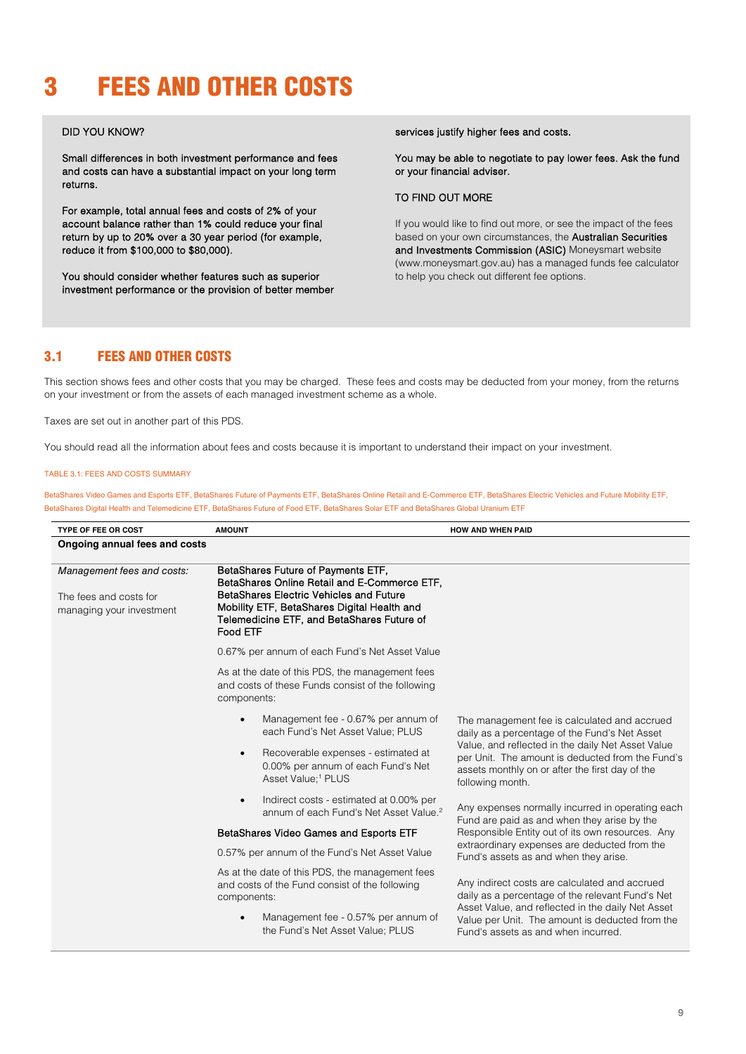# 3 FEES AND OTHER COSTS

DID YOU KNOW?

Small differences in both investment performance and fees and costs can have a substantial impact on your long term returns.

For example, total annual fees and costs of 2% of your account balance rather than 1% could reduce your final return by up to 20% over a 30 year period (for example, reduce it from $100,000 to $80,000).

You should consider whether features such as superior investment performance or the provision of better member services justify higher fees and costs.

You may be able to negotiate to pay lower fees. Ask the fund or your financial adviser.

TO FIND OUT MORE

If you would like to find out more, or see the impact of the fees based on your own circumstances, the **Australian Securities and Investments Commission (ASIC)** Moneysmart website (www.moneysmart.gov.au) has a managed funds fee calculator to help you check out different fee options.

## 3.1 FEES AND OTHER COSTS

This section shows fees and other costs that you may be charged. These fees and costs may be deducted from your money, from the returns on your investment or from the assets of each managed investment scheme as a whole.

Taxes are set out in another part of this PDS.

You should read all the information about fees and costs because it is important to understand their impact on your investment.

TABLE 3.1: FEES AND COSTS SUMMARY

BetaShares Video Games and Esports ETF, BetaShares Future of Payments ETF, BetaShares Online Retail and E-Commerce ETF, BetaShares Electric Vehicles and Future Mobility ETF, BetaShares Digital Health and Telemedicine ETF, BetaShares Future of Food ETF, BetaShares Solar ETF and BetaShares Global Uranium ETF

| TYPE OF FEE OR COST | AMOUNT | HOW AND WHEN PAID |
|---|---|---|
| **Ongoing annual fees and costs** | | |
| *Management fees and costs:*<br><br>The fees and costs for managing your investment | BetaShares Future of Payments ETF, BetaShares Online Retail and E-Commerce ETF, BetaShares Electric Vehicles and Future Mobility ETF, BetaShares Digital Health and Telemedicine ETF, and BetaShares Future of Food ETF<br><br>0.67% per annum of each Fund's Net Asset Value<br><br>As at the date of this PDS, the management fees and costs of these Funds consist of the following components:<br><br>• Management fee - 0.67% per annum of each Fund's Net Asset Value; PLUS<br>• Recoverable expenses - estimated at 0.00% per annum of each Fund's Net Asset Value;[1] PLUS<br>• Indirect costs - estimated at 0.00% per annum of each Fund's Net Asset Value.[2]<br><br>BetaShares Video Games and Esports ETF<br><br>0.57% per annum of the Fund's Net Asset Value<br><br>As at the date of this PDS, the management fees and costs of the Fund consist of the following components:<br><br>• Management fee - 0.57% per annum of the Fund's Net Asset Value; PLUS | The management fee is calculated and accrued daily as a percentage of the Fund's Net Asset Value, and reflected in the daily Net Asset Value per Unit. The amount is deducted from the Fund's assets monthly on or after the first day of the following month.<br><br>Any expenses normally incurred in operating each Fund are paid as and when they arise by the Responsible Entity out of its own resources. Any extraordinary expenses are deducted from the Fund's assets as and when they arise.<br><br>Any indirect costs are calculated and accrued daily as a percentage of the relevant Fund's Net Asset Value, and reflected in the daily Net Asset Value per Unit. The amount is deducted from the Fund's assets as and when incurred. |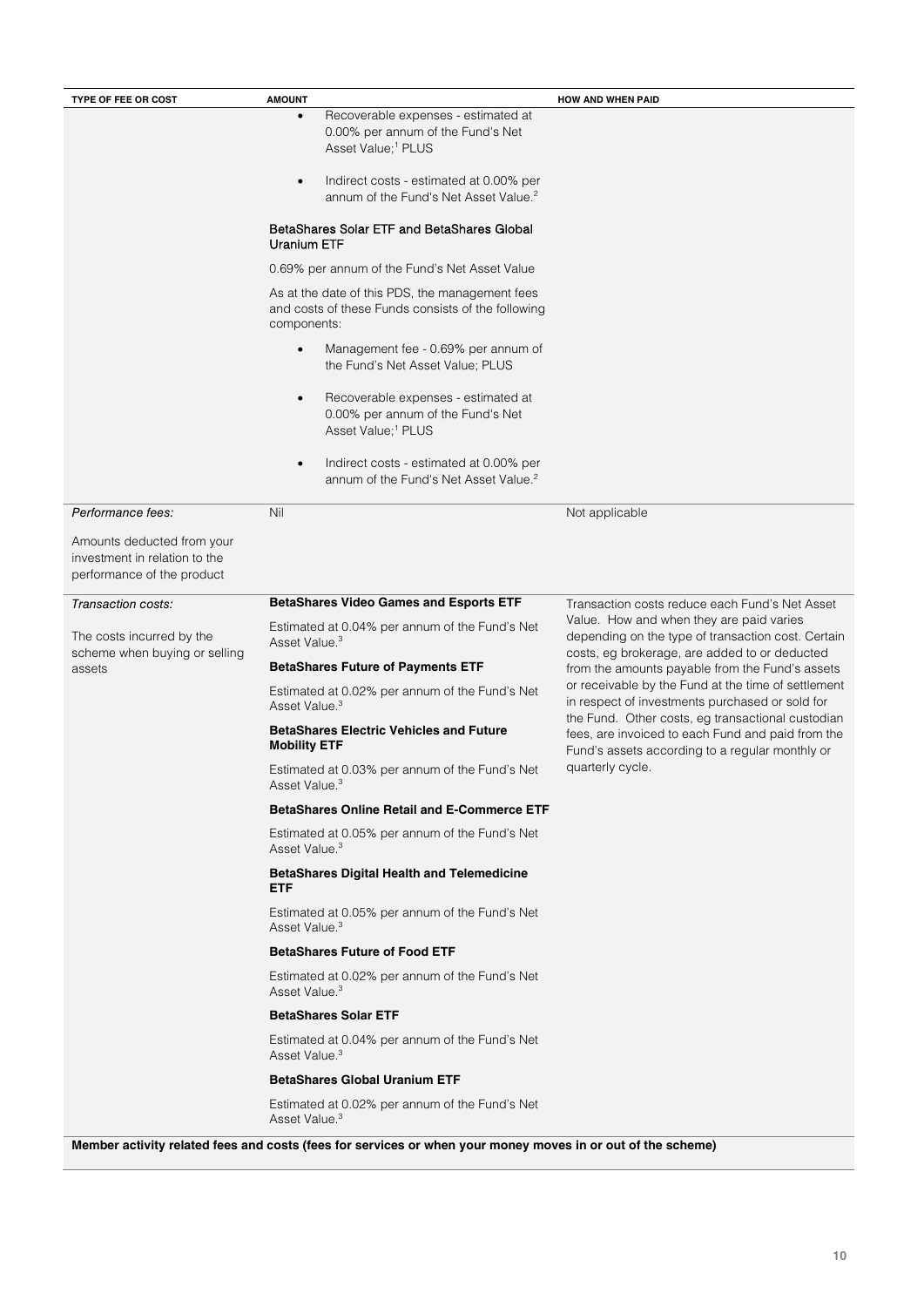| TYPE OF FEE OR COST | AMOUNT | HOW AND WHEN PAID |
|---|---|---|
| | • Recoverable expenses - estimated at 0.00% per annum of the Fund's Net Asset Value;[1] PLUS<br>• Indirect costs - estimated at 0.00% per annum of the Fund's Net Asset Value.[2]<br><br>**BetaShares Solar ETF and BetaShares Global Uranium ETF**<br><br>0.69% per annum of the Fund's Net Asset Value<br><br>As at the date of this PDS, the management fees and costs of these Funds consists of the following components:<br>• Management fee - 0.69% per annum of the Fund's Net Asset Value; PLUS<br>• Recoverable expenses - estimated at 0.00% per annum of the Fund's Net Asset Value;[1] PLUS<br>• Indirect costs - estimated at 0.00% per annum of the Fund's Net Asset Value.[2] | |
| *Performance fees:*<br><br>Amounts deducted from your investment in relation to the performance of the product | Nil | Not applicable |
| *Transaction costs:*<br><br>The costs incurred by the scheme when buying or selling assets | **BetaShares Video Games and Esports ETF**<br><br>Estimated at 0.04% per annum of the Fund's Net Asset Value.[3]<br><br>**BetaShares Future of Payments ETF**<br><br>Estimated at 0.02% per annum of the Fund's Net Asset Value.[3]<br><br>**BetaShares Electric Vehicles and Future Mobility ETF**<br><br>Estimated at 0.03% per annum of the Fund's Net Asset Value.[3]<br><br>**BetaShares Online Retail and E-Commerce ETF**<br><br>Estimated at 0.05% per annum of the Fund's Net Asset Value.[3]<br><br>**BetaShares Digital Health and Telemedicine ETF**<br><br>Estimated at 0.05% per annum of the Fund's Net Asset Value.[3]<br><br>**BetaShares Future of Food ETF**<br><br>Estimated at 0.02% per annum of the Fund's Net Asset Value.[3]<br><br>**BetaShares Solar ETF**<br><br>Estimated at 0.04% per annum of the Fund's Net Asset Value.[3]<br><br>**BetaShares Global Uranium ETF**<br><br>Estimated at 0.02% per annum of the Fund's Net Asset Value.[3] | Transaction costs reduce each Fund's Net Asset Value. How and when they are paid varies depending on the type of transaction cost. Certain costs, eg brokerage, are added to or deducted from the amounts payable from the Fund's assets or receivable by the Fund at the time of settlement in respect of investments purchased or sold for the Fund. Other costs, eg transactional custodian fees, are invoiced to each Fund and paid from the Fund's assets according to a regular monthly or quarterly cycle. |
| **Member activity related fees and costs (fees for services or when your money moves in or out of the scheme)** | | |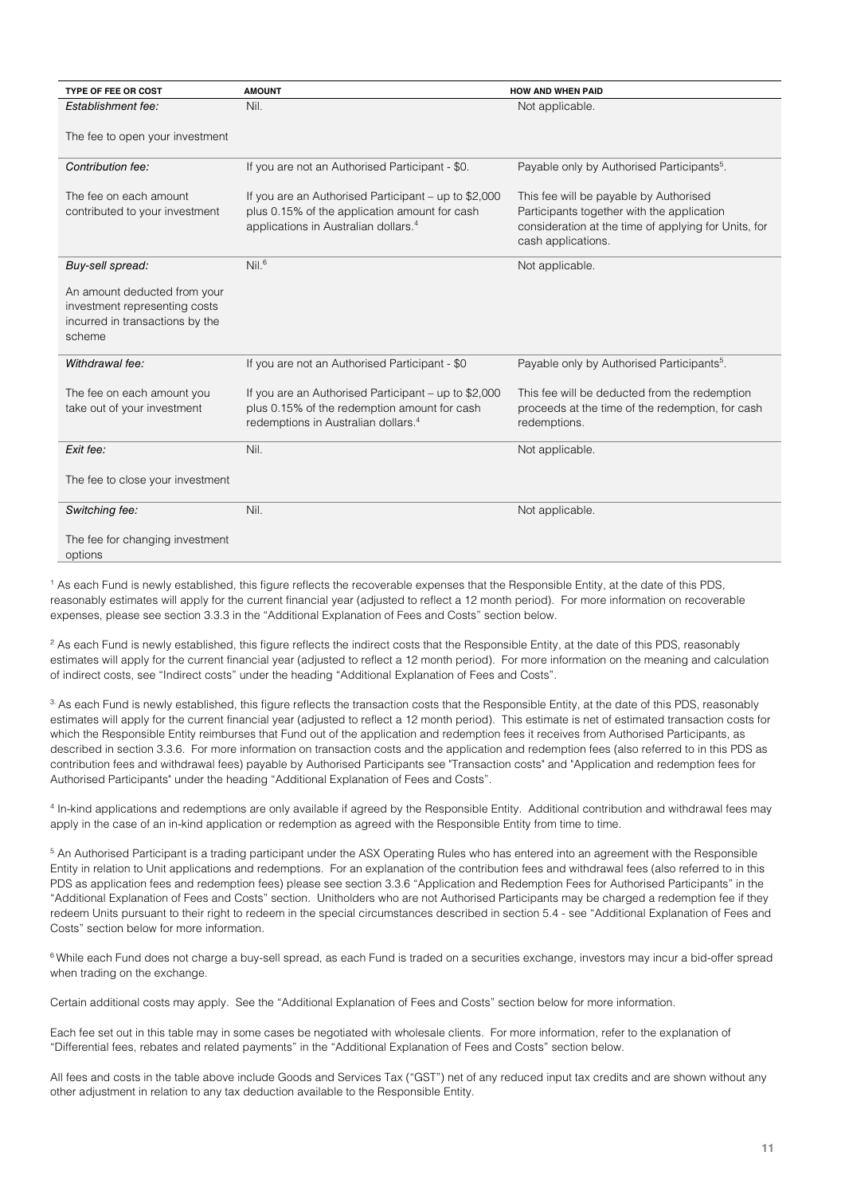| TYPE OF FEE OR COST | AMOUNT | HOW AND WHEN PAID |
|---|---|---|
| *Establishment fee:*<br><br>The fee to open your investment | Nil. | Not applicable. |
| *Contribution fee:*<br><br>The fee on each amount contributed to your investment | If you are not an Authorised Participant - $0.<br><br>If you are an Authorised Participant – up to $2,000 plus 0.15% of the application amount for cash applications in Australian dollars.[4] | Payable only by Authorised Participants[5].<br><br>This fee will be payable by Authorised Participants together with the application consideration at the time of applying for Units, for cash applications. |
| *Buy-sell spread:*<br><br>An amount deducted from your investment representing costs incurred in transactions by the scheme | Nil.[6] | Not applicable. |
| *Withdrawal fee:*<br><br>The fee on each amount you take out of your investment | If you are not an Authorised Participant - $0<br><br>If you are an Authorised Participant – up to $2,000 plus 0.15% of the redemption amount for cash redemptions in Australian dollars.[4] | Payable only by Authorised Participants[5].<br><br>This fee will be deducted from the redemption proceeds at the time of the redemption, for cash redemptions. |
| *Exit fee:*<br><br>The fee to close your investment | Nil. | Not applicable. |
| *Switching fee:*<br><br>The fee for changing investment options | Nil. | Not applicable. |

[1] As each Fund is newly established, this figure reflects the recoverable expenses that the Responsible Entity, at the date of this PDS, reasonably estimates will apply for the current financial year (adjusted to reflect a 12 month period). For more information on recoverable expenses, please see section 3.3.3 in the "Additional Explanation of Fees and Costs" section below.

[2] As each Fund is newly established, this figure reflects the indirect costs that the Responsible Entity, at the date of this PDS, reasonably estimates will apply for the current financial year (adjusted to reflect a 12 month period). For more information on the meaning and calculation of indirect costs, see "Indirect costs" under the heading "Additional Explanation of Fees and Costs".

[3] As each Fund is newly established, this figure reflects the transaction costs that the Responsible Entity, at the date of this PDS, reasonably estimates will apply for the current financial year (adjusted to reflect a 12 month period). This estimate is net of estimated transaction costs for which the Responsible Entity reimburses that Fund out of the application and redemption fees it receives from Authorised Participants, as described in section 3.3.6. For more information on transaction costs and the application and redemption fees (also referred to in this PDS as contribution fees and withdrawal fees) payable by Authorised Participants see "Transaction costs" and "Application and redemption fees for Authorised Participants" under the heading "Additional Explanation of Fees and Costs".

[4] In-kind applications and redemptions are only available if agreed by the Responsible Entity. Additional contribution and withdrawal fees may apply in the case of an in-kind application or redemption as agreed with the Responsible Entity from time to time.

[5] An Authorised Participant is a trading participant under the ASX Operating Rules who has entered into an agreement with the Responsible Entity in relation to Unit applications and redemptions. For an explanation of the contribution fees and withdrawal fees (also referred to in this PDS as application fees and redemption fees) please see section 3.3.6 "Application and Redemption Fees for Authorised Participants" in the "Additional Explanation of Fees and Costs" section. Unitholders who are not Authorised Participants may be charged a redemption fee if they redeem Units pursuant to their right to redeem in the special circumstances described in section 5.4 - see "Additional Explanation of Fees and Costs" section below for more information.

[6] While each Fund does not charge a buy-sell spread, as each Fund is traded on a securities exchange, investors may incur a bid-offer spread when trading on the exchange.

Certain additional costs may apply. See the "Additional Explanation of Fees and Costs" section below for more information.

Each fee set out in this table may in some cases be negotiated with wholesale clients. For more information, refer to the explanation of "Differential fees, rebates and related payments" in the "Additional Explanation of Fees and Costs" section below.

All fees and costs in the table above include Goods and Services Tax ("GST") net of any reduced input tax credits and are shown without any other adjustment in relation to any tax deduction available to the Responsible Entity.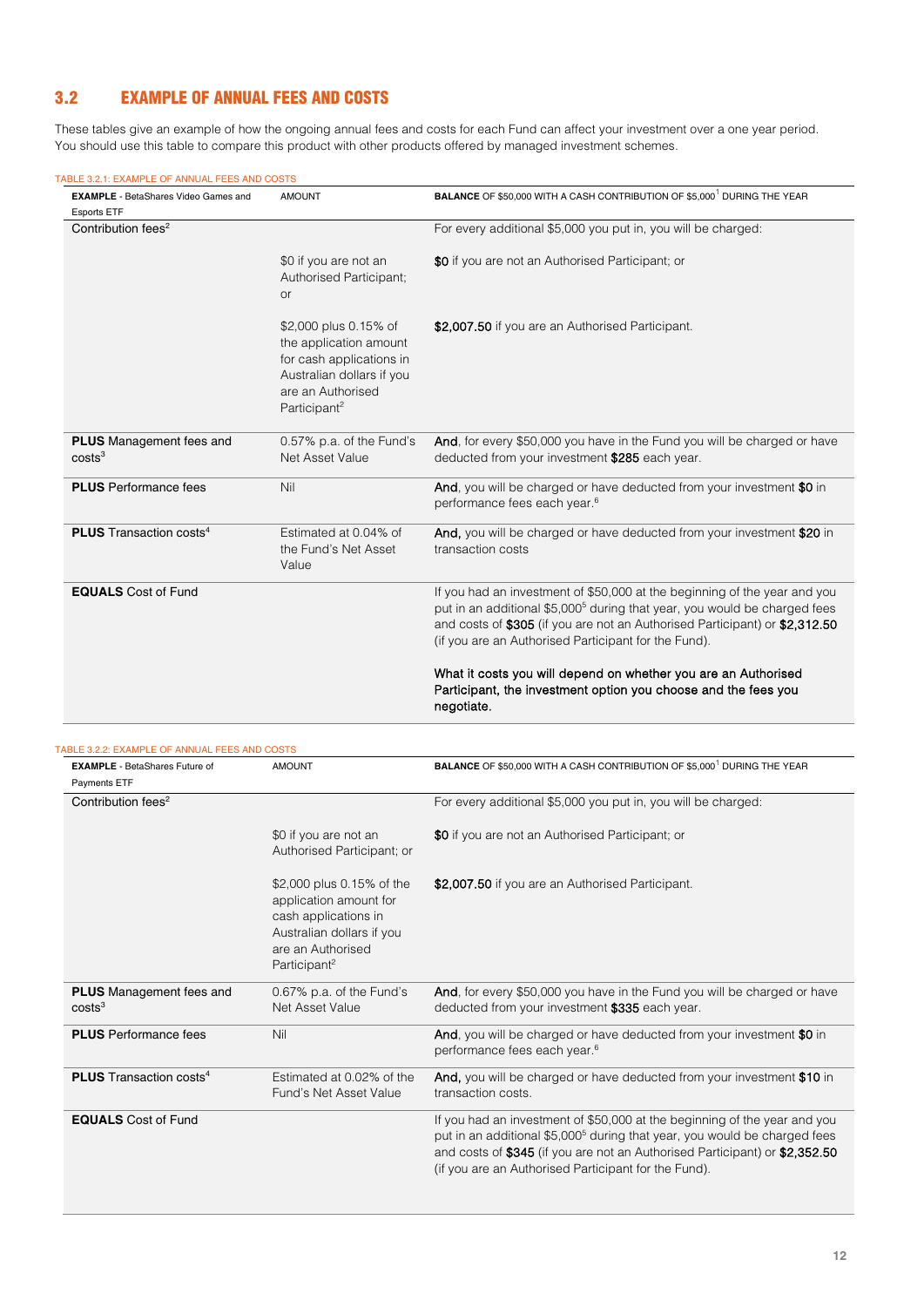## 3.2 EXAMPLE OF ANNUAL FEES AND COSTS

These tables give an example of how the ongoing annual fees and costs for each Fund can affect your investment over a one year period. You should use this table to compare this product with other products offered by managed investment schemes.

TABLE 3.2.1: EXAMPLE OF ANNUAL FEES AND COSTS

| **EXAMPLE** - BetaShares Video Games and Esports ETF | AMOUNT | **BALANCE** OF $50,000 WITH A CASH CONTRIBUTION OF $5,000[1] DURING THE YEAR |
|---|---|---|
| Contribution fees[2] | | For every additional $5,000 you put in, you will be charged: |
| | $0 if you are not an Authorised Participant; or | **$0** if you are not an Authorised Participant; or |
| | $2,000 plus 0.15% of the application amount for cash applications in Australian dollars if you are an Authorised Participant[2] | **$2,007.50** if you are an Authorised Participant. |
| **PLUS** Management fees and costs[3] | 0.57% p.a. of the Fund's Net Asset Value | **And**, for every $50,000 you have in the Fund you will be charged or have deducted from your investment **$285** each year. |
| **PLUS** Performance fees | Nil | **And**, you will be charged or have deducted from your investment **$0** in performance fees each year.[6] |
| **PLUS** Transaction costs[4] | Estimated at 0.04% of the Fund's Net Asset Value | **And,** you will be charged or have deducted from your investment **$20** in transaction costs |
| **EQUALS** Cost of Fund | | If you had an investment of $50,000 at the beginning of the year and you put in an additional $5,000[5] during that year, you would be charged fees and costs of **$305** (if you are not an Authorised Participant) or **$2,312.50** (if you are an Authorised Participant for the Fund).<br><br>**What it costs you will depend on whether you are an Authorised Participant, the investment option you choose and the fees you negotiate.** |

TABLE 3.2.2: EXAMPLE OF ANNUAL FEES AND COSTS

| **EXAMPLE** - BetaShares Future of Payments ETF | AMOUNT | **BALANCE** OF $50,000 WITH A CASH CONTRIBUTION OF $5,000[1] DURING THE YEAR |
|---|---|---|
| Contribution fees[2] | | For every additional $5,000 you put in, you will be charged: |
| | $0 if you are not an Authorised Participant; or | **$0** if you are not an Authorised Participant; or |
| | $2,000 plus 0.15% of the application amount for cash applications in Australian dollars if you are an Authorised Participant[2] | **$2,007.50** if you are an Authorised Participant. |
| **PLUS** Management fees and costs[3] | 0.67% p.a. of the Fund's Net Asset Value | **And**, for every $50,000 you have in the Fund you will be charged or have deducted from your investment **$335** each year. |
| **PLUS** Performance fees | Nil | **And**, you will be charged or have deducted from your investment **$0** in performance fees each year.[6] |
| **PLUS** Transaction costs[4] | Estimated at 0.02% of the Fund's Net Asset Value | **And,** you will be charged or have deducted from your investment **$10** in transaction costs. |
| **EQUALS** Cost of Fund | | If you had an investment of $50,000 at the beginning of the year and you put in an additional $5,000[5] during that year, you would be charged fees and costs of **$345** (if you are not an Authorised Participant) or **$2,352.50** (if you are an Authorised Participant for the Fund). |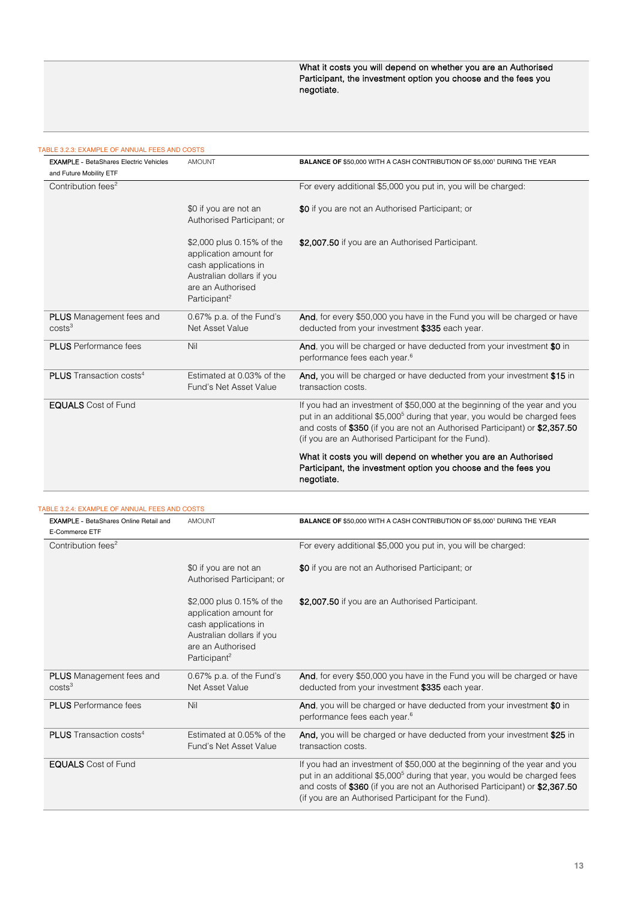| | What it costs you will depend on whether you are an Authorised Participant, the investment option you choose and the fees you negotiate. |
|---|---|

TABLE 3.2.3: EXAMPLE OF ANNUAL FEES AND COSTS

| **EXAMPLE** - BetaShares Electric Vehicles and Future Mobility ETF | AMOUNT | **BALANCE OF** $50,000 WITH A CASH CONTRIBUTION OF $5,000[1] DURING THE YEAR |
|---|---|---|
| Contribution fees[2] | | For every additional $5,000 you put in, you will be charged: |
| | $0 if you are not an Authorised Participant; or | **$0** if you are not an Authorised Participant; or |
| | $2,000 plus 0.15% of the application amount for cash applications in Australian dollars if you are an Authorised Participant[2] | **$2,007.50** if you are an Authorised Participant. |
| **PLUS** Management fees and costs[3] | 0.67% p.a. of the Fund's Net Asset Value | **And**, for every $50,000 you have in the Fund you will be charged or have deducted from your investment **$335** each year. |
| **PLUS** Performance fees | Nil | **And**, you will be charged or have deducted from your investment **$0** in performance fees each year.[6] |
| **PLUS** Transaction costs[4] | Estimated at 0.03% of the Fund's Net Asset Value | **And,** you will be charged or have deducted from your investment **$15** in transaction costs. |
| **EQUALS** Cost of Fund | | If you had an investment of $50,000 at the beginning of the year and you put in an additional $5,000[5] during that year, you would be charged fees and costs of **$350** (if you are not an Authorised Participant) or **$2,357.50** (if you are an Authorised Participant for the Fund).<br><br>**What it costs you will depend on whether you are an Authorised Participant, the investment option you choose and the fees you negotiate.** |

TABLE 3.2.4: EXAMPLE OF ANNUAL FEES AND COSTS

| **EXAMPLE** - BetaShares Online Retail and E-Commerce ETF | AMOUNT | **BALANCE OF** $50,000 WITH A CASH CONTRIBUTION OF $5,000[1] DURING THE YEAR |
|---|---|---|
| Contribution fees[2] | | For every additional $5,000 you put in, you will be charged: |
| | $0 if you are not an Authorised Participant; or | **$0** if you are not an Authorised Participant; or |
| | $2,000 plus 0.15% of the application amount for cash applications in Australian dollars if you are an Authorised Participant[2] | **$2,007.50** if you are an Authorised Participant. |
| **PLUS** Management fees and costs[3] | 0.67% p.a. of the Fund's Net Asset Value | **And**, for every $50,000 you have in the Fund you will be charged or have deducted from your investment **$335** each year. |
| **PLUS** Performance fees | Nil | **And**, you will be charged or have deducted from your investment **$0** in performance fees each year.[6] |
| **PLUS** Transaction costs[4] | Estimated at 0.05% of the Fund's Net Asset Value | **And,** you will be charged or have deducted from your investment **$25** in transaction costs. |
| **EQUALS** Cost of Fund | | If you had an investment of $50,000 at the beginning of the year and you put in an additional $5,000[5] during that year, you would be charged fees and costs of **$360** (if you are not an Authorised Participant) or **$2,367.50** (if you are an Authorised Participant for the Fund). |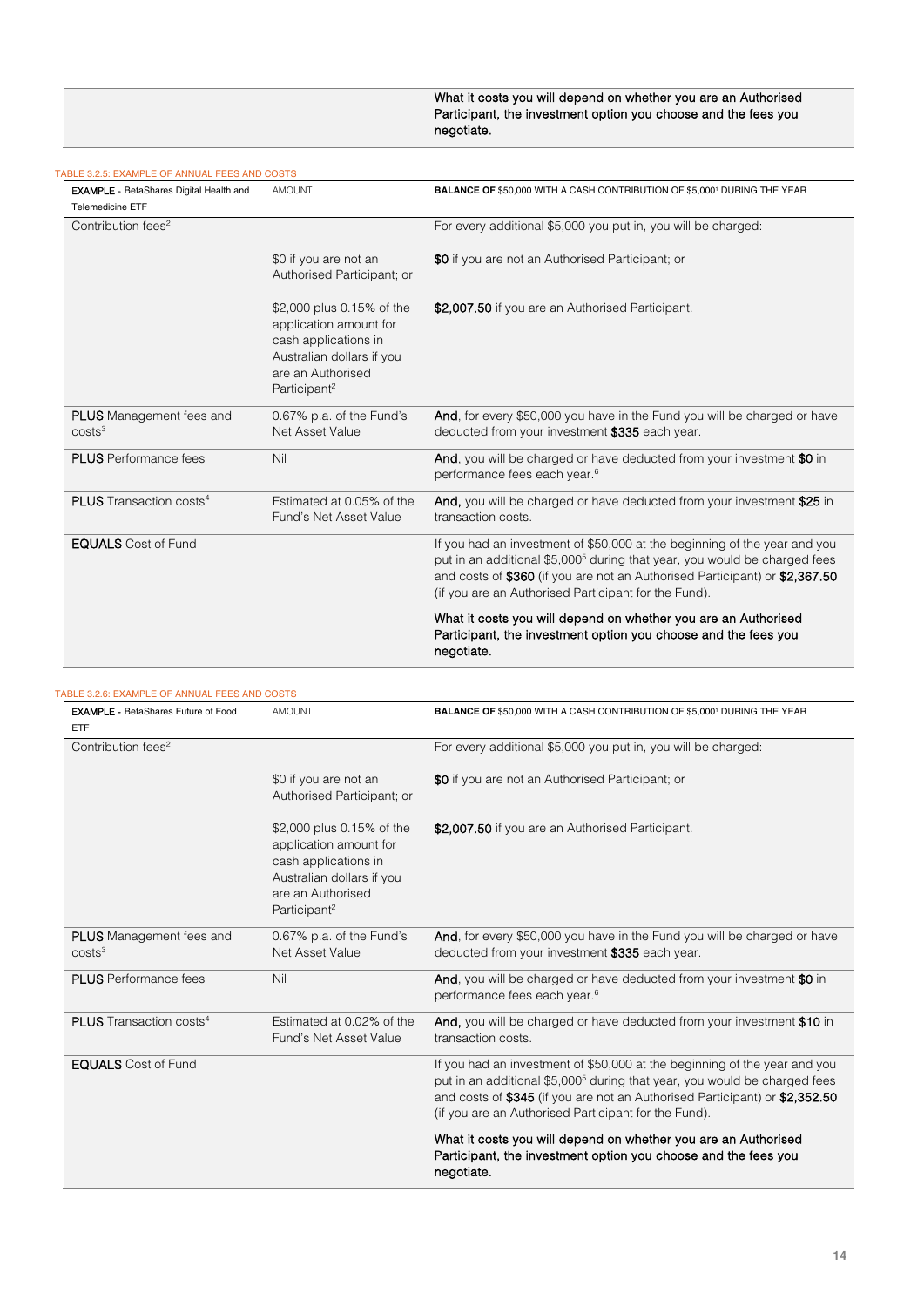| | | What it costs you will depend on whether you are an Authorised Participant, the investment option you choose and the fees you negotiate. |
|---|---|---|

TABLE 3.2.5: EXAMPLE OF ANNUAL FEES AND COSTS

| **EXAMPLE** - BetaShares Digital Health and Telemedicine ETF | AMOUNT | **BALANCE OF** $50,000 WITH A CASH CONTRIBUTION OF $5,000[1] DURING THE YEAR |
|---|---|---|
| Contribution fees[2] | | For every additional $5,000 you put in, you will be charged: |
| | $0 if you are not an Authorised Participant; or | **$0** if you are not an Authorised Participant; or |
| | $2,000 plus 0.15% of the application amount for cash applications in Australian dollars if you are an Authorised Participant[2] | **$2,007.50** if you are an Authorised Participant. |
| **PLUS** Management fees and costs[3] | 0.67% p.a. of the Fund's Net Asset Value | **And**, for every $50,000 you have in the Fund you will be charged or have deducted from your investment **$335** each year. |
| **PLUS** Performance fees | Nil | **And**, you will be charged or have deducted from your investment **$0** in performance fees each year.[6] |
| **PLUS** Transaction costs[4] | Estimated at 0.05% of the Fund's Net Asset Value | **And,** you will be charged or have deducted from your investment **$25** in transaction costs. |
| **EQUALS** Cost of Fund | | If you had an investment of $50,000 at the beginning of the year and you put in an additional $5,000[5] during that year, you would be charged fees and costs of **$360** (if you are not an Authorised Participant) or **$2,367.50** (if you are an Authorised Participant for the Fund).<br><br>What it costs you will depend on whether you are an Authorised Participant, the investment option you choose and the fees you negotiate. |

TABLE 3.2.6: EXAMPLE OF ANNUAL FEES AND COSTS

| **EXAMPLE** - BetaShares Future of Food ETF | AMOUNT | **BALANCE OF** $50,000 WITH A CASH CONTRIBUTION OF $5,000[1] DURING THE YEAR |
|---|---|---|
| Contribution fees[2] | | For every additional $5,000 you put in, you will be charged: |
| | $0 if you are not an Authorised Participant; or | **$0** if you are not an Authorised Participant; or |
| | $2,000 plus 0.15% of the application amount for cash applications in Australian dollars if you are an Authorised Participant[2] | **$2,007.50** if you are an Authorised Participant. |
| **PLUS** Management fees and costs[3] | 0.67% p.a. of the Fund's Net Asset Value | **And**, for every $50,000 you have in the Fund you will be charged or have deducted from your investment **$335** each year. |
| **PLUS** Performance fees | Nil | **And**, you will be charged or have deducted from your investment **$0** in performance fees each year.[6] |
| **PLUS** Transaction costs[4] | Estimated at 0.02% of the Fund's Net Asset Value | **And,** you will be charged or have deducted from your investment **$10** in transaction costs. |
| **EQUALS** Cost of Fund | | If you had an investment of $50,000 at the beginning of the year and you put in an additional $5,000[5] during that year, you would be charged fees and costs of **$345** (if you are not an Authorised Participant) or **$2,352.50** (if you are an Authorised Participant for the Fund).<br><br>What it costs you will depend on whether you are an Authorised Participant, the investment option you choose and the fees you negotiate. |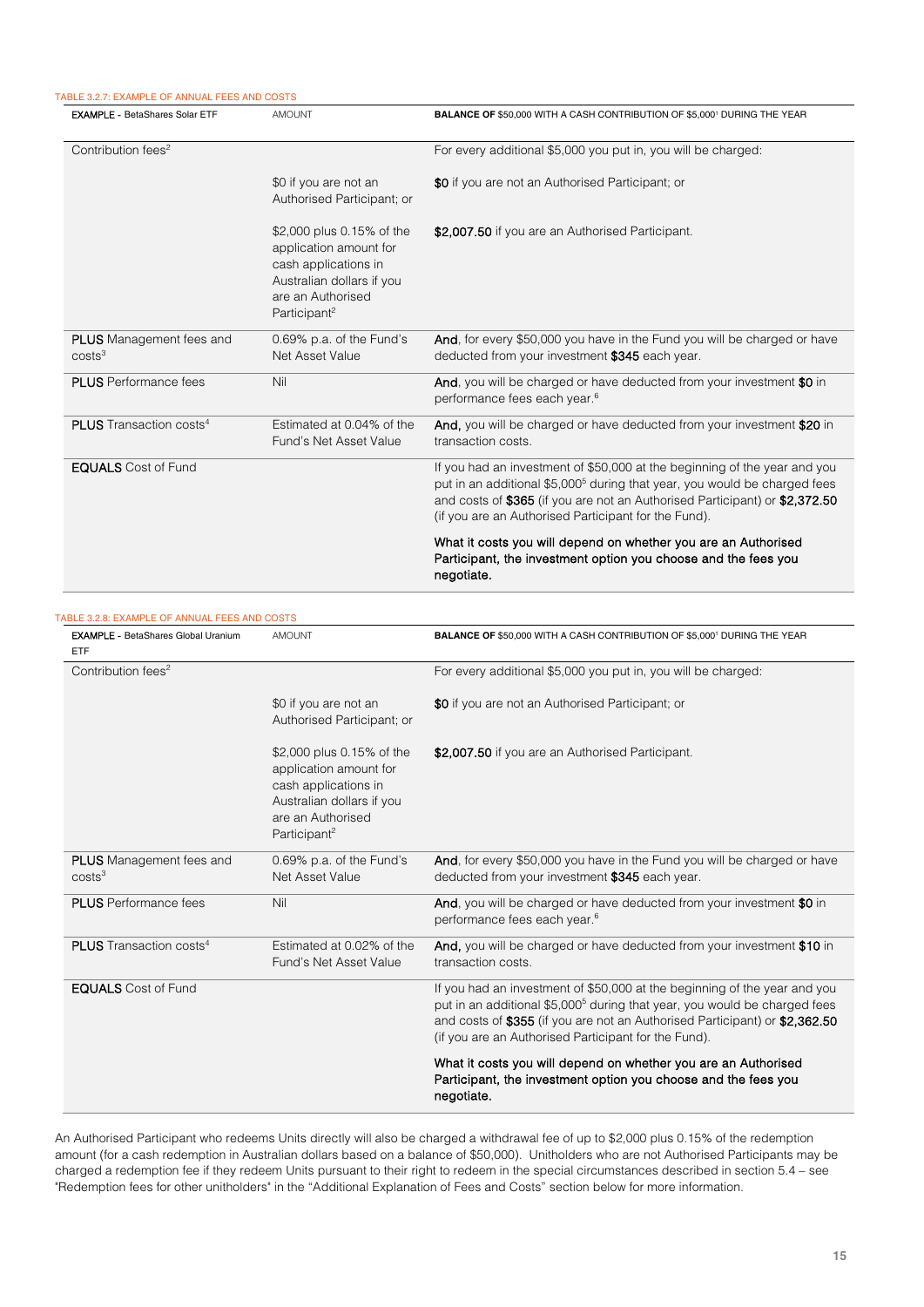TABLE 3.2.7: EXAMPLE OF ANNUAL FEES AND COSTS

| **EXAMPLE** - BetaShares Solar ETF | AMOUNT | **BALANCE OF** $50,000 WITH A CASH CONTRIBUTION OF $5,000[1] DURING THE YEAR |
|---|---|---|
| Contribution fees[2] | | For every additional $5,000 you put in, you will be charged: |
| | $0 if you are not an Authorised Participant; or | **$0** if you are not an Authorised Participant; or |
| | $2,000 plus 0.15% of the application amount for cash applications in Australian dollars if you are an Authorised Participant[2] | **$2,007.50** if you are an Authorised Participant. |
| **PLUS** Management fees and costs[3] | 0.69% p.a. of the Fund's Net Asset Value | **And**, for every $50,000 you have in the Fund you will be charged or have deducted from your investment **$345** each year. |
| **PLUS** Performance fees | Nil | **And**, you will be charged or have deducted from your investment **$0** in performance fees each year.[6] |
| **PLUS** Transaction costs[4] | Estimated at 0.04% of the Fund's Net Asset Value | **And,** you will be charged or have deducted from your investment **$20** in transaction costs. |
| **EQUALS** Cost of Fund | | If you had an investment of $50,000 at the beginning of the year and you put in an additional $5,000[5] during that year, you would be charged fees and costs of **$365** (if you are not an Authorised Participant) or **$2,372.50** (if you are an Authorised Participant for the Fund).<br><br>**What it costs you will depend on whether you are an Authorised Participant, the investment option you choose and the fees you negotiate.** |

TABLE 3.2.8: EXAMPLE OF ANNUAL FEES AND COSTS

| **EXAMPLE** - BetaShares Global Uranium ETF | AMOUNT | **BALANCE OF** $50,000 WITH A CASH CONTRIBUTION OF $5,000[1] DURING THE YEAR |
|---|---|---|
| Contribution fees[2] | | For every additional $5,000 you put in, you will be charged: |
| | $0 if you are not an Authorised Participant; or | **$0** if you are not an Authorised Participant; or |
| | $2,000 plus 0.15% of the application amount for cash applications in Australian dollars if you are an Authorised Participant[2] | **$2,007.50** if you are an Authorised Participant. |
| **PLUS** Management fees and costs[3] | 0.69% p.a. of the Fund's Net Asset Value | **And**, for every $50,000 you have in the Fund you will be charged or have deducted from your investment **$345** each year. |
| **PLUS** Performance fees | Nil | **And**, you will be charged or have deducted from your investment **$0** in performance fees each year.[6] |
| **PLUS** Transaction costs[4] | Estimated at 0.02% of the Fund's Net Asset Value | **And,** you will be charged or have deducted from your investment **$10** in transaction costs. |
| **EQUALS** Cost of Fund | | If you had an investment of $50,000 at the beginning of the year and you put in an additional $5,000[5] during that year, you would be charged fees and costs of **$355** (if you are not an Authorised Participant) or **$2,362.50** (if you are an Authorised Participant for the Fund).<br><br>**What it costs you will depend on whether you are an Authorised Participant, the investment option you choose and the fees you negotiate.** |

An Authorised Participant who redeems Units directly will also be charged a withdrawal fee of up to $2,000 plus 0.15% of the redemption amount (for a cash redemption in Australian dollars based on a balance of $50,000). Unitholders who are not Authorised Participants may be charged a redemption fee if they redeem Units pursuant to their right to redeem in the special circumstances described in section 5.4 – see "Redemption fees for other unitholders" in the "Additional Explanation of Fees and Costs" section below for more information.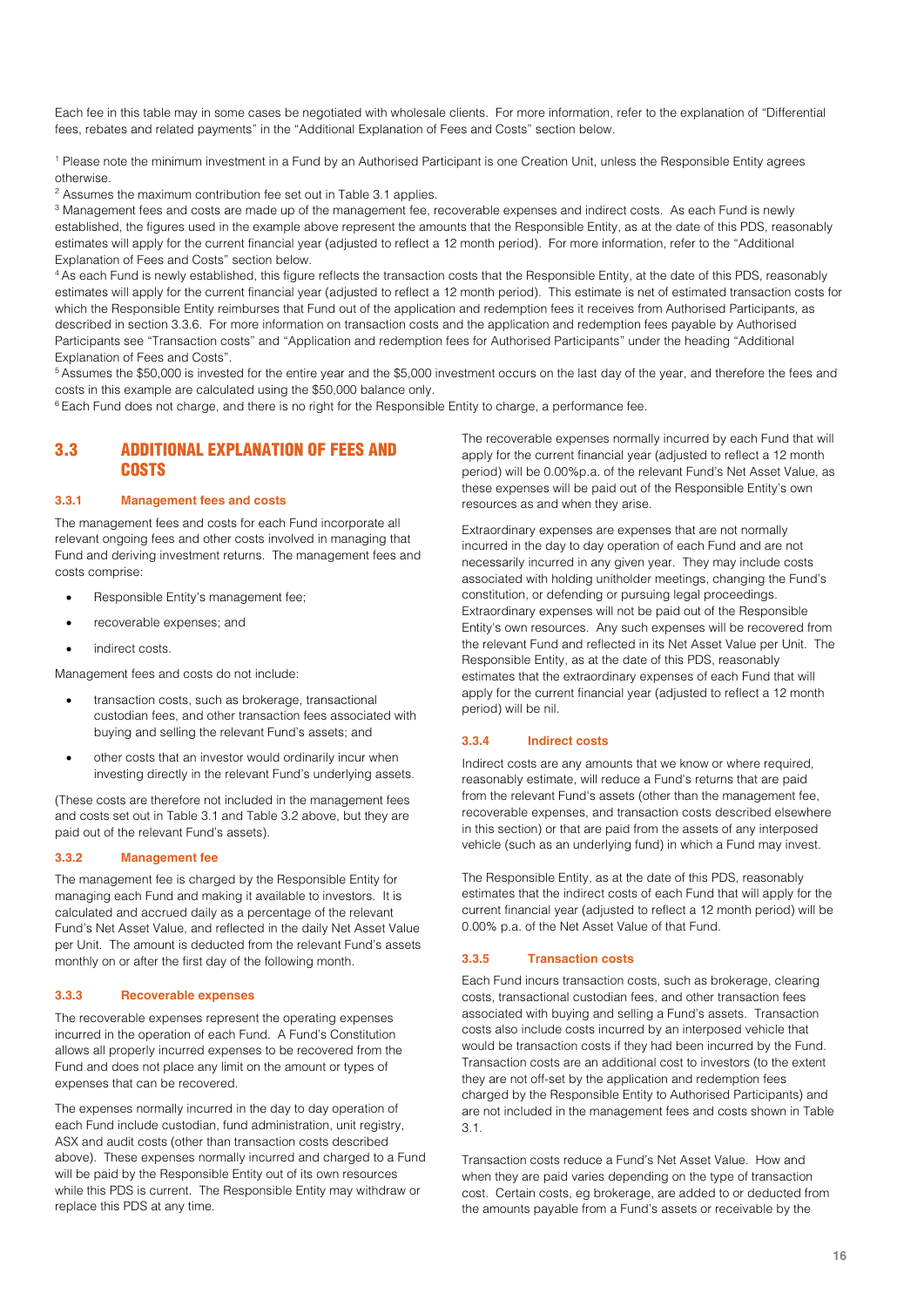Each fee in this table may in some cases be negotiated with wholesale clients. For more information, refer to the explanation of "Differential fees, rebates and related payments" in the "Additional Explanation of Fees and Costs" section below.

[1] Please note the minimum investment in a Fund by an Authorised Participant is one Creation Unit, unless the Responsible Entity agrees otherwise.

[2] Assumes the maximum contribution fee set out in Table 3.1 applies.

[3] Management fees and costs are made up of the management fee, recoverable expenses and indirect costs. As each Fund is newly established, the figures used in the example above represent the amounts that the Responsible Entity, as at the date of this PDS, reasonably estimates will apply for the current financial year (adjusted to reflect a 12 month period). For more information, refer to the "Additional Explanation of Fees and Costs" section below.

[4] As each Fund is newly established, this figure reflects the transaction costs that the Responsible Entity, at the date of this PDS, reasonably estimates will apply for the current financial year (adjusted to reflect a 12 month period). This estimate is net of estimated transaction costs for which the Responsible Entity reimburses that Fund out of the application and redemption fees it receives from Authorised Participants, as described in section 3.3.6. For more information on transaction costs and the application and redemption fees payable by Authorised Participants see "Transaction costs" and "Application and redemption fees for Authorised Participants" under the heading "Additional Explanation of Fees and Costs".

[5] Assumes the $50,000 is invested for the entire year and the $5,000 investment occurs on the last day of the year, and therefore the fees and costs in this example are calculated using the $50,000 balance only.

[6] Each Fund does not charge, and there is no right for the Responsible Entity to charge, a performance fee.

## 3.3 ADDITIONAL EXPLANATION OF FEES AND COSTS

### 3.3.1 Management fees and costs

The management fees and costs for each Fund incorporate all relevant ongoing fees and other costs involved in managing that Fund and deriving investment returns. The management fees and costs comprise:

- Responsible Entity's management fee;
- recoverable expenses; and
- indirect costs.

Management fees and costs do not include:

- transaction costs, such as brokerage, transactional custodian fees, and other transaction fees associated with buying and selling the relevant Fund's assets; and
- other costs that an investor would ordinarily incur when investing directly in the relevant Fund's underlying assets.

(These costs are therefore not included in the management fees and costs set out in Table 3.1 and Table 3.2 above, but they are paid out of the relevant Fund's assets).

### 3.3.2 Management fee

The management fee is charged by the Responsible Entity for managing each Fund and making it available to investors. It is calculated and accrued daily as a percentage of the relevant Fund's Net Asset Value, and reflected in the daily Net Asset Value per Unit. The amount is deducted from the relevant Fund's assets monthly on or after the first day of the following month.

### 3.3.3 Recoverable expenses

The recoverable expenses represent the operating expenses incurred in the operation of each Fund. A Fund's Constitution allows all properly incurred expenses to be recovered from the Fund and does not place any limit on the amount or types of expenses that can be recovered.

The expenses normally incurred in the day to day operation of each Fund include custodian, fund administration, unit registry, ASX and audit costs (other than transaction costs described above). These expenses normally incurred and charged to a Fund will be paid by the Responsible Entity out of its own resources while this PDS is current. The Responsible Entity may withdraw or replace this PDS at any time.

The recoverable expenses normally incurred by each Fund that will apply for the current financial year (adjusted to reflect a 12 month period) will be 0.00%p.a. of the relevant Fund's Net Asset Value, as these expenses will be paid out of the Responsible Entity's own resources as and when they arise.

Extraordinary expenses are expenses that are not normally incurred in the day to day operation of each Fund and are not necessarily incurred in any given year. They may include costs associated with holding unitholder meetings, changing the Fund's constitution, or defending or pursuing legal proceedings. Extraordinary expenses will not be paid out of the Responsible Entity's own resources. Any such expenses will be recovered from the relevant Fund and reflected in its Net Asset Value per Unit. The Responsible Entity, as at the date of this PDS, reasonably estimates that the extraordinary expenses of each Fund that will apply for the current financial year (adjusted to reflect a 12 month period) will be nil.

### 3.3.4 Indirect costs

Indirect costs are any amounts that we know or where required, reasonably estimate, will reduce a Fund's returns that are paid from the relevant Fund's assets (other than the management fee, recoverable expenses, and transaction costs described elsewhere in this section) or that are paid from the assets of any interposed vehicle (such as an underlying fund) in which a Fund may invest.

The Responsible Entity, as at the date of this PDS, reasonably estimates that the indirect costs of each Fund that will apply for the current financial year (adjusted to reflect a 12 month period) will be 0.00% p.a. of the Net Asset Value of that Fund.

### 3.3.5 Transaction costs

Each Fund incurs transaction costs, such as brokerage, clearing costs, transactional custodian fees, and other transaction fees associated with buying and selling a Fund's assets. Transaction costs also include costs incurred by an interposed vehicle that would be transaction costs if they had been incurred by the Fund. Transaction costs are an additional cost to investors (to the extent they are not off-set by the application and redemption fees charged by the Responsible Entity to Authorised Participants) and are not included in the management fees and costs shown in Table 3.1.

Transaction costs reduce a Fund's Net Asset Value. How and when they are paid varies depending on the type of transaction cost. Certain costs, eg brokerage, are added to or deducted from the amounts payable from a Fund's assets or receivable by the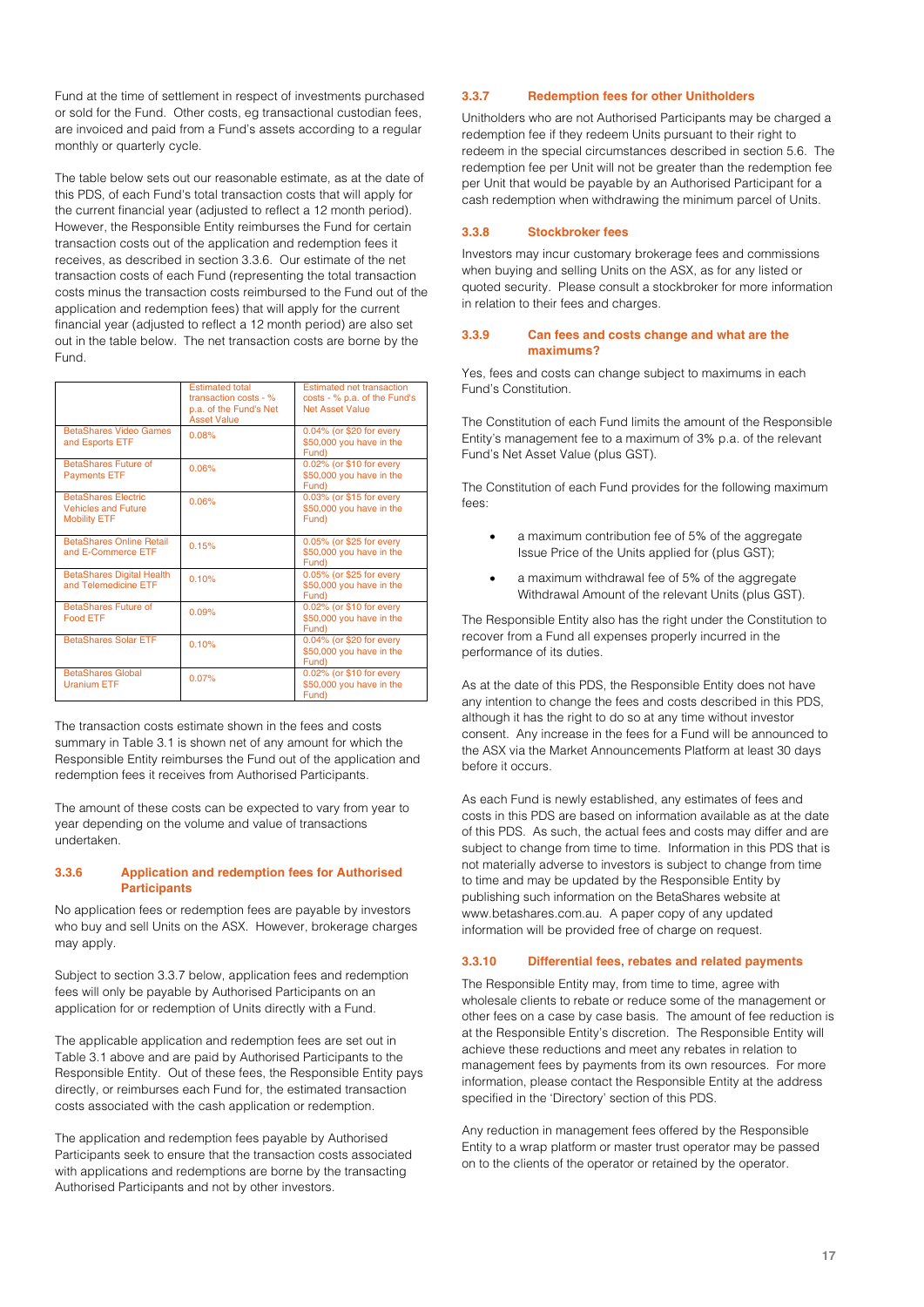Fund at the time of settlement in respect of investments purchased or sold for the Fund. Other costs, eg transactional custodian fees, are invoiced and paid from a Fund's assets according to a regular monthly or quarterly cycle.

The table below sets out our reasonable estimate, as at the date of this PDS, of each Fund's total transaction costs that will apply for the current financial year (adjusted to reflect a 12 month period). However, the Responsible Entity reimburses the Fund for certain transaction costs out of the application and redemption fees it receives, as described in section 3.3.6. Our estimate of the net transaction costs of each Fund (representing the total transaction costs minus the transaction costs reimbursed to the Fund out of the application and redemption fees) that will apply for the current financial year (adjusted to reflect a 12 month period) are also set out in the table below. The net transaction costs are borne by the Fund.

| | Estimated total transaction costs - % p.a. of the Fund's Net Asset Value | Estimated net transaction costs - % p.a. of the Fund's Net Asset Value |
|---|---|---|
| BetaShares Video Games and Esports ETF | 0.08% | 0.04% (or $20 for every $50,000 you have in the Fund) |
| BetaShares Future of Payments ETF | 0.06% | 0.02% (or $10 for every $50,000 you have in the Fund) |
| BetaShares Electric Vehicles and Future Mobility ETF | 0.06% | 0.03% (or $15 for every $50,000 you have in the Fund) |
| BetaShares Online Retail and E-Commerce ETF | 0.15% | 0.05% (or $25 for every $50,000 you have in the Fund) |
| BetaShares Digital Health and Telemedicine ETF | 0.10% | 0.05% (or $25 for every $50,000 you have in the Fund) |
| BetaShares Future of Food ETF | 0.09% | 0.02% (or $10 for every $50,000 you have in the Fund) |
| BetaShares Solar ETF | 0.10% | 0.04% (or $20 for every $50,000 you have in the Fund) |
| BetaShares Global Uranium ETF | 0.07% | 0.02% (or $10 for every $50,000 you have in the Fund) |

The transaction costs estimate shown in the fees and costs summary in Table 3.1 is shown net of any amount for which the Responsible Entity reimburses the Fund out of the application and redemption fees it receives from Authorised Participants.

The amount of these costs can be expected to vary from year to year depending on the volume and value of transactions undertaken.

### 3.3.6 Application and redemption fees for Authorised Participants

No application fees or redemption fees are payable by investors who buy and sell Units on the ASX. However, brokerage charges may apply.

Subject to section 3.3.7 below, application fees and redemption fees will only be payable by Authorised Participants on an application for or redemption of Units directly with a Fund.

The applicable application and redemption fees are set out in Table 3.1 above and are paid by Authorised Participants to the Responsible Entity. Out of these fees, the Responsible Entity pays directly, or reimburses each Fund for, the estimated transaction costs associated with the cash application or redemption.

The application and redemption fees payable by Authorised Participants seek to ensure that the transaction costs associated with applications and redemptions are borne by the transacting Authorised Participants and not by other investors.

### 3.3.7 Redemption fees for other Unitholders

Unitholders who are not Authorised Participants may be charged a redemption fee if they redeem Units pursuant to their right to redeem in the special circumstances described in section 5.6. The redemption fee per Unit will not be greater than the redemption fee per Unit that would be payable by an Authorised Participant for a cash redemption when withdrawing the minimum parcel of Units.

### 3.3.8 Stockbroker fees

Investors may incur customary brokerage fees and commissions when buying and selling Units on the ASX, as for any listed or quoted security. Please consult a stockbroker for more information in relation to their fees and charges.

### 3.3.9 Can fees and costs change and what are the maximums?

Yes, fees and costs can change subject to maximums in each Fund's Constitution.

The Constitution of each Fund limits the amount of the Responsible Entity's management fee to a maximum of 3% p.a. of the relevant Fund's Net Asset Value (plus GST).

The Constitution of each Fund provides for the following maximum fees:

- a maximum contribution fee of 5% of the aggregate Issue Price of the Units applied for (plus GST);
- a maximum withdrawal fee of 5% of the aggregate Withdrawal Amount of the relevant Units (plus GST).

The Responsible Entity also has the right under the Constitution to recover from a Fund all expenses properly incurred in the performance of its duties.

As at the date of this PDS, the Responsible Entity does not have any intention to change the fees and costs described in this PDS, although it has the right to do so at any time without investor consent. Any increase in the fees for a Fund will be announced to the ASX via the Market Announcements Platform at least 30 days before it occurs.

As each Fund is newly established, any estimates of fees and costs in this PDS are based on information available as at the date of this PDS. As such, the actual fees and costs may differ and are subject to change from time to time. Information in this PDS that is not materially adverse to investors is subject to change from time to time and may be updated by the Responsible Entity by publishing such information on the BetaShares website at www.betashares.com.au. A paper copy of any updated information will be provided free of charge on request.

### 3.3.10 Differential fees, rebates and related payments

The Responsible Entity may, from time to time, agree with wholesale clients to rebate or reduce some of the management or other fees on a case by case basis. The amount of fee reduction is at the Responsible Entity's discretion. The Responsible Entity will achieve these reductions and meet any rebates in relation to management fees by payments from its own resources. For more information, please contact the Responsible Entity at the address specified in the 'Directory' section of this PDS.

Any reduction in management fees offered by the Responsible Entity to a wrap platform or master trust operator may be passed on to the clients of the operator or retained by the operator.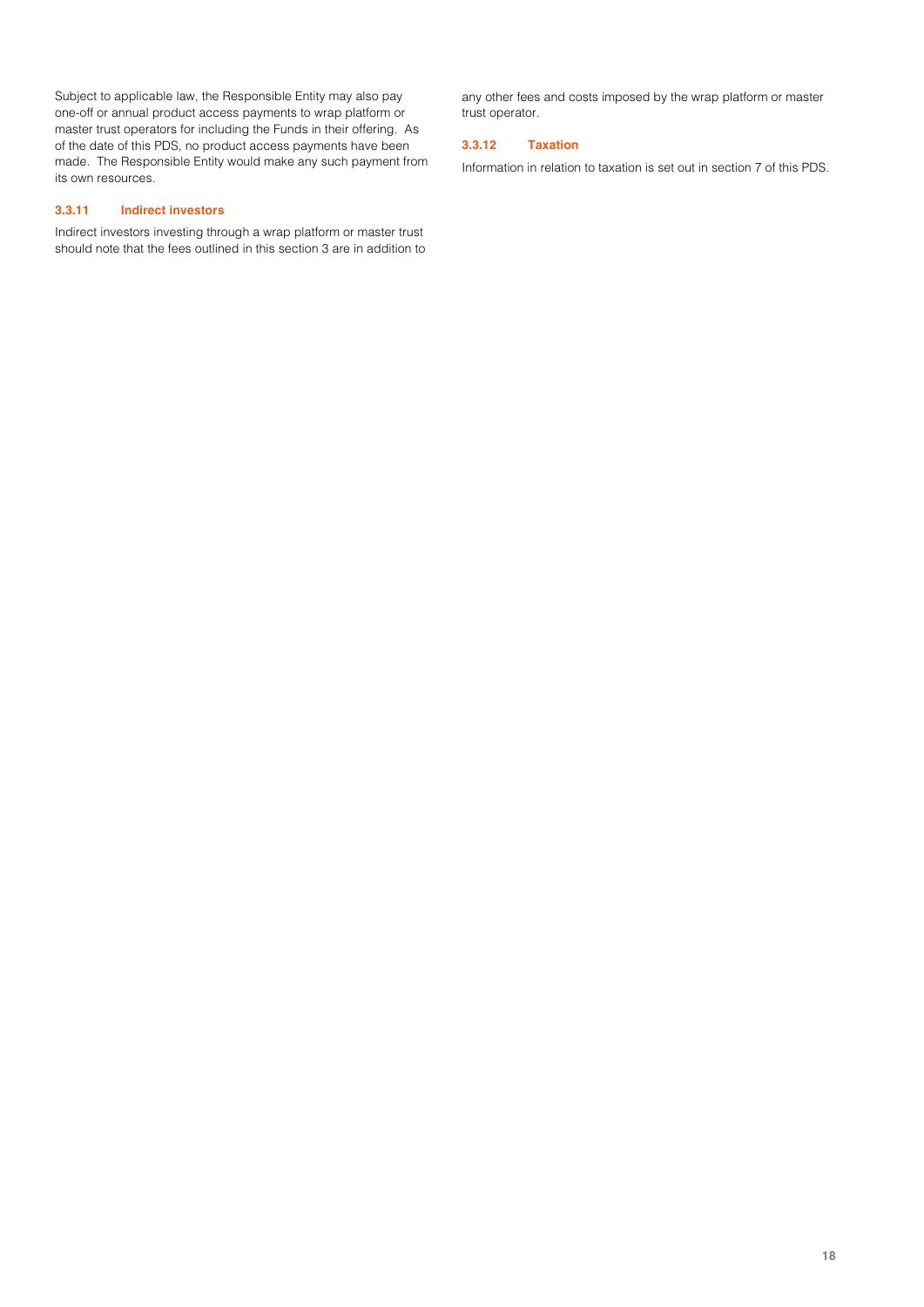Subject to applicable law, the Responsible Entity may also pay one-off or annual product access payments to wrap platform or master trust operators for including the Funds in their offering. As of the date of this PDS, no product access payments have been made. The Responsible Entity would make any such payment from its own resources.

### 3.3.11 Indirect investors

Indirect investors investing through a wrap platform or master trust should note that the fees outlined in this section 3 are in addition to any other fees and costs imposed by the wrap platform or master trust operator.

### 3.3.12 Taxation

Information in relation to taxation is set out in section 7 of this PDS.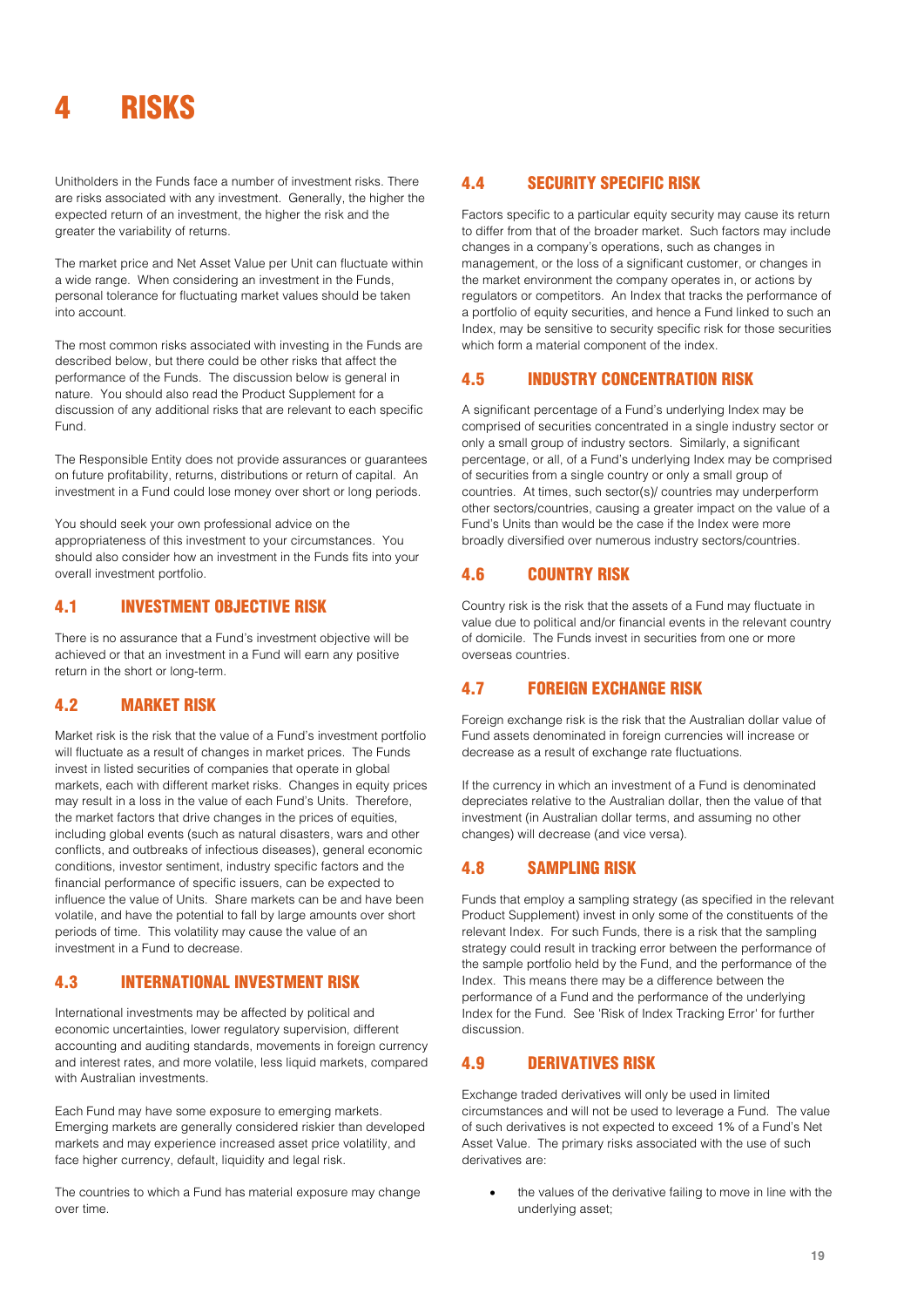# 4 RISKS

Unitholders in the Funds face a number of investment risks. There are risks associated with any investment. Generally, the higher the expected return of an investment, the higher the risk and the greater the variability of returns.

The market price and Net Asset Value per Unit can fluctuate within a wide range. When considering an investment in the Funds, personal tolerance for fluctuating market values should be taken into account.

The most common risks associated with investing in the Funds are described below, but there could be other risks that affect the performance of the Funds. The discussion below is general in nature. You should also read the Product Supplement for a discussion of any additional risks that are relevant to each specific Fund.

The Responsible Entity does not provide assurances or guarantees on future profitability, returns, distributions or return of capital. An investment in a Fund could lose money over short or long periods.

You should seek your own professional advice on the appropriateness of this investment to your circumstances. You should also consider how an investment in the Funds fits into your overall investment portfolio.

## 4.1 INVESTMENT OBJECTIVE RISK

There is no assurance that a Fund's investment objective will be achieved or that an investment in a Fund will earn any positive return in the short or long-term.

## 4.2 MARKET RISK

Market risk is the risk that the value of a Fund's investment portfolio will fluctuate as a result of changes in market prices. The Funds invest in listed securities of companies that operate in global markets, each with different market risks. Changes in equity prices may result in a loss in the value of each Fund's Units. Therefore, the market factors that drive changes in the prices of equities, including global events (such as natural disasters, wars and other conflicts, and outbreaks of infectious diseases), general economic conditions, investor sentiment, industry specific factors and the financial performance of specific issuers, can be expected to influence the value of Units. Share markets can be and have been volatile, and have the potential to fall by large amounts over short periods of time. This volatility may cause the value of an investment in a Fund to decrease.

## 4.3 INTERNATIONAL INVESTMENT RISK

International investments may be affected by political and economic uncertainties, lower regulatory supervision, different accounting and auditing standards, movements in foreign currency and interest rates, and more volatile, less liquid markets, compared with Australian investments.

Each Fund may have some exposure to emerging markets. Emerging markets are generally considered riskier than developed markets and may experience increased asset price volatility, and face higher currency, default, liquidity and legal risk.

The countries to which a Fund has material exposure may change over time.

## 4.4 SECURITY SPECIFIC RISK

Factors specific to a particular equity security may cause its return to differ from that of the broader market. Such factors may include changes in a company's operations, such as changes in management, or the loss of a significant customer, or changes in the market environment the company operates in, or actions by regulators or competitors. An Index that tracks the performance of a portfolio of equity securities, and hence a Fund linked to such an Index, may be sensitive to security specific risk for those securities which form a material component of the index.

## 4.5 INDUSTRY CONCENTRATION RISK

A significant percentage of a Fund's underlying Index may be comprised of securities concentrated in a single industry sector or only a small group of industry sectors. Similarly, a significant percentage, or all, of a Fund's underlying Index may be comprised of securities from a single country or only a small group of countries. At times, such sector(s)/ countries may underperform other sectors/countries, causing a greater impact on the value of a Fund's Units than would be the case if the Index were more broadly diversified over numerous industry sectors/countries.

## 4.6 COUNTRY RISK

Country risk is the risk that the assets of a Fund may fluctuate in value due to political and/or financial events in the relevant country of domicile. The Funds invest in securities from one or more overseas countries.

## 4.7 FOREIGN EXCHANGE RISK

Foreign exchange risk is the risk that the Australian dollar value of Fund assets denominated in foreign currencies will increase or decrease as a result of exchange rate fluctuations.

If the currency in which an investment of a Fund is denominated depreciates relative to the Australian dollar, then the value of that investment (in Australian dollar terms, and assuming no other changes) will decrease (and vice versa).

## 4.8 SAMPLING RISK

Funds that employ a sampling strategy (as specified in the relevant Product Supplement) invest in only some of the constituents of the relevant Index. For such Funds, there is a risk that the sampling strategy could result in tracking error between the performance of the sample portfolio held by the Fund, and the performance of the Index. This means there may be a difference between the performance of a Fund and the performance of the underlying Index for the Fund. See 'Risk of Index Tracking Error' for further discussion.

## 4.9 DERIVATIVES RISK

Exchange traded derivatives will only be used in limited circumstances and will not be used to leverage a Fund. The value of such derivatives is not expected to exceed 1% of a Fund's Net Asset Value. The primary risks associated with the use of such derivatives are:

- the values of the derivative failing to move in line with the underlying asset;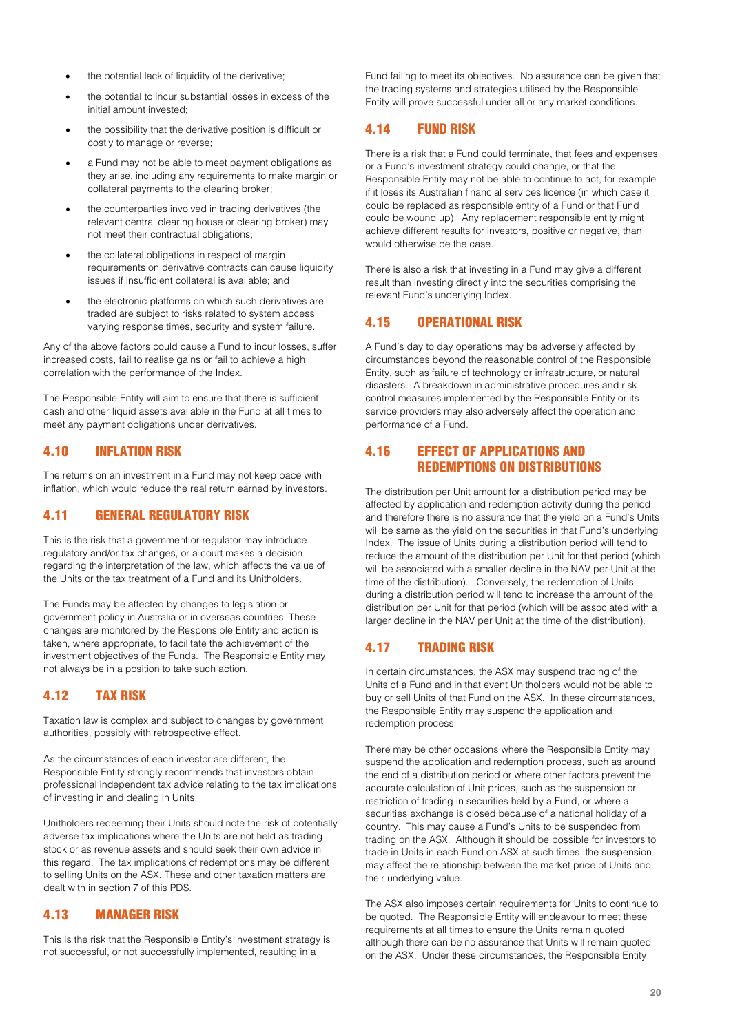- the potential lack of liquidity of the derivative;
- the potential to incur substantial losses in excess of the initial amount invested;
- the possibility that the derivative position is difficult or costly to manage or reverse;
- a Fund may not be able to meet payment obligations as they arise, including any requirements to make margin or collateral payments to the clearing broker;
- the counterparties involved in trading derivatives (the relevant central clearing house or clearing broker) may not meet their contractual obligations;
- the collateral obligations in respect of margin requirements on derivative contracts can cause liquidity issues if insufficient collateral is available; and
- the electronic platforms on which such derivatives are traded are subject to risks related to system access, varying response times, security and system failure.

Any of the above factors could cause a Fund to incur losses, suffer increased costs, fail to realise gains or fail to achieve a high correlation with the performance of the Index.

The Responsible Entity will aim to ensure that there is sufficient cash and other liquid assets available in the Fund at all times to meet any payment obligations under derivatives.

## 4.10 INFLATION RISK

The returns on an investment in a Fund may not keep pace with inflation, which would reduce the real return earned by investors.

## 4.11 GENERAL REGULATORY RISK

This is the risk that a government or regulator may introduce regulatory and/or tax changes, or a court makes a decision regarding the interpretation of the law, which affects the value of the Units or the tax treatment of a Fund and its Unitholders.

The Funds may be affected by changes to legislation or government policy in Australia or in overseas countries. These changes are monitored by the Responsible Entity and action is taken, where appropriate, to facilitate the achievement of the investment objectives of the Funds. The Responsible Entity may not always be in a position to take such action.

## 4.12 TAX RISK

Taxation law is complex and subject to changes by government authorities, possibly with retrospective effect.

As the circumstances of each investor are different, the Responsible Entity strongly recommends that investors obtain professional independent tax advice relating to the tax implications of investing in and dealing in Units.

Unitholders redeeming their Units should note the risk of potentially adverse tax implications where the Units are not held as trading stock or as revenue assets and should seek their own advice in this regard. The tax implications of redemptions may be different to selling Units on the ASX. These and other taxation matters are dealt with in section 7 of this PDS.

## 4.13 MANAGER RISK

This is the risk that the Responsible Entity's investment strategy is not successful, or not successfully implemented, resulting in a Fund failing to meet its objectives. No assurance can be given that the trading systems and strategies utilised by the Responsible Entity will prove successful under all or any market conditions.

## 4.14 FUND RISK

There is a risk that a Fund could terminate, that fees and expenses or a Fund's investment strategy could change, or that the Responsible Entity may not be able to continue to act, for example if it loses its Australian financial services licence (in which case it could be replaced as responsible entity of a Fund or that Fund could be wound up). Any replacement responsible entity might achieve different results for investors, positive or negative, than would otherwise be the case.

There is also a risk that investing in a Fund may give a different result than investing directly into the securities comprising the relevant Fund's underlying Index.

## 4.15 OPERATIONAL RISK

A Fund's day to day operations may be adversely affected by circumstances beyond the reasonable control of the Responsible Entity, such as failure of technology or infrastructure, or natural disasters. A breakdown in administrative procedures and risk control measures implemented by the Responsible Entity or its service providers may also adversely affect the operation and performance of a Fund.

## 4.16 EFFECT OF APPLICATIONS AND REDEMPTIONS ON DISTRIBUTIONS

The distribution per Unit amount for a distribution period may be affected by application and redemption activity during the period and therefore there is no assurance that the yield on a Fund's Units will be same as the yield on the securities in that Fund's underlying Index. The issue of Units during a distribution period will tend to reduce the amount of the distribution per Unit for that period (which will be associated with a smaller decline in the NAV per Unit at the time of the distribution). Conversely, the redemption of Units during a distribution period will tend to increase the amount of the distribution per Unit for that period (which will be associated with a larger decline in the NAV per Unit at the time of the distribution).

## 4.17 TRADING RISK

In certain circumstances, the ASX may suspend trading of the Units of a Fund and in that event Unitholders would not be able to buy or sell Units of that Fund on the ASX. In these circumstances, the Responsible Entity may suspend the application and redemption process.

There may be other occasions where the Responsible Entity may suspend the application and redemption process, such as around the end of a distribution period or where other factors prevent the accurate calculation of Unit prices, such as the suspension or restriction of trading in securities held by a Fund, or where a securities exchange is closed because of a national holiday of a country. This may cause a Fund's Units to be suspended from trading on the ASX. Although it should be possible for investors to trade in Units in each Fund on ASX at such times, the suspension may affect the relationship between the market price of Units and their underlying value.

The ASX also imposes certain requirements for Units to continue to be quoted. The Responsible Entity will endeavour to meet these requirements at all times to ensure the Units remain quoted, although there can be no assurance that Units will remain quoted on the ASX. Under these circumstances, the Responsible Entity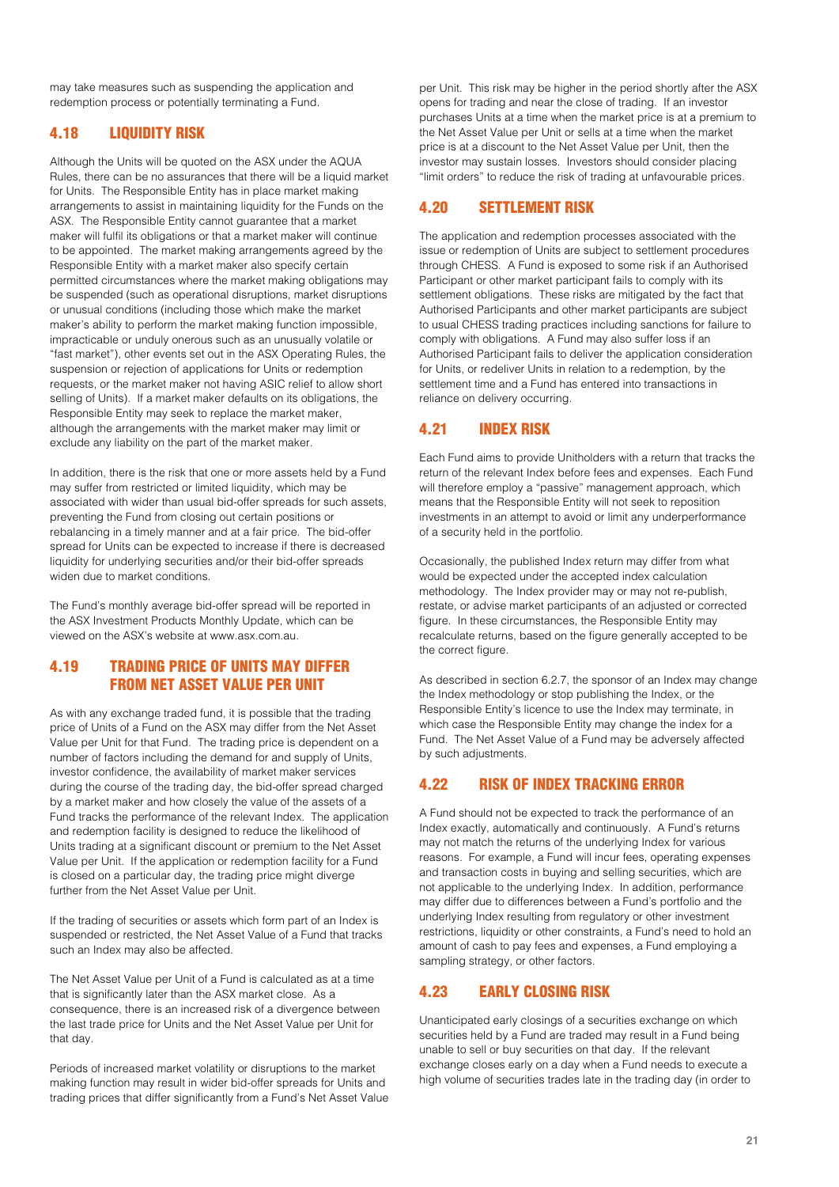may take measures such as suspending the application and redemption process or potentially terminating a Fund.

## 4.18 LIQUIDITY RISK

Although the Units will be quoted on the ASX under the AQUA Rules, there can be no assurances that there will be a liquid market for Units. The Responsible Entity has in place market making arrangements to assist in maintaining liquidity for the Funds on the ASX. The Responsible Entity cannot guarantee that a market maker will fulfil its obligations or that a market maker will continue to be appointed. The market making arrangements agreed by the Responsible Entity with a market maker also specify certain permitted circumstances where the market making obligations may be suspended (such as operational disruptions, market disruptions or unusual conditions (including those which make the market maker's ability to perform the market making function impossible, impracticable or unduly onerous such as an unusually volatile or "fast market"), other events set out in the ASX Operating Rules, the suspension or rejection of applications for Units or redemption requests, or the market maker not having ASIC relief to allow short selling of Units). If a market maker defaults on its obligations, the Responsible Entity may seek to replace the market maker, although the arrangements with the market maker may limit or exclude any liability on the part of the market maker.

In addition, there is the risk that one or more assets held by a Fund may suffer from restricted or limited liquidity, which may be associated with wider than usual bid-offer spreads for such assets, preventing the Fund from closing out certain positions or rebalancing in a timely manner and at a fair price. The bid-offer spread for Units can be expected to increase if there is decreased liquidity for underlying securities and/or their bid-offer spreads widen due to market conditions.

The Fund's monthly average bid-offer spread will be reported in the ASX Investment Products Monthly Update, which can be viewed on the ASX's website at www.asx.com.au.

## 4.19 TRADING PRICE OF UNITS MAY DIFFER FROM NET ASSET VALUE PER UNIT

As with any exchange traded fund, it is possible that the trading price of Units of a Fund on the ASX may differ from the Net Asset Value per Unit for that Fund. The trading price is dependent on a number of factors including the demand for and supply of Units, investor confidence, the availability of market maker services during the course of the trading day, the bid-offer spread charged by a market maker and how closely the value of the assets of a Fund tracks the performance of the relevant Index. The application and redemption facility is designed to reduce the likelihood of Units trading at a significant discount or premium to the Net Asset Value per Unit. If the application or redemption facility for a Fund is closed on a particular day, the trading price might diverge further from the Net Asset Value per Unit.

If the trading of securities or assets which form part of an Index is suspended or restricted, the Net Asset Value of a Fund that tracks such an Index may also be affected.

The Net Asset Value per Unit of a Fund is calculated as at a time that is significantly later than the ASX market close. As a consequence, there is an increased risk of a divergence between the last trade price for Units and the Net Asset Value per Unit for that day.

Periods of increased market volatility or disruptions to the market making function may result in wider bid-offer spreads for Units and trading prices that differ significantly from a Fund's Net Asset Value per Unit. This risk may be higher in the period shortly after the ASX opens for trading and near the close of trading. If an investor purchases Units at a time when the market price is at a premium to the Net Asset Value per Unit or sells at a time when the market price is at a discount to the Net Asset Value per Unit, then the investor may sustain losses. Investors should consider placing "limit orders" to reduce the risk of trading at unfavourable prices.

## 4.20 SETTLEMENT RISK

The application and redemption processes associated with the issue or redemption of Units are subject to settlement procedures through CHESS. A Fund is exposed to some risk if an Authorised Participant or other market participant fails to comply with its settlement obligations. These risks are mitigated by the fact that Authorised Participants and other market participants are subject to usual CHESS trading practices including sanctions for failure to comply with obligations. A Fund may also suffer loss if an Authorised Participant fails to deliver the application consideration for Units, or redeliver Units in relation to a redemption, by the settlement time and a Fund has entered into transactions in reliance on delivery occurring.

## 4.21 INDEX RISK

Each Fund aims to provide Unitholders with a return that tracks the return of the relevant Index before fees and expenses. Each Fund will therefore employ a "passive" management approach, which means that the Responsible Entity will not seek to reposition investments in an attempt to avoid or limit any underperformance of a security held in the portfolio.

Occasionally, the published Index return may differ from what would be expected under the accepted index calculation methodology. The Index provider may or may not re-publish, restate, or advise market participants of an adjusted or corrected figure. In these circumstances, the Responsible Entity may recalculate returns, based on the figure generally accepted to be the correct figure.

As described in section 6.2.7, the sponsor of an Index may change the Index methodology or stop publishing the Index, or the Responsible Entity's licence to use the Index may terminate, in which case the Responsible Entity may change the index for a Fund. The Net Asset Value of a Fund may be adversely affected by such adjustments.

## 4.22 RISK OF INDEX TRACKING ERROR

A Fund should not be expected to track the performance of an Index exactly, automatically and continuously. A Fund's returns may not match the returns of the underlying Index for various reasons. For example, a Fund will incur fees, operating expenses and transaction costs in buying and selling securities, which are not applicable to the underlying Index. In addition, performance may differ due to differences between a Fund's portfolio and the underlying Index resulting from regulatory or other investment restrictions, liquidity or other constraints, a Fund's need to hold an amount of cash to pay fees and expenses, a Fund employing a sampling strategy, or other factors.

## 4.23 EARLY CLOSING RISK

Unanticipated early closings of a securities exchange on which securities held by a Fund are traded may result in a Fund being unable to sell or buy securities on that day. If the relevant exchange closes early on a day when a Fund needs to execute a high volume of securities trades late in the trading day (in order to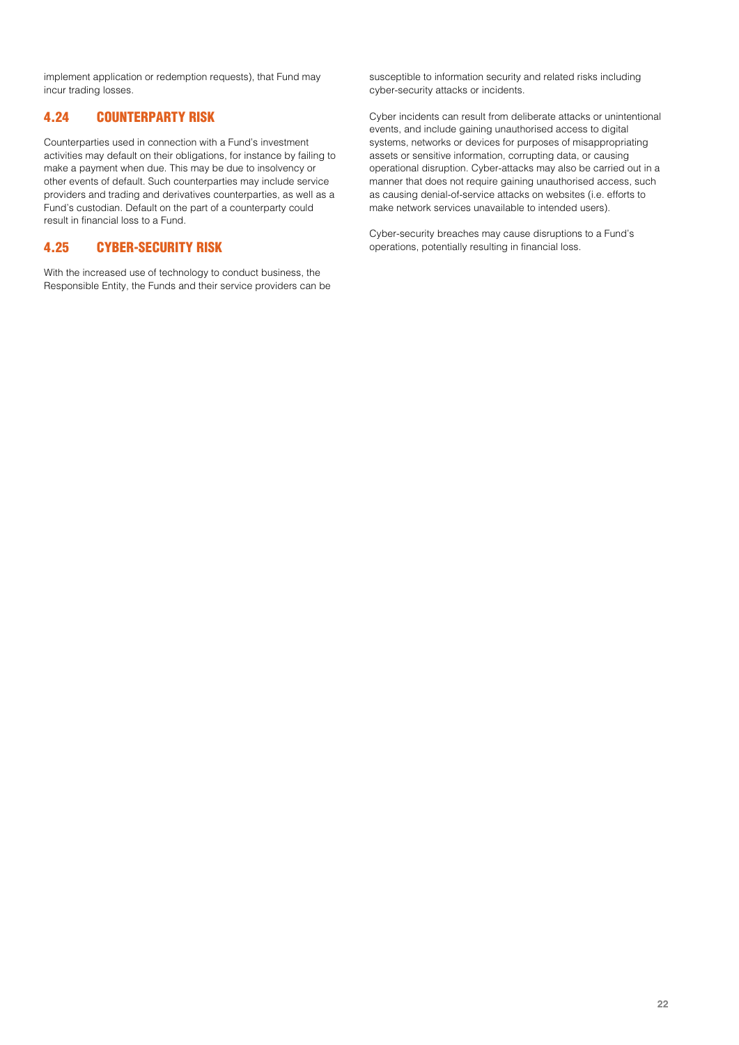implement application or redemption requests), that Fund may incur trading losses.

## 4.24 COUNTERPARTY RISK

Counterparties used in connection with a Fund's investment activities may default on their obligations, for instance by failing to make a payment when due. This may be due to insolvency or other events of default. Such counterparties may include service providers and trading and derivatives counterparties, as well as a Fund's custodian. Default on the part of a counterparty could result in financial loss to a Fund.

## 4.25 CYBER-SECURITY RISK

With the increased use of technology to conduct business, the Responsible Entity, the Funds and their service providers can be susceptible to information security and related risks including cyber-security attacks or incidents.

Cyber incidents can result from deliberate attacks or unintentional events, and include gaining unauthorised access to digital systems, networks or devices for purposes of misappropriating assets or sensitive information, corrupting data, or causing operational disruption. Cyber-attacks may also be carried out in a manner that does not require gaining unauthorised access, such as causing denial-of-service attacks on websites (i.e. efforts to make network services unavailable to intended users).

Cyber-security breaches may cause disruptions to a Fund's operations, potentially resulting in financial loss.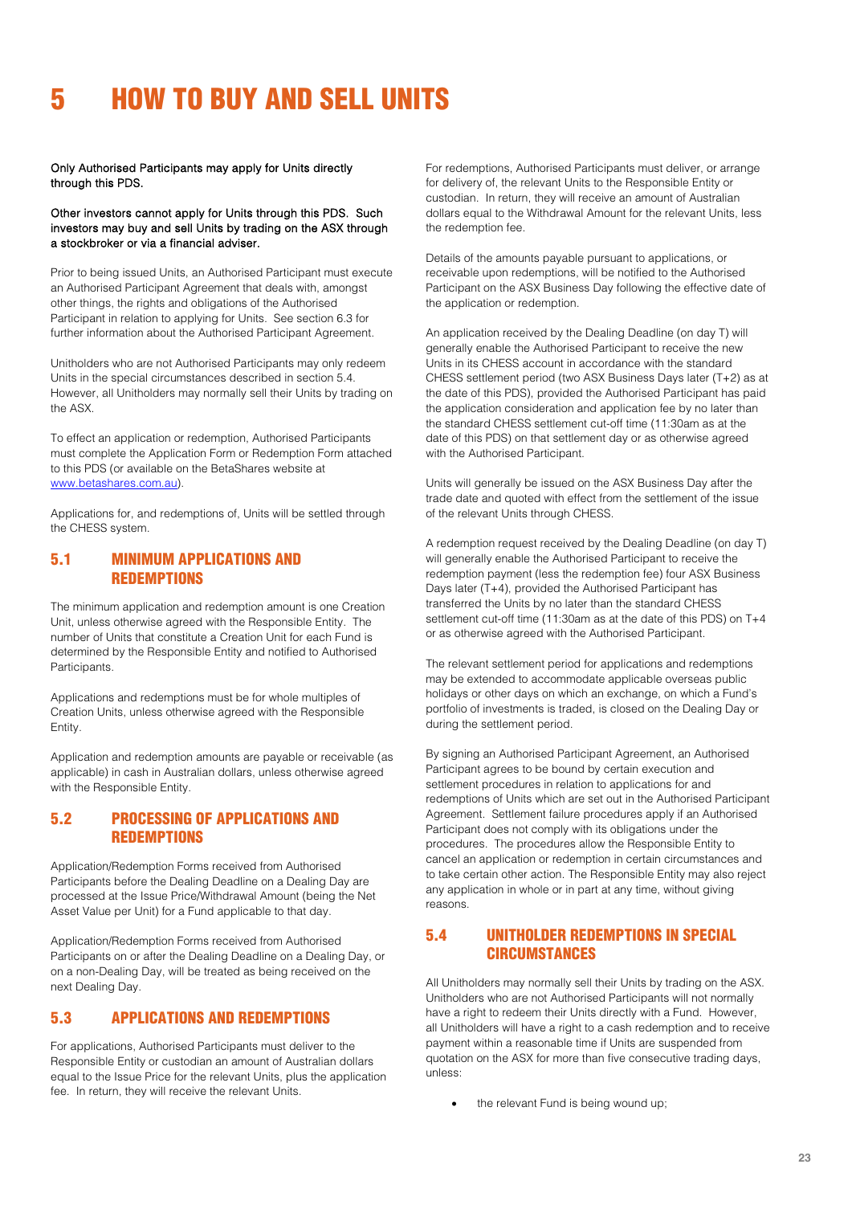# 5 HOW TO BUY AND SELL UNITS

**Only Authorised Participants may apply for Units directly through this PDS.**

**Other investors cannot apply for Units through this PDS. Such investors may buy and sell Units by trading on the ASX through a stockbroker or via a financial adviser.**

Prior to being issued Units, an Authorised Participant must execute an Authorised Participant Agreement that deals with, amongst other things, the rights and obligations of the Authorised Participant in relation to applying for Units. See section 6.3 for further information about the Authorised Participant Agreement.

Unitholders who are not Authorised Participants may only redeem Units in the special circumstances described in section 5.4. However, all Unitholders may normally sell their Units by trading on the ASX.

To effect an application or redemption, Authorised Participants must complete the Application Form or Redemption Form attached to this PDS (or available on the BetaShares website at www.betashares.com.au).

Applications for, and redemptions of, Units will be settled through the CHESS system.

## 5.1 MINIMUM APPLICATIONS AND REDEMPTIONS

The minimum application and redemption amount is one Creation Unit, unless otherwise agreed with the Responsible Entity. The number of Units that constitute a Creation Unit for each Fund is determined by the Responsible Entity and notified to Authorised Participants.

Applications and redemptions must be for whole multiples of Creation Units, unless otherwise agreed with the Responsible Entity.

Application and redemption amounts are payable or receivable (as applicable) in cash in Australian dollars, unless otherwise agreed with the Responsible Entity.

## 5.2 PROCESSING OF APPLICATIONS AND REDEMPTIONS

Application/Redemption Forms received from Authorised Participants before the Dealing Deadline on a Dealing Day are processed at the Issue Price/Withdrawal Amount (being the Net Asset Value per Unit) for a Fund applicable to that day.

Application/Redemption Forms received from Authorised Participants on or after the Dealing Deadline on a Dealing Day, or on a non-Dealing Day, will be treated as being received on the next Dealing Day.

## 5.3 APPLICATIONS AND REDEMPTIONS

For applications, Authorised Participants must deliver to the Responsible Entity or custodian an amount of Australian dollars equal to the Issue Price for the relevant Units, plus the application fee. In return, they will receive the relevant Units.

For redemptions, Authorised Participants must deliver, or arrange for delivery of, the relevant Units to the Responsible Entity or custodian. In return, they will receive an amount of Australian dollars equal to the Withdrawal Amount for the relevant Units, less the redemption fee.

Details of the amounts payable pursuant to applications, or receivable upon redemptions, will be notified to the Authorised Participant on the ASX Business Day following the effective date of the application or redemption.

An application received by the Dealing Deadline (on day T) will generally enable the Authorised Participant to receive the new Units in its CHESS account in accordance with the standard CHESS settlement period (two ASX Business Days later (T+2) as at the date of this PDS), provided the Authorised Participant has paid the application consideration and application fee by no later than the standard CHESS settlement cut-off time (11:30am as at the date of this PDS) on that settlement day or as otherwise agreed with the Authorised Participant.

Units will generally be issued on the ASX Business Day after the trade date and quoted with effect from the settlement of the issue of the relevant Units through CHESS.

A redemption request received by the Dealing Deadline (on day T) will generally enable the Authorised Participant to receive the redemption payment (less the redemption fee) four ASX Business Days later (T+4), provided the Authorised Participant has transferred the Units by no later than the standard CHESS settlement cut-off time (11:30am as at the date of this PDS) on T+4 or as otherwise agreed with the Authorised Participant.

The relevant settlement period for applications and redemptions may be extended to accommodate applicable overseas public holidays or other days on which an exchange, on which a Fund's portfolio of investments is traded, is closed on the Dealing Day or during the settlement period.

By signing an Authorised Participant Agreement, an Authorised Participant agrees to be bound by certain execution and settlement procedures in relation to applications for and redemptions of Units which are set out in the Authorised Participant Agreement. Settlement failure procedures apply if an Authorised Participant does not comply with its obligations under the procedures. The procedures allow the Responsible Entity to cancel an application or redemption in certain circumstances and to take certain other action. The Responsible Entity may also reject any application in whole or in part at any time, without giving reasons.

## 5.4 UNITHOLDER REDEMPTIONS IN SPECIAL CIRCUMSTANCES

All Unitholders may normally sell their Units by trading on the ASX. Unitholders who are not Authorised Participants will not normally have a right to redeem their Units directly with a Fund. However, all Unitholders will have a right to a cash redemption and to receive payment within a reasonable time if Units are suspended from quotation on the ASX for more than five consecutive trading days, unless:

- the relevant Fund is being wound up;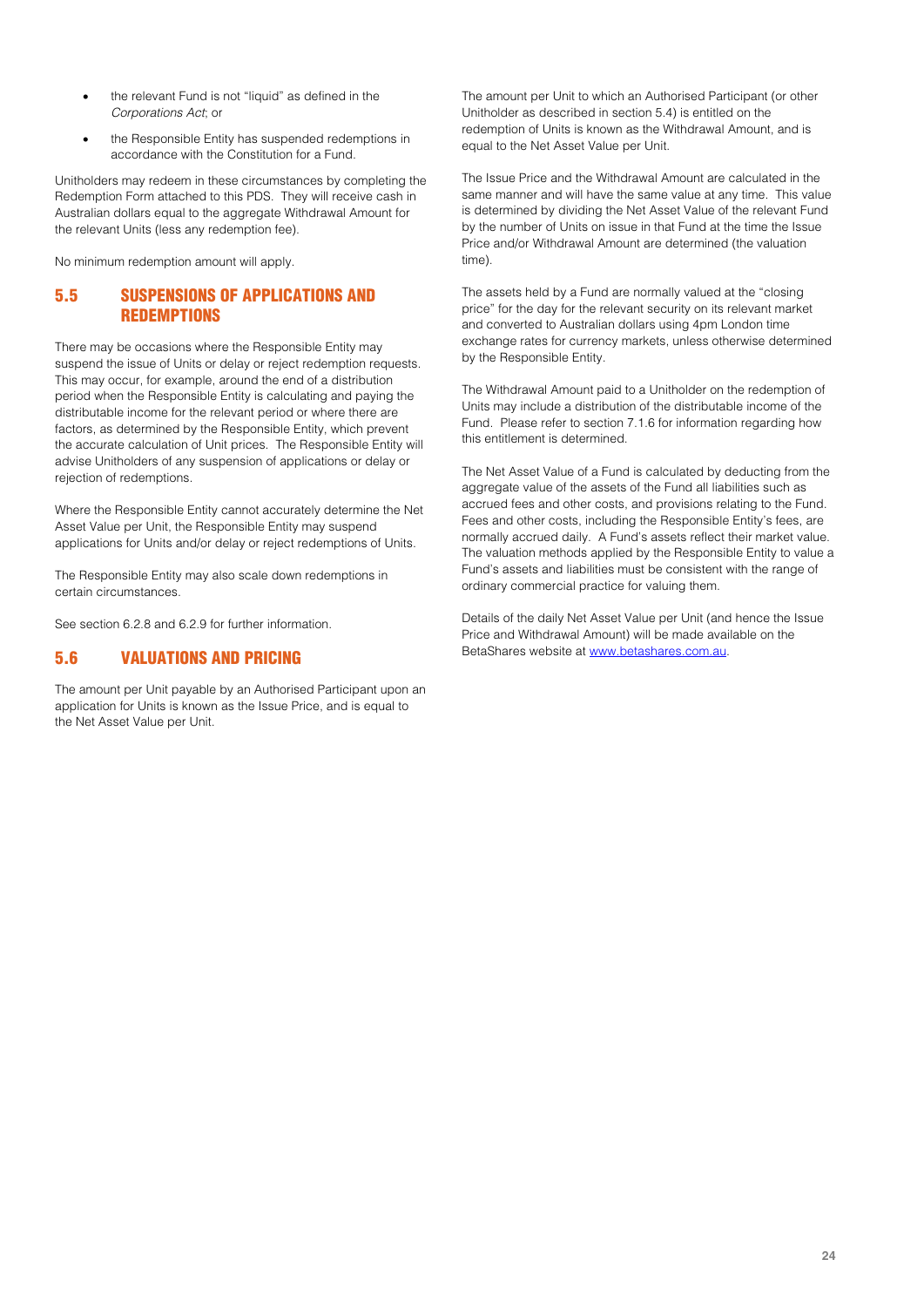- the relevant Fund is not "liquid" as defined in the *Corporations Act*; or
- the Responsible Entity has suspended redemptions in accordance with the Constitution for a Fund.

Unitholders may redeem in these circumstances by completing the Redemption Form attached to this PDS. They will receive cash in Australian dollars equal to the aggregate Withdrawal Amount for the relevant Units (less any redemption fee).

No minimum redemption amount will apply.

## 5.5 SUSPENSIONS OF APPLICATIONS AND REDEMPTIONS

There may be occasions where the Responsible Entity may suspend the issue of Units or delay or reject redemption requests. This may occur, for example, around the end of a distribution period when the Responsible Entity is calculating and paying the distributable income for the relevant period or where there are factors, as determined by the Responsible Entity, which prevent the accurate calculation of Unit prices. The Responsible Entity will advise Unitholders of any suspension of applications or delay or rejection of redemptions.

Where the Responsible Entity cannot accurately determine the Net Asset Value per Unit, the Responsible Entity may suspend applications for Units and/or delay or reject redemptions of Units.

The Responsible Entity may also scale down redemptions in certain circumstances.

See section 6.2.8 and 6.2.9 for further information.

## 5.6 VALUATIONS AND PRICING

The amount per Unit payable by an Authorised Participant upon an application for Units is known as the Issue Price, and is equal to the Net Asset Value per Unit.

The amount per Unit to which an Authorised Participant (or other Unitholder as described in section 5.4) is entitled on the redemption of Units is known as the Withdrawal Amount, and is equal to the Net Asset Value per Unit.

The Issue Price and the Withdrawal Amount are calculated in the same manner and will have the same value at any time. This value is determined by dividing the Net Asset Value of the relevant Fund by the number of Units on issue in that Fund at the time the Issue Price and/or Withdrawal Amount are determined (the valuation time).

The assets held by a Fund are normally valued at the "closing price" for the day for the relevant security on its relevant market and converted to Australian dollars using 4pm London time exchange rates for currency markets, unless otherwise determined by the Responsible Entity.

The Withdrawal Amount paid to a Unitholder on the redemption of Units may include a distribution of the distributable income of the Fund. Please refer to section 7.1.6 for information regarding how this entitlement is determined.

The Net Asset Value of a Fund is calculated by deducting from the aggregate value of the assets of the Fund all liabilities such as accrued fees and other costs, and provisions relating to the Fund. Fees and other costs, including the Responsible Entity's fees, are normally accrued daily. A Fund's assets reflect their market value. The valuation methods applied by the Responsible Entity to value a Fund's assets and liabilities must be consistent with the range of ordinary commercial practice for valuing them.

Details of the daily Net Asset Value per Unit (and hence the Issue Price and Withdrawal Amount) will be made available on the BetaShares website at www.betashares.com.au.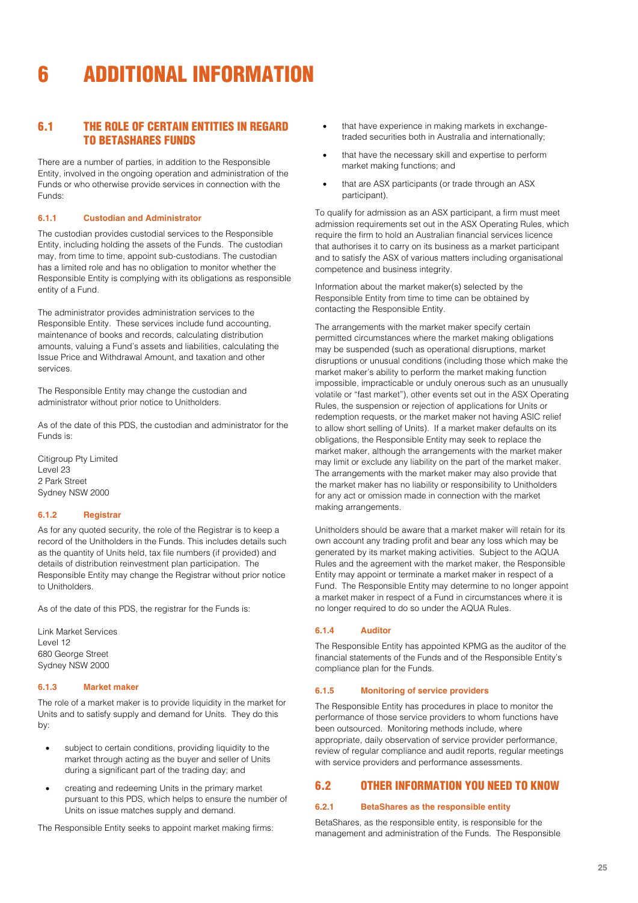# 6 ADDITIONAL INFORMATION

## 6.1 THE ROLE OF CERTAIN ENTITIES IN REGARD TO BETASHARES FUNDS

There are a number of parties, in addition to the Responsible Entity, involved in the ongoing operation and administration of the Funds or who otherwise provide services in connection with the Funds:

### 6.1.1 Custodian and Administrator

The custodian provides custodial services to the Responsible Entity, including holding the assets of the Funds. The custodian may, from time to time, appoint sub-custodians. The custodian has a limited role and has no obligation to monitor whether the Responsible Entity is complying with its obligations as responsible entity of a Fund.

The administrator provides administration services to the Responsible Entity. These services include fund accounting, maintenance of books and records, calculating distribution amounts, valuing a Fund's assets and liabilities, calculating the Issue Price and Withdrawal Amount, and taxation and other services.

The Responsible Entity may change the custodian and administrator without prior notice to Unitholders.

As of the date of this PDS, the custodian and administrator for the Funds is:

Citigroup Pty Limited
Level 23
2 Park Street
Sydney NSW 2000

### 6.1.2 Registrar

As for any quoted security, the role of the Registrar is to keep a record of the Unitholders in the Funds. This includes details such as the quantity of Units held, tax file numbers (if provided) and details of distribution reinvestment plan participation. The Responsible Entity may change the Registrar without prior notice to Unitholders.

As of the date of this PDS, the registrar for the Funds is:

Link Market Services
Level 12
680 George Street
Sydney NSW 2000

### 6.1.3 Market maker

The role of a market maker is to provide liquidity in the market for Units and to satisfy supply and demand for Units. They do this by:

- subject to certain conditions, providing liquidity to the market through acting as the buyer and seller of Units during a significant part of the trading day; and
- creating and redeeming Units in the primary market pursuant to this PDS, which helps to ensure the number of Units on issue matches supply and demand.

The Responsible Entity seeks to appoint market making firms:

- that have experience in making markets in exchange-traded securities both in Australia and internationally;
- that have the necessary skill and expertise to perform market making functions; and
- that are ASX participants (or trade through an ASX participant).

To qualify for admission as an ASX participant, a firm must meet admission requirements set out in the ASX Operating Rules, which require the firm to hold an Australian financial services licence that authorises it to carry on its business as a market participant and to satisfy the ASX of various matters including organisational competence and business integrity.

Information about the market maker(s) selected by the Responsible Entity from time to time can be obtained by contacting the Responsible Entity.

The arrangements with the market maker specify certain permitted circumstances where the market making obligations may be suspended (such as operational disruptions, market disruptions or unusual conditions (including those which make the market maker's ability to perform the market making function impossible, impracticable or unduly onerous such as an unusually volatile or "fast market"), other events set out in the ASX Operating Rules, the suspension or rejection of applications for Units or redemption requests, or the market maker not having ASIC relief to allow short selling of Units). If a market maker defaults on its obligations, the Responsible Entity may seek to replace the market maker, although the arrangements with the market maker may limit or exclude any liability on the part of the market maker. The arrangements with the market maker may also provide that the market maker has no liability or responsibility to Unitholders for any act or omission made in connection with the market making arrangements.

Unitholders should be aware that a market maker will retain for its own account any trading profit and bear any loss which may be generated by its market making activities. Subject to the AQUA Rules and the agreement with the market maker, the Responsible Entity may appoint or terminate a market maker in respect of a Fund. The Responsible Entity may determine to no longer appoint a market maker in respect of a Fund in circumstances where it is no longer required to do so under the AQUA Rules.

### 6.1.4 Auditor

The Responsible Entity has appointed KPMG as the auditor of the financial statements of the Funds and of the Responsible Entity's compliance plan for the Funds.

### 6.1.5 Monitoring of service providers

The Responsible Entity has procedures in place to monitor the performance of those service providers to whom functions have been outsourced. Monitoring methods include, where appropriate, daily observation of service provider performance, review of regular compliance and audit reports, regular meetings with service providers and performance assessments.

## 6.2 OTHER INFORMATION YOU NEED TO KNOW

### 6.2.1 BetaShares as the responsible entity

BetaShares, as the responsible entity, is responsible for the management and administration of the Funds. The Responsible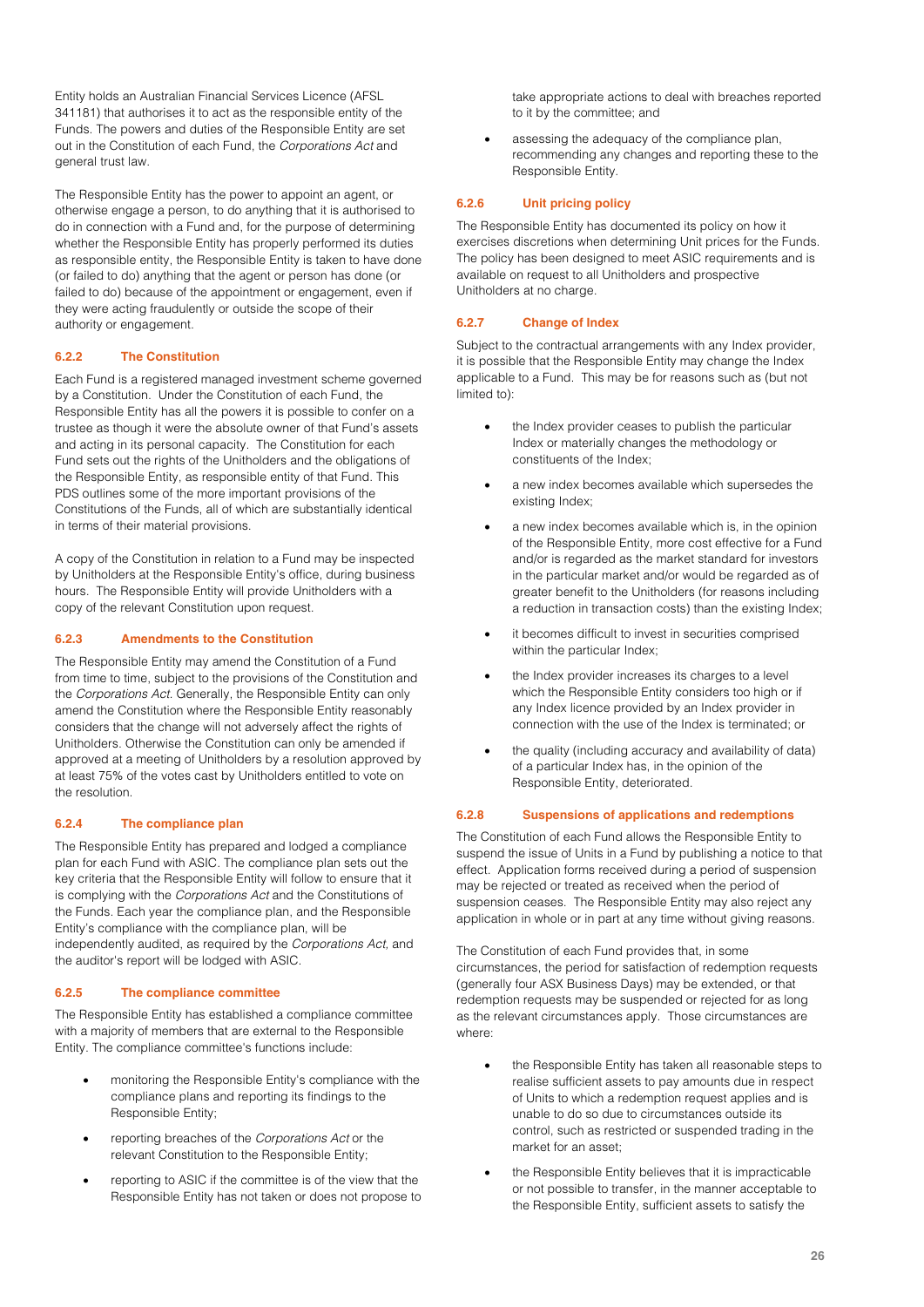Entity holds an Australian Financial Services Licence (AFSL 341181) that authorises it to act as the responsible entity of the Funds. The powers and duties of the Responsible Entity are set out in the Constitution of each Fund, the *Corporations Act* and general trust law.

The Responsible Entity has the power to appoint an agent, or otherwise engage a person, to do anything that it is authorised to do in connection with a Fund and, for the purpose of determining whether the Responsible Entity has properly performed its duties as responsible entity, the Responsible Entity is taken to have done (or failed to do) anything that the agent or person has done (or failed to do) because of the appointment or engagement, even if they were acting fraudulently or outside the scope of their authority or engagement.

#### 6.2.2 The Constitution

Each Fund is a registered managed investment scheme governed by a Constitution. Under the Constitution of each Fund, the Responsible Entity has all the powers it is possible to confer on a trustee as though it were the absolute owner of that Fund's assets and acting in its personal capacity. The Constitution for each Fund sets out the rights of the Unitholders and the obligations of the Responsible Entity, as responsible entity of that Fund. This PDS outlines some of the more important provisions of the Constitutions of the Funds, all of which are substantially identical in terms of their material provisions.

A copy of the Constitution in relation to a Fund may be inspected by Unitholders at the Responsible Entity's office, during business hours. The Responsible Entity will provide Unitholders with a copy of the relevant Constitution upon request.

#### 6.2.3 Amendments to the Constitution

The Responsible Entity may amend the Constitution of a Fund from time to time, subject to the provisions of the Constitution and the *Corporations Act*. Generally, the Responsible Entity can only amend the Constitution where the Responsible Entity reasonably considers that the change will not adversely affect the rights of Unitholders. Otherwise the Constitution can only be amended if approved at a meeting of Unitholders by a resolution approved by at least 75% of the votes cast by Unitholders entitled to vote on the resolution.

#### 6.2.4 The compliance plan

The Responsible Entity has prepared and lodged a compliance plan for each Fund with ASIC. The compliance plan sets out the key criteria that the Responsible Entity will follow to ensure that it is complying with the *Corporations Act* and the Constitutions of the Funds. Each year the compliance plan, and the Responsible Entity's compliance with the compliance plan, will be independently audited, as required by the *Corporations Act*, and the auditor's report will be lodged with ASIC.

#### 6.2.5 The compliance committee

The Responsible Entity has established a compliance committee with a majority of members that are external to the Responsible Entity. The compliance committee's functions include:

- monitoring the Responsible Entity's compliance with the compliance plans and reporting its findings to the Responsible Entity;
- reporting breaches of the *Corporations Act* or the relevant Constitution to the Responsible Entity;
- reporting to ASIC if the committee is of the view that the Responsible Entity has not taken or does not propose to take appropriate actions to deal with breaches reported to it by the committee; and
- assessing the adequacy of the compliance plan, recommending any changes and reporting these to the Responsible Entity.

#### 6.2.6 Unit pricing policy

The Responsible Entity has documented its policy on how it exercises discretions when determining Unit prices for the Funds. The policy has been designed to meet ASIC requirements and is available on request to all Unitholders and prospective Unitholders at no charge.

#### 6.2.7 Change of Index

Subject to the contractual arrangements with any Index provider, it is possible that the Responsible Entity may change the Index applicable to a Fund. This may be for reasons such as (but not limited to):

- the Index provider ceases to publish the particular Index or materially changes the methodology or constituents of the Index;
- a new index becomes available which supersedes the existing Index;
- a new index becomes available which is, in the opinion of the Responsible Entity, more cost effective for a Fund and/or is regarded as the market standard for investors in the particular market and/or would be regarded as of greater benefit to the Unitholders (for reasons including a reduction in transaction costs) than the existing Index;
- it becomes difficult to invest in securities comprised within the particular Index;
- the Index provider increases its charges to a level which the Responsible Entity considers too high or if any Index licence provided by an Index provider in connection with the use of the Index is terminated; or
- the quality (including accuracy and availability of data) of a particular Index has, in the opinion of the Responsible Entity, deteriorated.

#### 6.2.8 Suspensions of applications and redemptions

The Constitution of each Fund allows the Responsible Entity to suspend the issue of Units in a Fund by publishing a notice to that effect. Application forms received during a period of suspension may be rejected or treated as received when the period of suspension ceases. The Responsible Entity may also reject any application in whole or in part at any time without giving reasons.

The Constitution of each Fund provides that, in some circumstances, the period for satisfaction of redemption requests (generally four ASX Business Days) may be extended, or that redemption requests may be suspended or rejected for as long as the relevant circumstances apply. Those circumstances are where:

- the Responsible Entity has taken all reasonable steps to realise sufficient assets to pay amounts due in respect of Units to which a redemption request applies and is unable to do so due to circumstances outside its control, such as restricted or suspended trading in the market for an asset;
- the Responsible Entity believes that it is impracticable or not possible to transfer, in the manner acceptable to the Responsible Entity, sufficient assets to satisfy the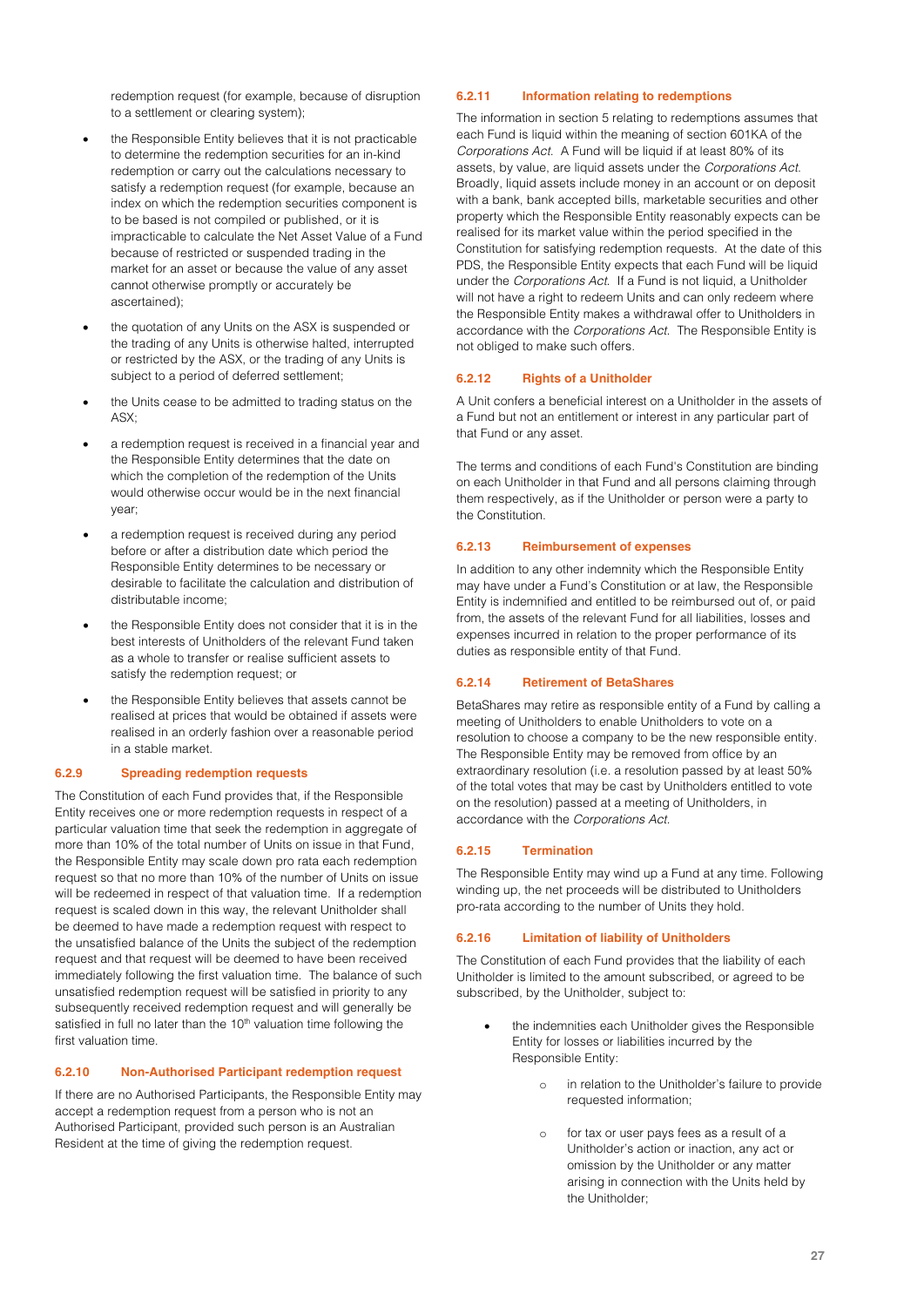redemption request (for example, because of disruption to a settlement or clearing system);

- the Responsible Entity believes that it is not practicable to determine the redemption securities for an in-kind redemption or carry out the calculations necessary to satisfy a redemption request (for example, because an index on which the redemption securities component is to be based is not compiled or published, or it is impracticable to calculate the Net Asset Value of a Fund because of restricted or suspended trading in the market for an asset or because the value of any asset cannot otherwise promptly or accurately be ascertained);
- the quotation of any Units on the ASX is suspended or the trading of any Units is otherwise halted, interrupted or restricted by the ASX, or the trading of any Units is subject to a period of deferred settlement;
- the Units cease to be admitted to trading status on the ASX;
- a redemption request is received in a financial year and the Responsible Entity determines that the date on which the completion of the redemption of the Units would otherwise occur would be in the next financial year;
- a redemption request is received during any period before or after a distribution date which period the Responsible Entity determines to be necessary or desirable to facilitate the calculation and distribution of distributable income;
- the Responsible Entity does not consider that it is in the best interests of Unitholders of the relevant Fund taken as a whole to transfer or realise sufficient assets to satisfy the redemption request; or
- the Responsible Entity believes that assets cannot be realised at prices that would be obtained if assets were realised in an orderly fashion over a reasonable period in a stable market.

### 6.2.9 Spreading redemption requests

The Constitution of each Fund provides that, if the Responsible Entity receives one or more redemption requests in respect of a particular valuation time that seek the redemption in aggregate of more than 10% of the total number of Units on issue in that Fund, the Responsible Entity may scale down pro rata each redemption request so that no more than 10% of the number of Units on issue will be redeemed in respect of that valuation time. If a redemption request is scaled down in this way, the relevant Unitholder shall be deemed to have made a redemption request with respect to the unsatisfied balance of the Units the subject of the redemption request and that request will be deemed to have been received immediately following the first valuation time. The balance of such unsatisfied redemption request will be satisfied in priority to any subsequently received redemption request and will generally be satisfied in full no later than the 10th valuation time following the first valuation time.

### 6.2.10 Non-Authorised Participant redemption request

If there are no Authorised Participants, the Responsible Entity may accept a redemption request from a person who is not an Authorised Participant, provided such person is an Australian Resident at the time of giving the redemption request.

### 6.2.11 Information relating to redemptions

The information in section 5 relating to redemptions assumes that each Fund is liquid within the meaning of section 601KA of the *Corporations Act*. A Fund will be liquid if at least 80% of its assets, by value, are liquid assets under the *Corporations Act*. Broadly, liquid assets include money in an account or on deposit with a bank, bank accepted bills, marketable securities and other property which the Responsible Entity reasonably expects can be realised for its market value within the period specified in the Constitution for satisfying redemption requests. At the date of this PDS, the Responsible Entity expects that each Fund will be liquid under the *Corporations Act*. If a Fund is not liquid, a Unitholder will not have a right to redeem Units and can only redeem where the Responsible Entity makes a withdrawal offer to Unitholders in accordance with the *Corporations Act*. The Responsible Entity is not obliged to make such offers.

### 6.2.12 Rights of a Unitholder

A Unit confers a beneficial interest on a Unitholder in the assets of a Fund but not an entitlement or interest in any particular part of that Fund or any asset.

The terms and conditions of each Fund's Constitution are binding on each Unitholder in that Fund and all persons claiming through them respectively, as if the Unitholder or person were a party to the Constitution.

### 6.2.13 Reimbursement of expenses

In addition to any other indemnity which the Responsible Entity may have under a Fund's Constitution or at law, the Responsible Entity is indemnified and entitled to be reimbursed out of, or paid from, the assets of the relevant Fund for all liabilities, losses and expenses incurred in relation to the proper performance of its duties as responsible entity of that Fund.

### 6.2.14 Retirement of BetaShares

BetaShares may retire as responsible entity of a Fund by calling a meeting of Unitholders to enable Unitholders to vote on a resolution to choose a company to be the new responsible entity. The Responsible Entity may be removed from office by an extraordinary resolution (i.e. a resolution passed by at least 50% of the total votes that may be cast by Unitholders entitled to vote on the resolution) passed at a meeting of Unitholders, in accordance with the *Corporations Act*.

### 6.2.15 Termination

The Responsible Entity may wind up a Fund at any time. Following winding up, the net proceeds will be distributed to Unitholders pro-rata according to the number of Units they hold.

### 6.2.16 Limitation of liability of Unitholders

The Constitution of each Fund provides that the liability of each Unitholder is limited to the amount subscribed, or agreed to be subscribed, by the Unitholder, subject to:

- the indemnities each Unitholder gives the Responsible Entity for losses or liabilities incurred by the Responsible Entity:
    - in relation to the Unitholder's failure to provide requested information;
    - for tax or user pays fees as a result of a Unitholder's action or inaction, any act or omission by the Unitholder or any matter arising in connection with the Units held by the Unitholder;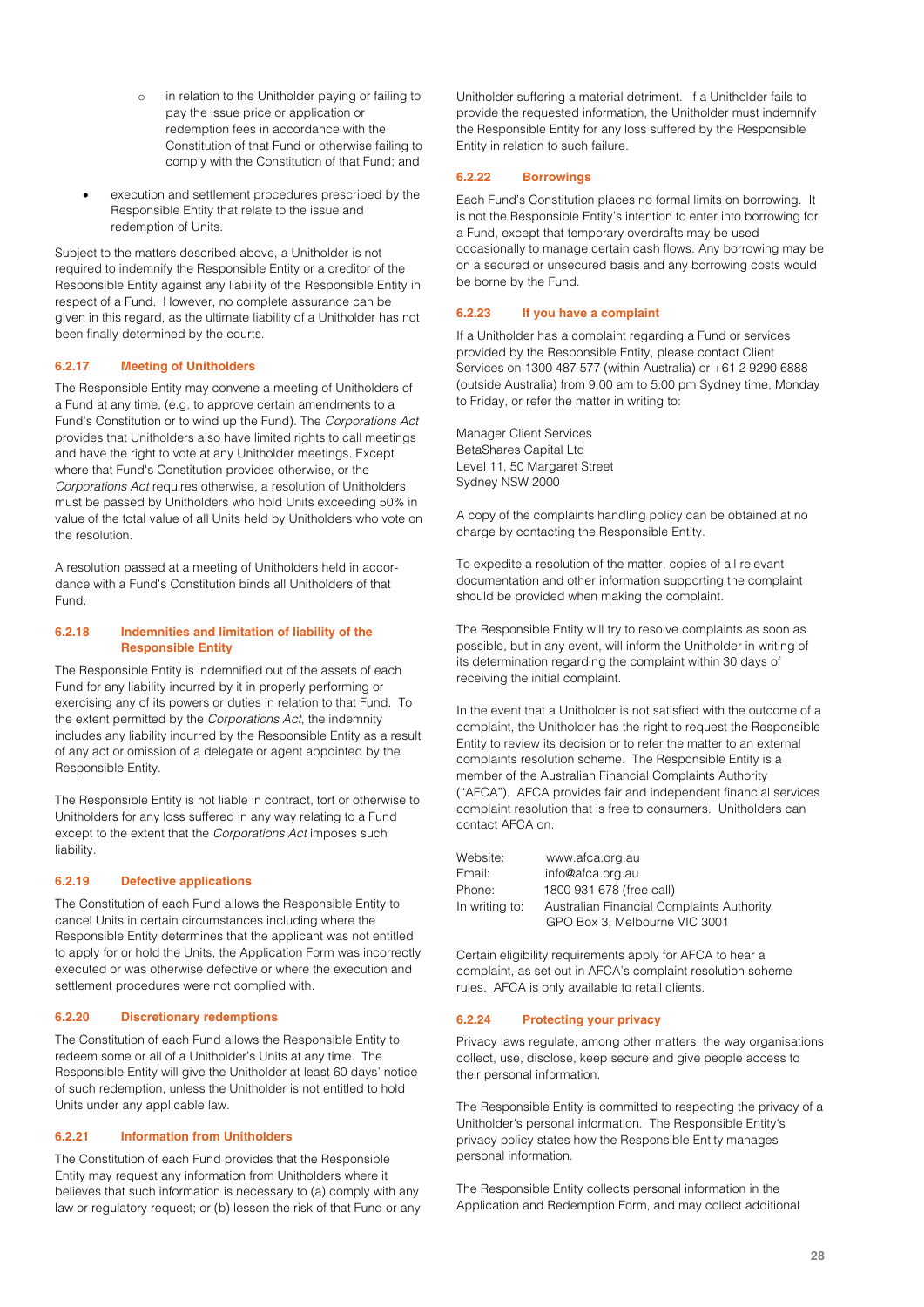- in relation to the Unitholder paying or failing to pay the issue price or application or redemption fees in accordance with the Constitution of that Fund or otherwise failing to comply with the Constitution of that Fund; and
- execution and settlement procedures prescribed by the Responsible Entity that relate to the issue and redemption of Units.

Subject to the matters described above, a Unitholder is not required to indemnify the Responsible Entity or a creditor of the Responsible Entity against any liability of the Responsible Entity in respect of a Fund. However, no complete assurance can be given in this regard, as the ultimate liability of a Unitholder has not been finally determined by the courts.

#### 6.2.17 Meeting of Unitholders

The Responsible Entity may convene a meeting of Unitholders of a Fund at any time, (e.g. to approve certain amendments to a Fund's Constitution or to wind up the Fund). The *Corporations Act* provides that Unitholders also have limited rights to call meetings and have the right to vote at any Unitholder meetings. Except where that Fund's Constitution provides otherwise, or the *Corporations Act* requires otherwise, a resolution of Unitholders must be passed by Unitholders who hold Units exceeding 50% in value of the total value of all Units held by Unitholders who vote on the resolution.

A resolution passed at a meeting of Unitholders held in accordance with a Fund's Constitution binds all Unitholders of that Fund.

#### 6.2.18 Indemnities and limitation of liability of the Responsible Entity

The Responsible Entity is indemnified out of the assets of each Fund for any liability incurred by it in properly performing or exercising any of its powers or duties in relation to that Fund. To the extent permitted by the *Corporations Act*, the indemnity includes any liability incurred by the Responsible Entity as a result of any act or omission of a delegate or agent appointed by the Responsible Entity.

The Responsible Entity is not liable in contract, tort or otherwise to Unitholders for any loss suffered in any way relating to a Fund except to the extent that the *Corporations Act* imposes such liability.

#### 6.2.19 Defective applications

The Constitution of each Fund allows the Responsible Entity to cancel Units in certain circumstances including where the Responsible Entity determines that the applicant was not entitled to apply for or hold the Units, the Application Form was incorrectly executed or was otherwise defective or where the execution and settlement procedures were not complied with.

#### 6.2.20 Discretionary redemptions

The Constitution of each Fund allows the Responsible Entity to redeem some or all of a Unitholder's Units at any time. The Responsible Entity will give the Unitholder at least 60 days' notice of such redemption, unless the Unitholder is not entitled to hold Units under any applicable law.

#### 6.2.21 Information from Unitholders

The Constitution of each Fund provides that the Responsible Entity may request any information from Unitholders where it believes that such information is necessary to (a) comply with any law or regulatory request; or (b) lessen the risk of that Fund or any Unitholder suffering a material detriment. If a Unitholder fails to provide the requested information, the Unitholder must indemnify the Responsible Entity for any loss suffered by the Responsible Entity in relation to such failure.

#### 6.2.22 Borrowings

Each Fund's Constitution places no formal limits on borrowing. It is not the Responsible Entity's intention to enter into borrowing for a Fund, except that temporary overdrafts may be used occasionally to manage certain cash flows. Any borrowing may be on a secured or unsecured basis and any borrowing costs would be borne by the Fund.

#### 6.2.23 If you have a complaint

If a Unitholder has a complaint regarding a Fund or services provided by the Responsible Entity, please contact Client Services on 1300 487 577 (within Australia) or +61 2 9290 6888 (outside Australia) from 9:00 am to 5:00 pm Sydney time, Monday to Friday, or refer the matter in writing to:

Manager Client Services
BetaShares Capital Ltd
Level 11, 50 Margaret Street
Sydney NSW 2000

A copy of the complaints handling policy can be obtained at no charge by contacting the Responsible Entity.

To expedite a resolution of the matter, copies of all relevant documentation and other information supporting the complaint should be provided when making the complaint.

The Responsible Entity will try to resolve complaints as soon as possible, but in any event, will inform the Unitholder in writing of its determination regarding the complaint within 30 days of receiving the initial complaint.

In the event that a Unitholder is not satisfied with the outcome of a complaint, the Unitholder has the right to request the Responsible Entity to review its decision or to refer the matter to an external complaints resolution scheme. The Responsible Entity is a member of the Australian Financial Complaints Authority ("AFCA"). AFCA provides fair and independent financial services complaint resolution that is free to consumers. Unitholders can contact AFCA on:

| | |
|---|---|
| Website: | www.afca.org.au |
| Email: | info@afca.org.au |
| Phone: | 1800 931 678 (free call) |
| In writing to: | Australian Financial Complaints Authority GPO Box 3, Melbourne VIC 3001 |

Certain eligibility requirements apply for AFCA to hear a complaint, as set out in AFCA's complaint resolution scheme rules. AFCA is only available to retail clients.

#### 6.2.24 Protecting your privacy

Privacy laws regulate, among other matters, the way organisations collect, use, disclose, keep secure and give people access to their personal information.

The Responsible Entity is committed to respecting the privacy of a Unitholder's personal information. The Responsible Entity's privacy policy states how the Responsible Entity manages personal information.

The Responsible Entity collects personal information in the Application and Redemption Form, and may collect additional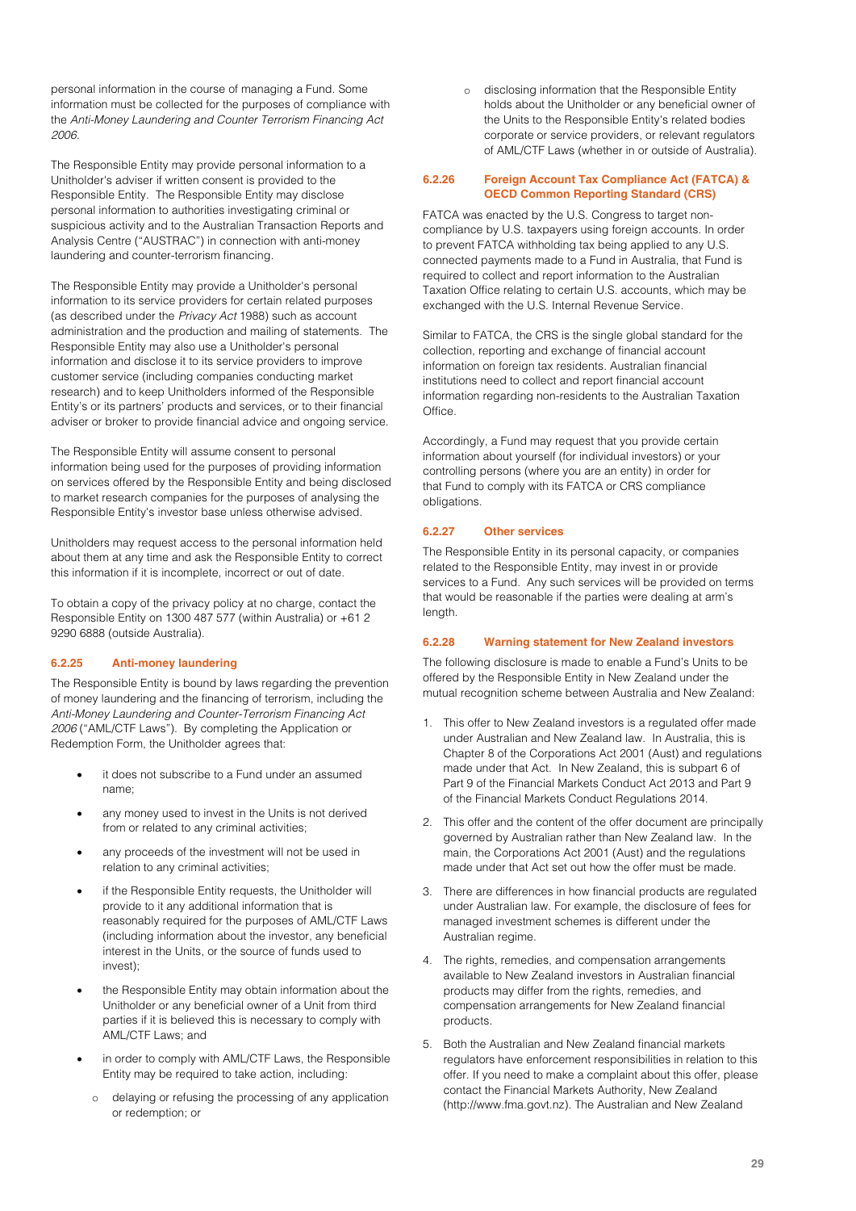personal information in the course of managing a Fund. Some information must be collected for the purposes of compliance with the *Anti-Money Laundering and Counter Terrorism Financing Act 2006*.

The Responsible Entity may provide personal information to a Unitholder's adviser if written consent is provided to the Responsible Entity. The Responsible Entity may disclose personal information to authorities investigating criminal or suspicious activity and to the Australian Transaction Reports and Analysis Centre ("AUSTRAC") in connection with anti-money laundering and counter-terrorism financing.

The Responsible Entity may provide a Unitholder's personal information to its service providers for certain related purposes (as described under the *Privacy Act* 1988) such as account administration and the production and mailing of statements. The Responsible Entity may also use a Unitholder's personal information and disclose it to its service providers to improve customer service (including companies conducting market research) and to keep Unitholders informed of the Responsible Entity's or its partners' products and services, or to their financial adviser or broker to provide financial advice and ongoing service.

The Responsible Entity will assume consent to personal information being used for the purposes of providing information on services offered by the Responsible Entity and being disclosed to market research companies for the purposes of analysing the Responsible Entity's investor base unless otherwise advised.

Unitholders may request access to the personal information held about them at any time and ask the Responsible Entity to correct this information if it is incomplete, incorrect or out of date.

To obtain a copy of the privacy policy at no charge, contact the Responsible Entity on 1300 487 577 (within Australia) or +61 2 9290 6888 (outside Australia).

#### 6.2.25 Anti-money laundering

The Responsible Entity is bound by laws regarding the prevention of money laundering and the financing of terrorism, including the *Anti-Money Laundering and Counter-Terrorism Financing Act 2006* ("AML/CTF Laws"). By completing the Application or Redemption Form, the Unitholder agrees that:

- it does not subscribe to a Fund under an assumed name;
- any money used to invest in the Units is not derived from or related to any criminal activities;
- any proceeds of the investment will not be used in relation to any criminal activities;
- if the Responsible Entity requests, the Unitholder will provide to it any additional information that is reasonably required for the purposes of AML/CTF Laws (including information about the investor, any beneficial interest in the Units, or the source of funds used to invest);
- the Responsible Entity may obtain information about the Unitholder or any beneficial owner of a Unit from third parties if it is believed this is necessary to comply with AML/CTF Laws; and
- in order to comply with AML/CTF Laws, the Responsible Entity may be required to take action, including:
  - delaying or refusing the processing of any application or redemption; or
  - disclosing information that the Responsible Entity holds about the Unitholder or any beneficial owner of the Units to the Responsible Entity's related bodies corporate or service providers, or relevant regulators of AML/CTF Laws (whether in or outside of Australia).

#### 6.2.26 Foreign Account Tax Compliance Act (FATCA) & OECD Common Reporting Standard (CRS)

FATCA was enacted by the U.S. Congress to target non-compliance by U.S. taxpayers using foreign accounts. In order to prevent FATCA withholding tax being applied to any U.S. connected payments made to a Fund in Australia, that Fund is required to collect and report information to the Australian Taxation Office relating to certain U.S. accounts, which may be exchanged with the U.S. Internal Revenue Service.

Similar to FATCA, the CRS is the single global standard for the collection, reporting and exchange of financial account information on foreign tax residents. Australian financial institutions need to collect and report financial account information regarding non-residents to the Australian Taxation Office.

Accordingly, a Fund may request that you provide certain information about yourself (for individual investors) or your controlling persons (where you are an entity) in order for that Fund to comply with its FATCA or CRS compliance obligations.

#### 6.2.27 Other services

The Responsible Entity in its personal capacity, or companies related to the Responsible Entity, may invest in or provide services to a Fund. Any such services will be provided on terms that would be reasonable if the parties were dealing at arm's length.

#### 6.2.28 Warning statement for New Zealand investors

The following disclosure is made to enable a Fund's Units to be offered by the Responsible Entity in New Zealand under the mutual recognition scheme between Australia and New Zealand:

1. This offer to New Zealand investors is a regulated offer made under Australian and New Zealand law. In Australia, this is Chapter 8 of the Corporations Act 2001 (Aust) and regulations made under that Act. In New Zealand, this is subpart 6 of Part 9 of the Financial Markets Conduct Act 2013 and Part 9 of the Financial Markets Conduct Regulations 2014.
2. This offer and the content of the offer document are principally governed by Australian rather than New Zealand law. In the main, the Corporations Act 2001 (Aust) and the regulations made under that Act set out how the offer must be made.
3. There are differences in how financial products are regulated under Australian law. For example, the disclosure of fees for managed investment schemes is different under the Australian regime.
4. The rights, remedies, and compensation arrangements available to New Zealand investors in Australian financial products may differ from the rights, remedies, and compensation arrangements for New Zealand financial products.
5. Both the Australian and New Zealand financial markets regulators have enforcement responsibilities in relation to this offer. If you need to make a complaint about this offer, please contact the Financial Markets Authority, New Zealand (http://www.fma.govt.nz). The Australian and New Zealand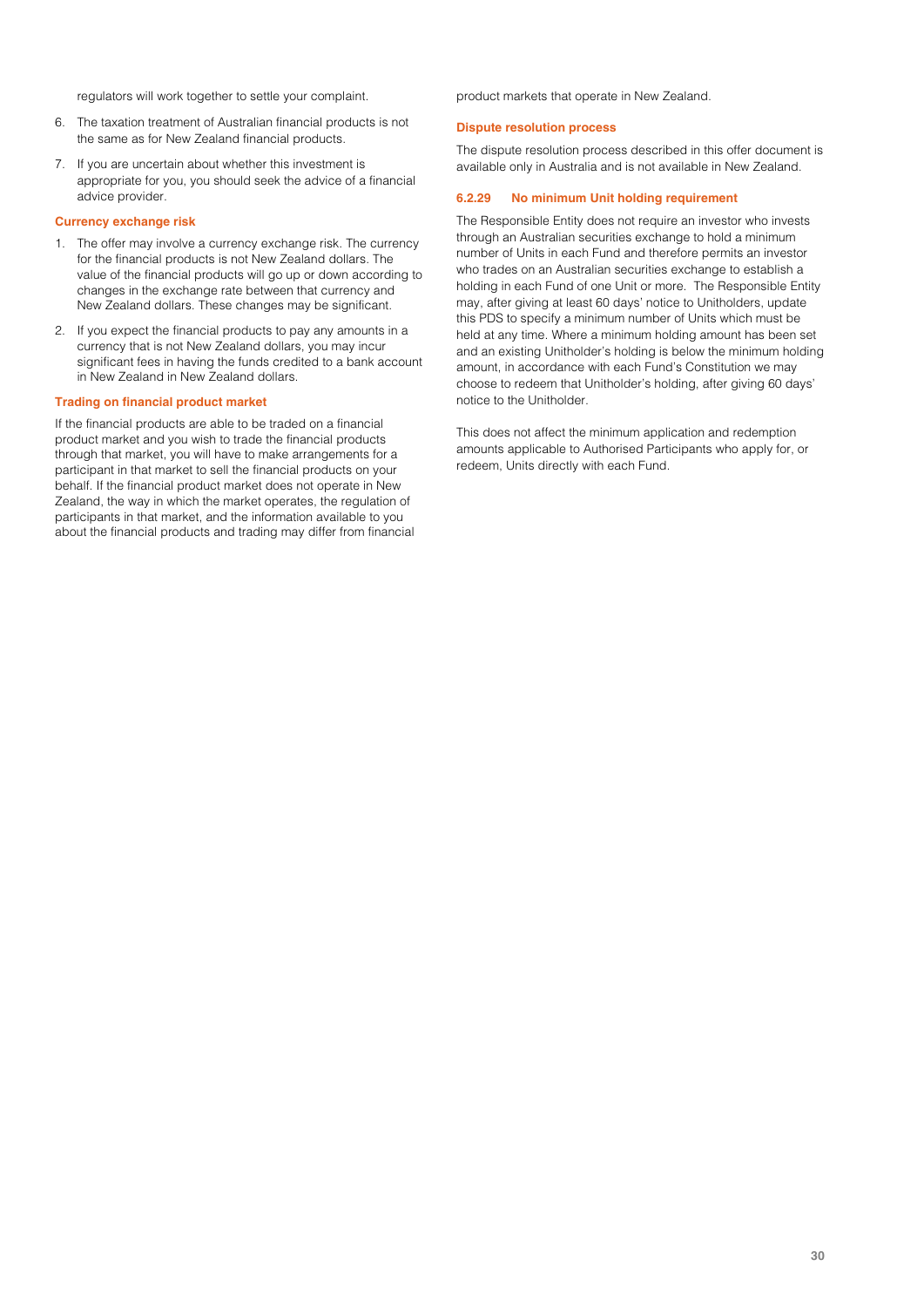regulators will work together to settle your complaint.

6. The taxation treatment of Australian financial products is not the same as for New Zealand financial products.
7. If you are uncertain about whether this investment is appropriate for you, you should seek the advice of a financial advice provider.

#### Currency exchange risk

1. The offer may involve a currency exchange risk. The currency for the financial products is not New Zealand dollars. The value of the financial products will go up or down according to changes in the exchange rate between that currency and New Zealand dollars. These changes may be significant.
2. If you expect the financial products to pay any amounts in a currency that is not New Zealand dollars, you may incur significant fees in having the funds credited to a bank account in New Zealand in New Zealand dollars.

#### Trading on financial product market

If the financial products are able to be traded on a financial product market and you wish to trade the financial products through that market, you will have to make arrangements for a participant in that market to sell the financial products on your behalf. If the financial product market does not operate in New Zealand, the way in which the market operates, the regulation of participants in that market, and the information available to you about the financial products and trading may differ from financial product markets that operate in New Zealand.

#### Dispute resolution process

The dispute resolution process described in this offer document is available only in Australia and is not available in New Zealand.

### 6.2.29 No minimum Unit holding requirement

The Responsible Entity does not require an investor who invests through an Australian securities exchange to hold a minimum number of Units in each Fund and therefore permits an investor who trades on an Australian securities exchange to establish a holding in each Fund of one Unit or more. The Responsible Entity may, after giving at least 60 days' notice to Unitholders, update this PDS to specify a minimum number of Units which must be held at any time. Where a minimum holding amount has been set and an existing Unitholder's holding is below the minimum holding amount, in accordance with each Fund's Constitution we may choose to redeem that Unitholder's holding, after giving 60 days' notice to the Unitholder.

This does not affect the minimum application and redemption amounts applicable to Authorised Participants who apply for, or redeem, Units directly with each Fund.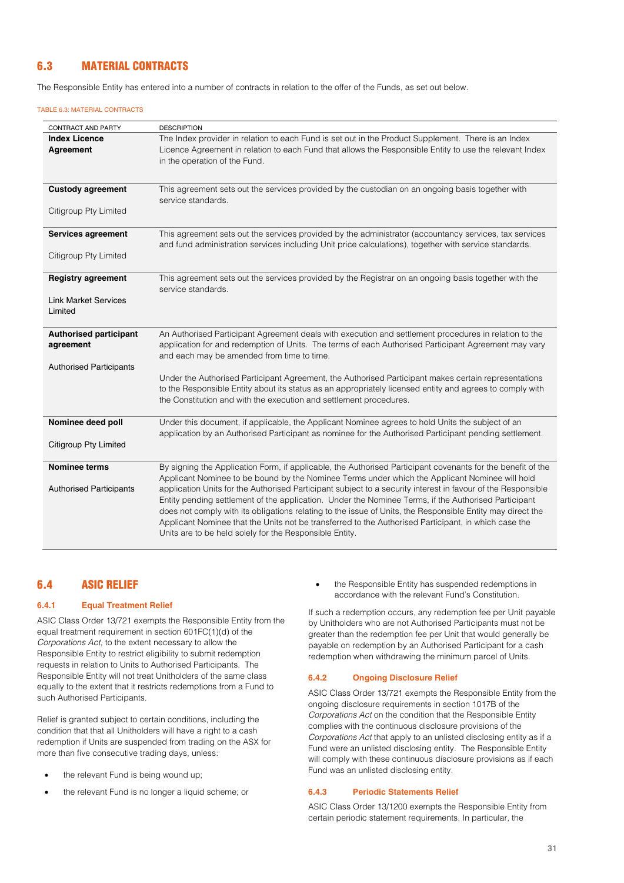## 6.3 MATERIAL CONTRACTS

The Responsible Entity has entered into a number of contracts in relation to the offer of the Funds, as set out below.

TABLE 6.3: MATERIAL CONTRACTS

| CONTRACT AND PARTY | DESCRIPTION |
|---|---|
| **Index Licence Agreement** | The Index provider in relation to each Fund is set out in the Product Supplement. There is an Index Licence Agreement in relation to each Fund that allows the Responsible Entity to use the relevant Index in the operation of the Fund. |
| **Custody agreement**<br><br>Citigroup Pty Limited | This agreement sets out the services provided by the custodian on an ongoing basis together with service standards. |
| **Services agreement**<br><br>Citigroup Pty Limited | This agreement sets out the services provided by the administrator (accountancy services, tax services and fund administration services including Unit price calculations), together with service standards. |
| **Registry agreement**<br><br>Link Market Services Limited | This agreement sets out the services provided by the Registrar on an ongoing basis together with the service standards. |
| **Authorised participant agreement**<br><br>Authorised Participants | An Authorised Participant Agreement deals with execution and settlement procedures in relation to the application for and redemption of Units. The terms of each Authorised Participant Agreement may vary and each may be amended from time to time.<br><br>Under the Authorised Participant Agreement, the Authorised Participant makes certain representations to the Responsible Entity about its status as an appropriately licensed entity and agrees to comply with the Constitution and with the execution and settlement procedures. |
| **Nominee deed poll**<br><br>Citigroup Pty Limited | Under this document, if applicable, the Applicant Nominee agrees to hold Units the subject of an application by an Authorised Participant as nominee for the Authorised Participant pending settlement. |
| **Nominee terms**<br><br>Authorised Participants | By signing the Application Form, if applicable, the Authorised Participant covenants for the benefit of the Applicant Nominee to be bound by the Nominee Terms under which the Applicant Nominee will hold application Units for the Authorised Participant subject to a security interest in favour of the Responsible Entity pending settlement of the application. Under the Nominee Terms, if the Authorised Participant does not comply with its obligations relating to the issue of Units, the Responsible Entity may direct the Applicant Nominee that the Units not be transferred to the Authorised Participant, in which case the Units are to be held solely for the Responsible Entity. |

## 6.4 ASIC RELIEF

### 6.4.1 Equal Treatment Relief

ASIC Class Order 13/721 exempts the Responsible Entity from the equal treatment requirement in section 601FC(1)(d) of the *Corporations Act*, to the extent necessary to allow the Responsible Entity to restrict eligibility to submit redemption requests in relation to Units to Authorised Participants. The Responsible Entity will not treat Unitholders of the same class equally to the extent that it restricts redemptions from a Fund to such Authorised Participants.

Relief is granted subject to certain conditions, including the condition that that all Unitholders will have a right to a cash redemption if Units are suspended from trading on the ASX for more than five consecutive trading days, unless:

- the relevant Fund is being wound up;
- the relevant Fund is no longer a liquid scheme; or
- the Responsible Entity has suspended redemptions in accordance with the relevant Fund's Constitution.

If such a redemption occurs, any redemption fee per Unit payable by Unitholders who are not Authorised Participants must not be greater than the redemption fee per Unit that would generally be payable on redemption by an Authorised Participant for a cash redemption when withdrawing the minimum parcel of Units.

### 6.4.2 Ongoing Disclosure Relief

ASIC Class Order 13/721 exempts the Responsible Entity from the ongoing disclosure requirements in section 1017B of the *Corporations Act* on the condition that the Responsible Entity complies with the continuous disclosure provisions of the *Corporations Act* that apply to an unlisted disclosing entity as if a Fund were an unlisted disclosing entity. The Responsible Entity will comply with these continuous disclosure provisions as if each Fund was an unlisted disclosing entity.

### 6.4.3 Periodic Statements Relief

ASIC Class Order 13/1200 exempts the Responsible Entity from certain periodic statement requirements. In particular, the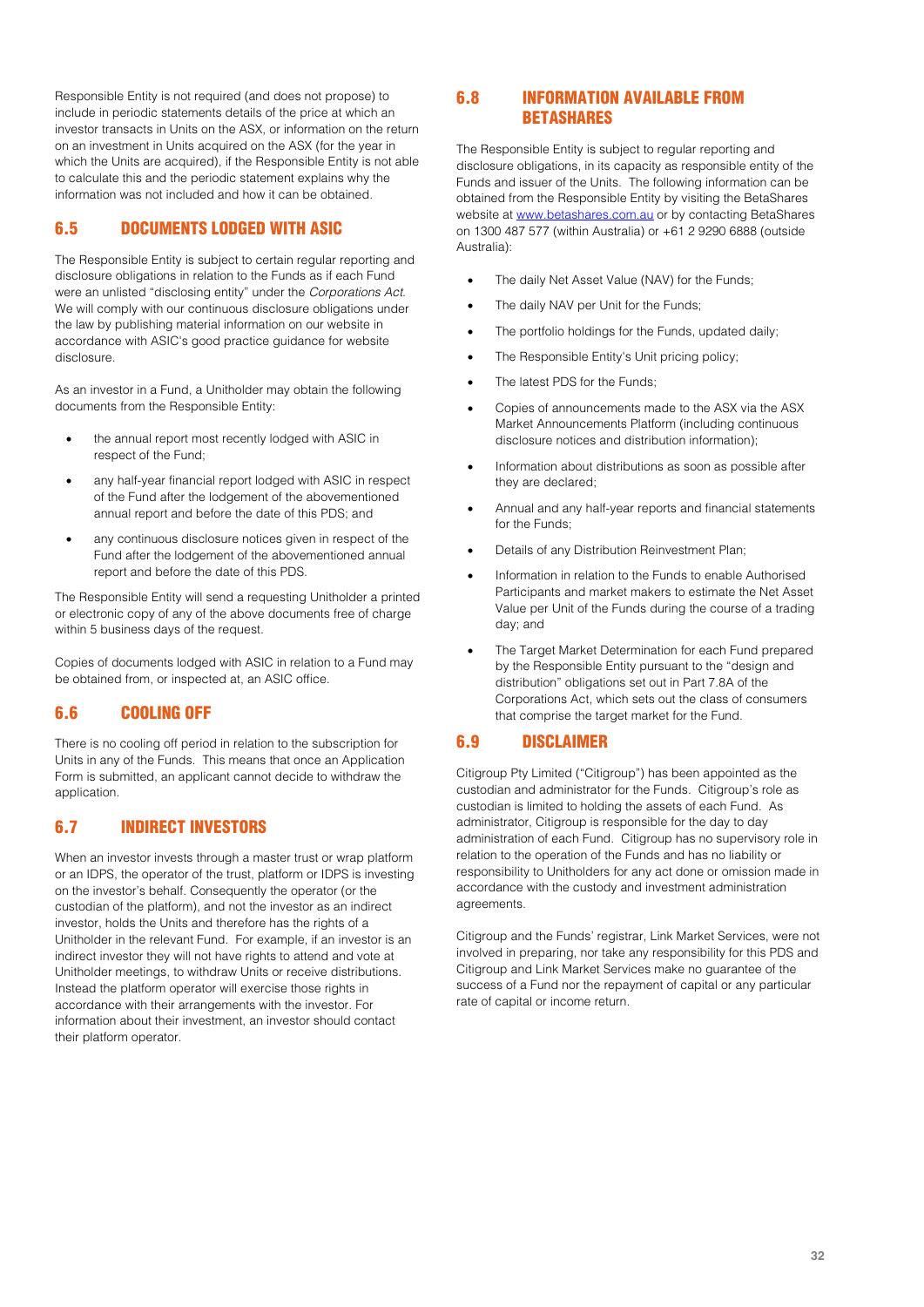Responsible Entity is not required (and does not propose) to include in periodic statements details of the price at which an investor transacts in Units on the ASX, or information on the return on an investment in Units acquired on the ASX (for the year in which the Units are acquired), if the Responsible Entity is not able to calculate this and the periodic statement explains why the information was not included and how it can be obtained.

## 6.5 DOCUMENTS LODGED WITH ASIC

The Responsible Entity is subject to certain regular reporting and disclosure obligations in relation to the Funds as if each Fund were an unlisted "disclosing entity" under the *Corporations Act*. We will comply with our continuous disclosure obligations under the law by publishing material information on our website in accordance with ASIC's good practice guidance for website disclosure.

As an investor in a Fund, a Unitholder may obtain the following documents from the Responsible Entity:

- the annual report most recently lodged with ASIC in respect of the Fund;
- any half-year financial report lodged with ASIC in respect of the Fund after the lodgement of the abovementioned annual report and before the date of this PDS; and
- any continuous disclosure notices given in respect of the Fund after the lodgement of the abovementioned annual report and before the date of this PDS.

The Responsible Entity will send a requesting Unitholder a printed or electronic copy of any of the above documents free of charge within 5 business days of the request.

Copies of documents lodged with ASIC in relation to a Fund may be obtained from, or inspected at, an ASIC office.

## 6.6 COOLING OFF

There is no cooling off period in relation to the subscription for Units in any of the Funds. This means that once an Application Form is submitted, an applicant cannot decide to withdraw the application.

## 6.7 INDIRECT INVESTORS

When an investor invests through a master trust or wrap platform or an IDPS, the operator of the trust, platform or IDPS is investing on the investor's behalf. Consequently the operator (or the custodian of the platform), and not the investor as an indirect investor, holds the Units and therefore has the rights of a Unitholder in the relevant Fund. For example, if an investor is an indirect investor they will not have rights to attend and vote at Unitholder meetings, to withdraw Units or receive distributions. Instead the platform operator will exercise those rights in accordance with their arrangements with the investor. For information about their investment, an investor should contact their platform operator.

## 6.8 INFORMATION AVAILABLE FROM BETASHARES

The Responsible Entity is subject to regular reporting and disclosure obligations, in its capacity as responsible entity of the Funds and issuer of the Units. The following information can be obtained from the Responsible Entity by visiting the BetaShares website at www.betashares.com.au or by contacting BetaShares on 1300 487 577 (within Australia) or +61 2 9290 6888 (outside Australia):

- The daily Net Asset Value (NAV) for the Funds;
- The daily NAV per Unit for the Funds;
- The portfolio holdings for the Funds, updated daily;
- The Responsible Entity's Unit pricing policy;
- The latest PDS for the Funds;
- Copies of announcements made to the ASX via the ASX Market Announcements Platform (including continuous disclosure notices and distribution information);
- Information about distributions as soon as possible after they are declared;
- Annual and any half-year reports and financial statements for the Funds;
- Details of any Distribution Reinvestment Plan;
- Information in relation to the Funds to enable Authorised Participants and market makers to estimate the Net Asset Value per Unit of the Funds during the course of a trading day; and
- The Target Market Determination for each Fund prepared by the Responsible Entity pursuant to the "design and distribution" obligations set out in Part 7.8A of the Corporations Act, which sets out the class of consumers that comprise the target market for the Fund.

## 6.9 DISCLAIMER

Citigroup Pty Limited ("Citigroup") has been appointed as the custodian and administrator for the Funds. Citigroup's role as custodian is limited to holding the assets of each Fund. As administrator, Citigroup is responsible for the day to day administration of each Fund. Citigroup has no supervisory role in relation to the operation of the Funds and has no liability or responsibility to Unitholders for any act done or omission made in accordance with the custody and investment administration agreements.

Citigroup and the Funds' registrar, Link Market Services, were not involved in preparing, nor take any responsibility for this PDS and Citigroup and Link Market Services make no guarantee of the success of a Fund nor the repayment of capital or any particular rate of capital or income return.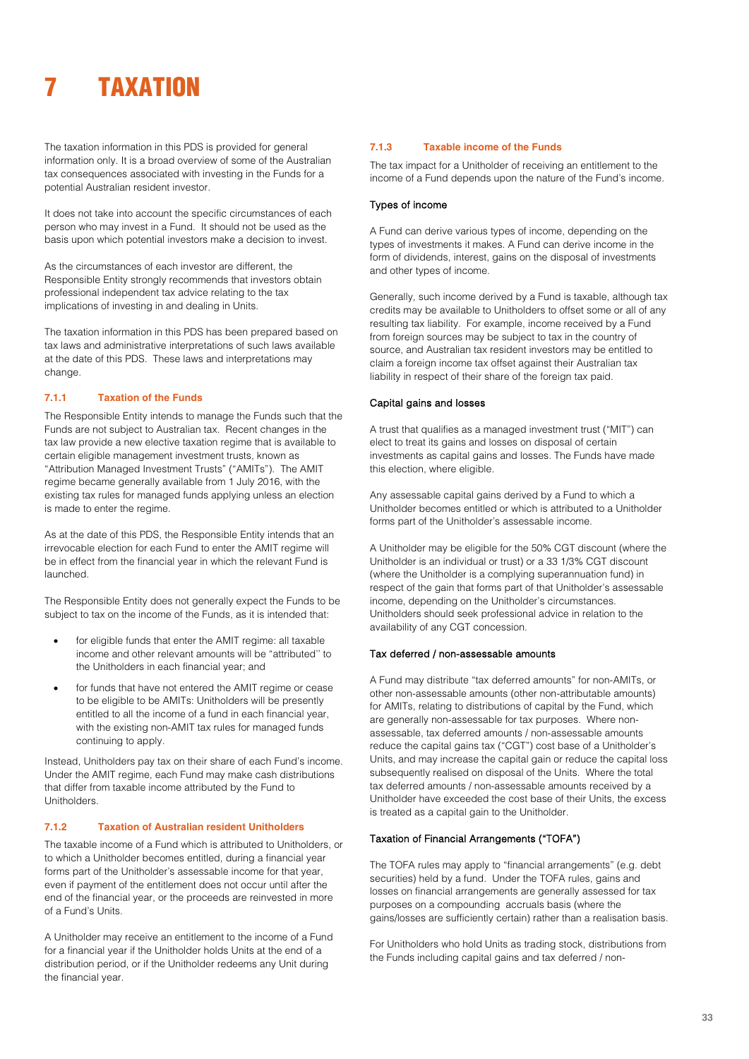# 7 TAXATION

The taxation information in this PDS is provided for general information only. It is a broad overview of some of the Australian tax consequences associated with investing in the Funds for a potential Australian resident investor.

It does not take into account the specific circumstances of each person who may invest in a Fund. It should not be used as the basis upon which potential investors make a decision to invest.

As the circumstances of each investor are different, the Responsible Entity strongly recommends that investors obtain professional independent tax advice relating to the tax implications of investing in and dealing in Units.

The taxation information in this PDS has been prepared based on tax laws and administrative interpretations of such laws available at the date of this PDS. These laws and interpretations may change.

### 7.1.1 Taxation of the Funds

The Responsible Entity intends to manage the Funds such that the Funds are not subject to Australian tax. Recent changes in the tax law provide a new elective taxation regime that is available to certain eligible management investment trusts, known as "Attribution Managed Investment Trusts" ("AMITs"). The AMIT regime became generally available from 1 July 2016, with the existing tax rules for managed funds applying unless an election is made to enter the regime.

As at the date of this PDS, the Responsible Entity intends that an irrevocable election for each Fund to enter the AMIT regime will be in effect from the financial year in which the relevant Fund is launched.

The Responsible Entity does not generally expect the Funds to be subject to tax on the income of the Funds, as it is intended that:

- for eligible funds that enter the AMIT regime: all taxable income and other relevant amounts will be "attributed" to the Unitholders in each financial year; and
- for funds that have not entered the AMIT regime or cease to be eligible to be AMITs: Unitholders will be presently entitled to all the income of a fund in each financial year, with the existing non-AMIT tax rules for managed funds continuing to apply.

Instead, Unitholders pay tax on their share of each Fund's income. Under the AMIT regime, each Fund may make cash distributions that differ from taxable income attributed by the Fund to Unitholders.

### 7.1.2 Taxation of Australian resident Unitholders

The taxable income of a Fund which is attributed to Unitholders, or to which a Unitholder becomes entitled, during a financial year forms part of the Unitholder's assessable income for that year, even if payment of the entitlement does not occur until after the end of the financial year, or the proceeds are reinvested in more of a Fund's Units.

A Unitholder may receive an entitlement to the income of a Fund for a financial year if the Unitholder holds Units at the end of a distribution period, or if the Unitholder redeems any Unit during the financial year.

### 7.1.3 Taxable income of the Funds

The tax impact for a Unitholder of receiving an entitlement to the income of a Fund depends upon the nature of the Fund's income.

#### Types of income

A Fund can derive various types of income, depending on the types of investments it makes. A Fund can derive income in the form of dividends, interest, gains on the disposal of investments and other types of income.

Generally, such income derived by a Fund is taxable, although tax credits may be available to Unitholders to offset some or all of any resulting tax liability. For example, income received by a Fund from foreign sources may be subject to tax in the country of source, and Australian tax resident investors may be entitled to claim a foreign income tax offset against their Australian tax liability in respect of their share of the foreign tax paid.

#### Capital gains and losses

A trust that qualifies as a managed investment trust ("MIT") can elect to treat its gains and losses on disposal of certain investments as capital gains and losses. The Funds have made this election, where eligible.

Any assessable capital gains derived by a Fund to which a Unitholder becomes entitled or which is attributed to a Unitholder forms part of the Unitholder's assessable income.

A Unitholder may be eligible for the 50% CGT discount (where the Unitholder is an individual or trust) or a 33 1/3% CGT discount (where the Unitholder is a complying superannuation fund) in respect of the gain that forms part of that Unitholder's assessable income, depending on the Unitholder's circumstances. Unitholders should seek professional advice in relation to the availability of any CGT concession.

#### Tax deferred / non-assessable amounts

A Fund may distribute "tax deferred amounts" for non-AMITs, or other non-assessable amounts (other non-attributable amounts) for AMITs, relating to distributions of capital by the Fund, which are generally non-assessable for tax purposes. Where non-assessable, tax deferred amounts / non-assessable amounts reduce the capital gains tax ("CGT") cost base of a Unitholder's Units, and may increase the capital gain or reduce the capital loss subsequently realised on disposal of the Units. Where the total tax deferred amounts / non-assessable amounts received by a Unitholder have exceeded the cost base of their Units, the excess is treated as a capital gain to the Unitholder.

#### Taxation of Financial Arrangements ("TOFA")

The TOFA rules may apply to "financial arrangements" (e.g. debt securities) held by a fund. Under the TOFA rules, gains and losses on financial arrangements are generally assessed for tax purposes on a compounding accruals basis (where the gains/losses are sufficiently certain) rather than a realisation basis.

For Unitholders who hold Units as trading stock, distributions from the Funds including capital gains and tax deferred / non-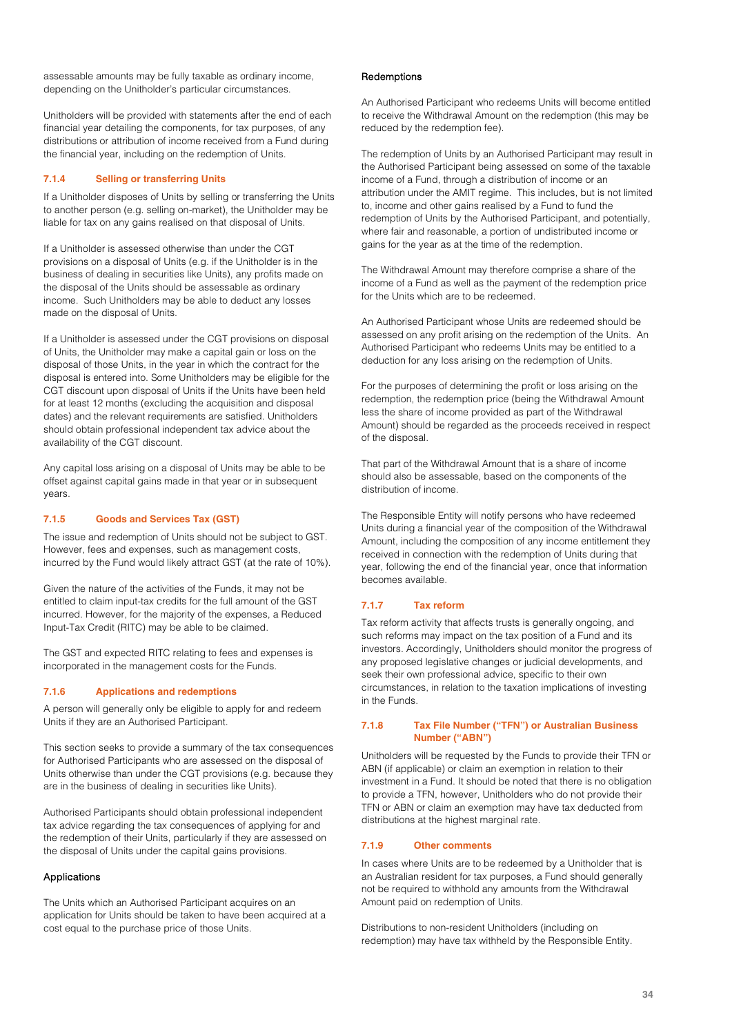assessable amounts may be fully taxable as ordinary income, depending on the Unitholder's particular circumstances.

Unitholders will be provided with statements after the end of each financial year detailing the components, for tax purposes, of any distributions or attribution of income received from a Fund during the financial year, including on the redemption of Units.

### 7.1.4 Selling or transferring Units

If a Unitholder disposes of Units by selling or transferring the Units to another person (e.g. selling on-market), the Unitholder may be liable for tax on any gains realised on that disposal of Units.

If a Unitholder is assessed otherwise than under the CGT provisions on a disposal of Units (e.g. if the Unitholder is in the business of dealing in securities like Units), any profits made on the disposal of the Units should be assessable as ordinary income. Such Unitholders may be able to deduct any losses made on the disposal of Units.

If a Unitholder is assessed under the CGT provisions on disposal of Units, the Unitholder may make a capital gain or loss on the disposal of those Units, in the year in which the contract for the disposal is entered into. Some Unitholders may be eligible for the CGT discount upon disposal of Units if the Units have been held for at least 12 months (excluding the acquisition and disposal dates) and the relevant requirements are satisfied. Unitholders should obtain professional independent tax advice about the availability of the CGT discount.

Any capital loss arising on a disposal of Units may be able to be offset against capital gains made in that year or in subsequent years.

### 7.1.5 Goods and Services Tax (GST)

The issue and redemption of Units should not be subject to GST. However, fees and expenses, such as management costs, incurred by the Fund would likely attract GST (at the rate of 10%).

Given the nature of the activities of the Funds, it may not be entitled to claim input-tax credits for the full amount of the GST incurred. However, for the majority of the expenses, a Reduced Input-Tax Credit (RITC) may be able to be claimed.

The GST and expected RITC relating to fees and expenses is incorporated in the management costs for the Funds.

### 7.1.6 Applications and redemptions

A person will generally only be eligible to apply for and redeem Units if they are an Authorised Participant.

This section seeks to provide a summary of the tax consequences for Authorised Participants who are assessed on the disposal of Units otherwise than under the CGT provisions (e.g. because they are in the business of dealing in securities like Units).

Authorised Participants should obtain professional independent tax advice regarding the tax consequences of applying for and the redemption of their Units, particularly if they are assessed on the disposal of Units under the capital gains provisions.

#### Applications

The Units which an Authorised Participant acquires on an application for Units should be taken to have been acquired at a cost equal to the purchase price of those Units.

#### Redemptions

An Authorised Participant who redeems Units will become entitled to receive the Withdrawal Amount on the redemption (this may be reduced by the redemption fee).

The redemption of Units by an Authorised Participant may result in the Authorised Participant being assessed on some of the taxable income of a Fund, through a distribution of income or an attribution under the AMIT regime. This includes, but is not limited to, income and other gains realised by a Fund to fund the redemption of Units by the Authorised Participant, and potentially, where fair and reasonable, a portion of undistributed income or gains for the year as at the time of the redemption.

The Withdrawal Amount may therefore comprise a share of the income of a Fund as well as the payment of the redemption price for the Units which are to be redeemed.

An Authorised Participant whose Units are redeemed should be assessed on any profit arising on the redemption of the Units. An Authorised Participant who redeems Units may be entitled to a deduction for any loss arising on the redemption of Units.

For the purposes of determining the profit or loss arising on the redemption, the redemption price (being the Withdrawal Amount less the share of income provided as part of the Withdrawal Amount) should be regarded as the proceeds received in respect of the disposal.

That part of the Withdrawal Amount that is a share of income should also be assessable, based on the components of the distribution of income.

The Responsible Entity will notify persons who have redeemed Units during a financial year of the composition of the Withdrawal Amount, including the composition of any income entitlement they received in connection with the redemption of Units during that year, following the end of the financial year, once that information becomes available.

### 7.1.7 Tax reform

Tax reform activity that affects trusts is generally ongoing, and such reforms may impact on the tax position of a Fund and its investors. Accordingly, Unitholders should monitor the progress of any proposed legislative changes or judicial developments, and seek their own professional advice, specific to their own circumstances, in relation to the taxation implications of investing in the Funds.

### 7.1.8 Tax File Number ("TFN") or Australian Business Number ("ABN")

Unitholders will be requested by the Funds to provide their TFN or ABN (if applicable) or claim an exemption in relation to their investment in a Fund. It should be noted that there is no obligation to provide a TFN, however, Unitholders who do not provide their TFN or ABN or claim an exemption may have tax deducted from distributions at the highest marginal rate.

### 7.1.9 Other comments

In cases where Units are to be redeemed by a Unitholder that is an Australian resident for tax purposes, a Fund should generally not be required to withhold any amounts from the Withdrawal Amount paid on redemption of Units.

Distributions to non-resident Unitholders (including on redemption) may have tax withheld by the Responsible Entity.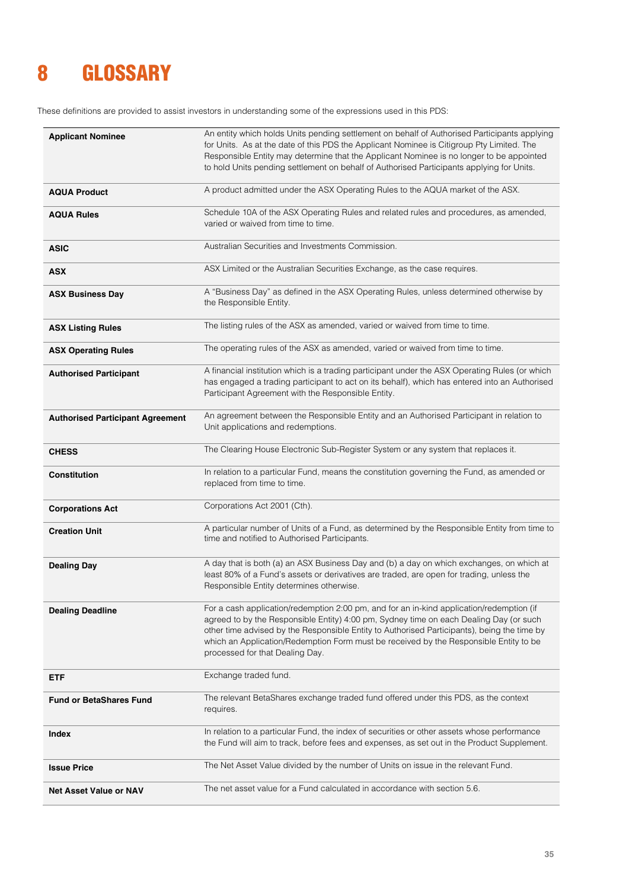# 8 GLOSSARY

These definitions are provided to assist investors in understanding some of the expressions used in this PDS:

| | |
|---|---|
| **Applicant Nominee** | An entity which holds Units pending settlement on behalf of Authorised Participants applying for Units. As at the date of this PDS the Applicant Nominee is Citigroup Pty Limited. The Responsible Entity may determine that the Applicant Nominee is no longer to be appointed to hold Units pending settlement on behalf of Authorised Participants applying for Units. |
| **AQUA Product** | A product admitted under the ASX Operating Rules to the AQUA market of the ASX. |
| **AQUA Rules** | Schedule 10A of the ASX Operating Rules and related rules and procedures, as amended, varied or waived from time to time. |
| **ASIC** | Australian Securities and Investments Commission. |
| **ASX** | ASX Limited or the Australian Securities Exchange, as the case requires. |
| **ASX Business Day** | A "Business Day" as defined in the ASX Operating Rules, unless determined otherwise by the Responsible Entity. |
| **ASX Listing Rules** | The listing rules of the ASX as amended, varied or waived from time to time. |
| **ASX Operating Rules** | The operating rules of the ASX as amended, varied or waived from time to time. |
| **Authorised Participant** | A financial institution which is a trading participant under the ASX Operating Rules (or which has engaged a trading participant to act on its behalf), which has entered into an Authorised Participant Agreement with the Responsible Entity. |
| **Authorised Participant Agreement** | An agreement between the Responsible Entity and an Authorised Participant in relation to Unit applications and redemptions. |
| **CHESS** | The Clearing House Electronic Sub-Register System or any system that replaces it. |
| **Constitution** | In relation to a particular Fund, means the constitution governing the Fund, as amended or replaced from time to time. |
| **Corporations Act** | Corporations Act 2001 (Cth). |
| **Creation Unit** | A particular number of Units of a Fund, as determined by the Responsible Entity from time to time and notified to Authorised Participants. |
| **Dealing Day** | A day that is both (a) an ASX Business Day and (b) a day on which exchanges, on which at least 80% of a Fund's assets or derivatives are traded, are open for trading, unless the Responsible Entity determines otherwise. |
| **Dealing Deadline** | For a cash application/redemption 2:00 pm, and for an in-kind application/redemption (if agreed to by the Responsible Entity) 4:00 pm, Sydney time on each Dealing Day (or such other time advised by the Responsible Entity to Authorised Participants), being the time by which an Application/Redemption Form must be received by the Responsible Entity to be processed for that Dealing Day. |
| **ETF** | Exchange traded fund. |
| **Fund or BetaShares Fund** | The relevant BetaShares exchange traded fund offered under this PDS, as the context requires. |
| **Index** | In relation to a particular Fund, the index of securities or other assets whose performance the Fund will aim to track, before fees and expenses, as set out in the Product Supplement. |
| **Issue Price** | The Net Asset Value divided by the number of Units on issue in the relevant Fund. |
| **Net Asset Value or NAV** | The net asset value for a Fund calculated in accordance with section 5.6. |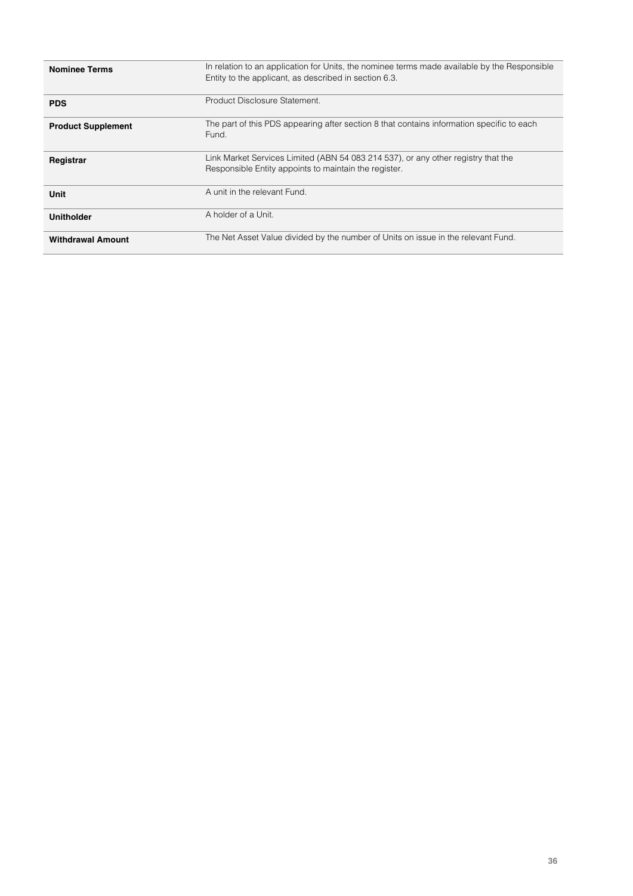| | |
|---|---|
| **Nominee Terms** | In relation to an application for Units, the nominee terms made available by the Responsible Entity to the applicant, as described in section 6.3. |
| **PDS** | Product Disclosure Statement. |
| **Product Supplement** | The part of this PDS appearing after section 8 that contains information specific to each Fund. |
| **Registrar** | Link Market Services Limited (ABN 54 083 214 537), or any other registry that the Responsible Entity appoints to maintain the register. |
| **Unit** | A unit in the relevant Fund. |
| **Unitholder** | A holder of a Unit. |
| **Withdrawal Amount** | The Net Asset Value divided by the number of Units on issue in the relevant Fund. |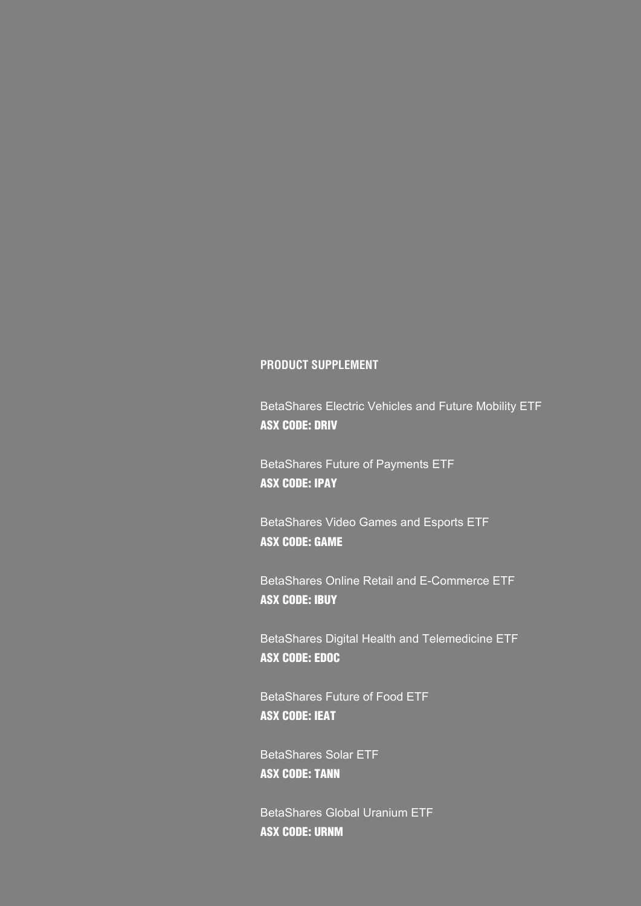## PRODUCT SUPPLEMENT

BetaShares Electric Vehicles and Future Mobility ETF
**ASX CODE: DRIV**

BetaShares Future of Payments ETF
**ASX CODE: IPAY**

BetaShares Video Games and Esports ETF
**ASX CODE: GAME**

BetaShares Online Retail and E-Commerce ETF
**ASX CODE: IBUY**

BetaShares Digital Health and Telemedicine ETF
**ASX CODE: EDOC**

BetaShares Future of Food ETF
**ASX CODE: IEAT**

BetaShares Solar ETF
**ASX CODE: TANN**

BetaShares Global Uranium ETF
**ASX CODE: URNM**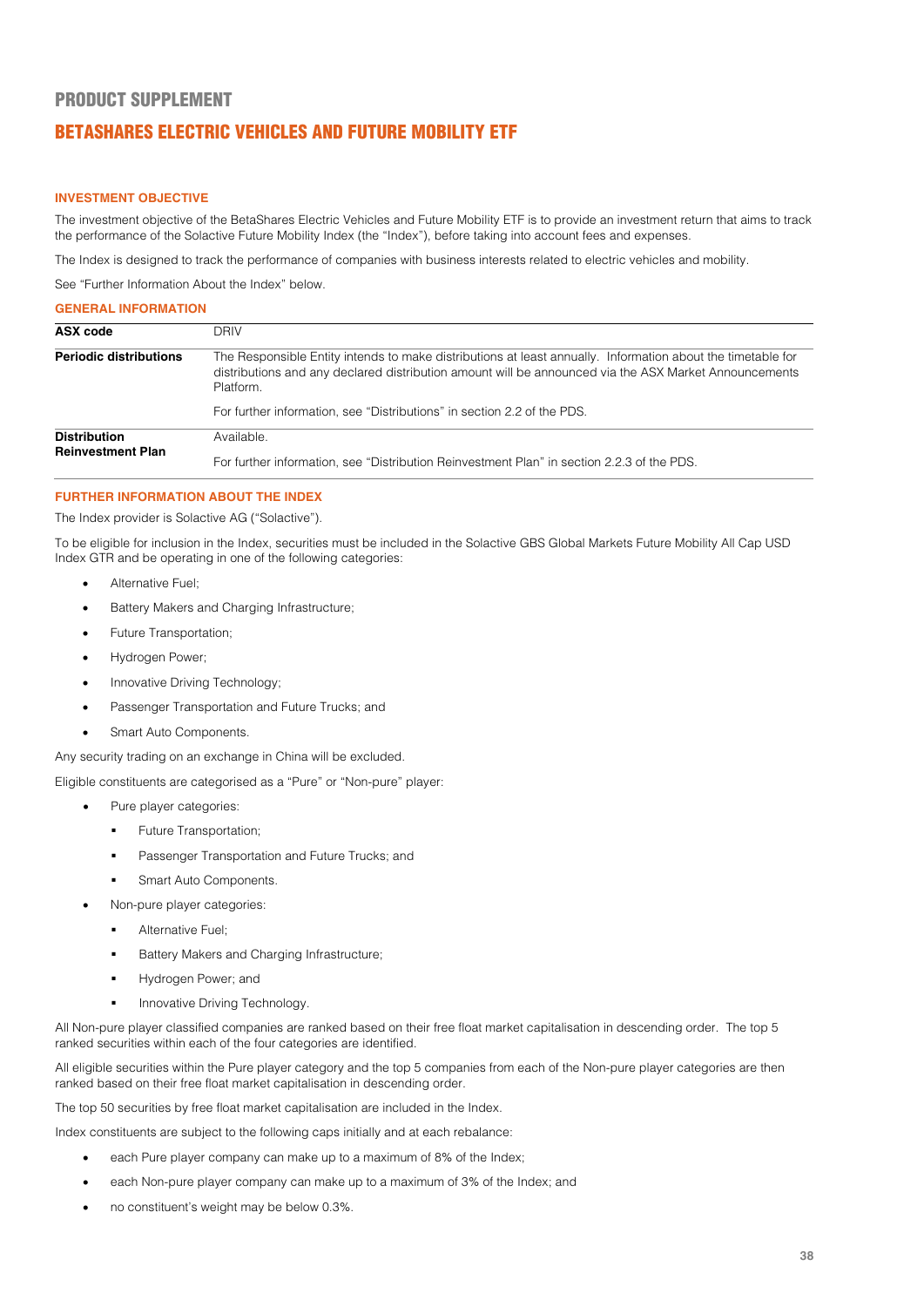# PRODUCT SUPPLEMENT

## BETASHARES ELECTRIC VEHICLES AND FUTURE MOBILITY ETF

### INVESTMENT OBJECTIVE

The investment objective of the BetaShares Electric Vehicles and Future Mobility ETF is to provide an investment return that aims to track the performance of the Solactive Future Mobility Index (the "Index"), before taking into account fees and expenses.

The Index is designed to track the performance of companies with business interests related to electric vehicles and mobility.

See "Further Information About the Index" below.

### GENERAL INFORMATION

| | |
|---|---|
| **ASX code** | DRIV |
| **Periodic distributions** | The Responsible Entity intends to make distributions at least annually. Information about the timetable for distributions and any declared distribution amount will be announced via the ASX Market Announcements Platform.<br><br>For further information, see "Distributions" in section 2.2 of the PDS. |
| **Distribution Reinvestment Plan** | Available.<br><br>For further information, see "Distribution Reinvestment Plan" in section 2.2.3 of the PDS. |

### FURTHER INFORMATION ABOUT THE INDEX

The Index provider is Solactive AG ("Solactive").

To be eligible for inclusion in the Index, securities must be included in the Solactive GBS Global Markets Future Mobility All Cap USD Index GTR and be operating in one of the following categories:

- Alternative Fuel;
- Battery Makers and Charging Infrastructure;
- Future Transportation;
- Hydrogen Power;
- Innovative Driving Technology;
- Passenger Transportation and Future Trucks; and
- Smart Auto Components.

Any security trading on an exchange in China will be excluded.

Eligible constituents are categorised as a "Pure" or "Non-pure" player:

- Pure player categories:
  - Future Transportation;
  - Passenger Transportation and Future Trucks; and
  - Smart Auto Components.
- Non-pure player categories:
  - Alternative Fuel;
  - Battery Makers and Charging Infrastructure;
  - Hydrogen Power; and
  - Innovative Driving Technology.

All Non-pure player classified companies are ranked based on their free float market capitalisation in descending order. The top 5 ranked securities within each of the four categories are identified.

All eligible securities within the Pure player category and the top 5 companies from each of the Non-pure player categories are then ranked based on their free float market capitalisation in descending order.

The top 50 securities by free float market capitalisation are included in the Index.

Index constituents are subject to the following caps initially and at each rebalance:

- each Pure player company can make up to a maximum of 8% of the Index;
- each Non-pure player company can make up to a maximum of 3% of the Index; and
- no constituent's weight may be below 0.3%.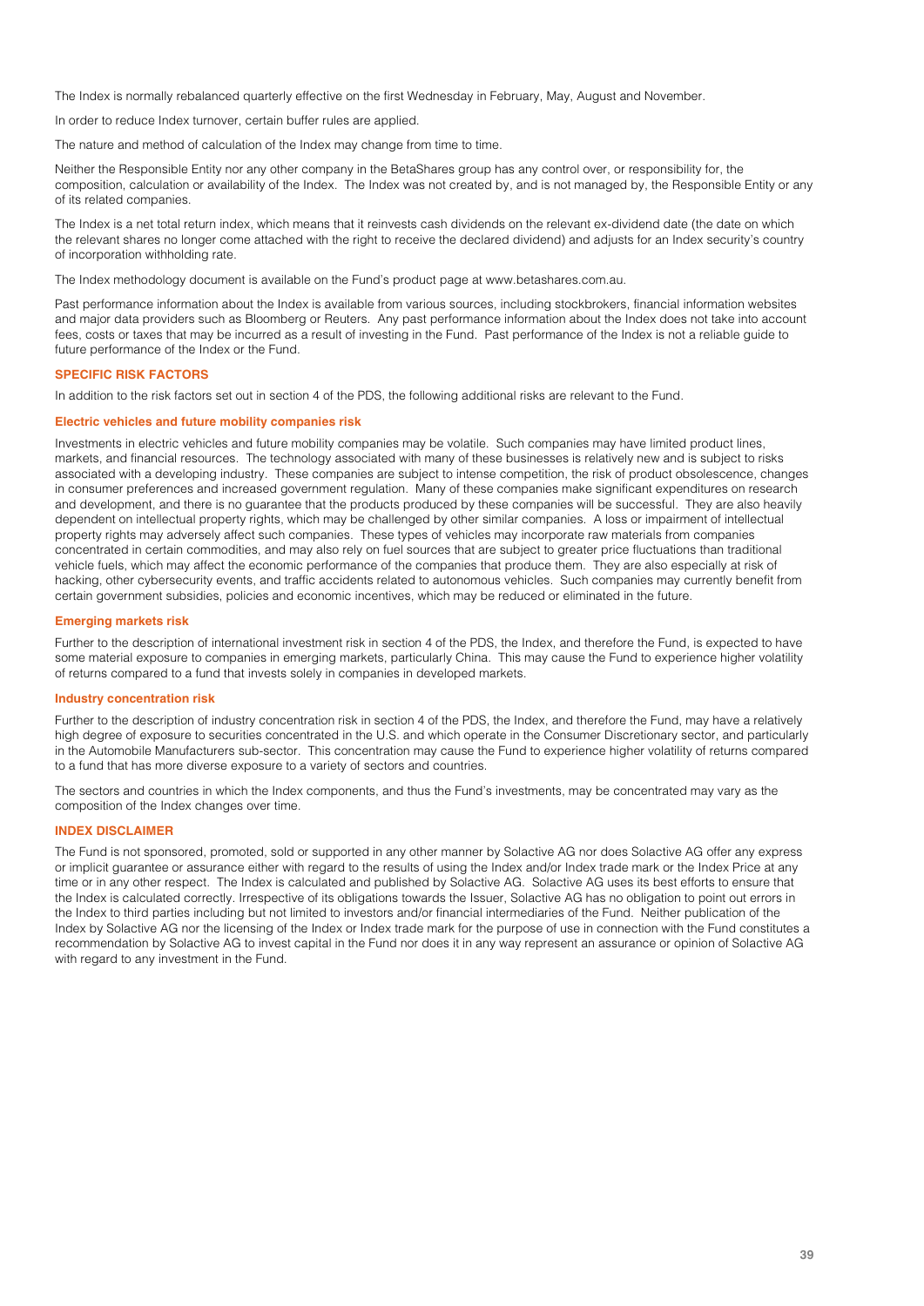The Index is normally rebalanced quarterly effective on the first Wednesday in February, May, August and November.

In order to reduce Index turnover, certain buffer rules are applied.

The nature and method of calculation of the Index may change from time to time.

Neither the Responsible Entity nor any other company in the BetaShares group has any control over, or responsibility for, the composition, calculation or availability of the Index. The Index was not created by, and is not managed by, the Responsible Entity or any of its related companies.

The Index is a net total return index, which means that it reinvests cash dividends on the relevant ex-dividend date (the date on which the relevant shares no longer come attached with the right to receive the declared dividend) and adjusts for an Index security's country of incorporation withholding rate.

The Index methodology document is available on the Fund's product page at www.betashares.com.au.

Past performance information about the Index is available from various sources, including stockbrokers, financial information websites and major data providers such as Bloomberg or Reuters. Any past performance information about the Index does not take into account fees, costs or taxes that may be incurred as a result of investing in the Fund. Past performance of the Index is not a reliable guide to future performance of the Index or the Fund.

## SPECIFIC RISK FACTORS

In addition to the risk factors set out in section 4 of the PDS, the following additional risks are relevant to the Fund.

### Electric vehicles and future mobility companies risk

Investments in electric vehicles and future mobility companies may be volatile. Such companies may have limited product lines, markets, and financial resources. The technology associated with many of these businesses is relatively new and is subject to risks associated with a developing industry. These companies are subject to intense competition, the risk of product obsolescence, changes in consumer preferences and increased government regulation. Many of these companies make significant expenditures on research and development, and there is no guarantee that the products produced by these companies will be successful. They are also heavily dependent on intellectual property rights, which may be challenged by other similar companies. A loss or impairment of intellectual property rights may adversely affect such companies. These types of vehicles may incorporate raw materials from companies concentrated in certain commodities, and may also rely on fuel sources that are subject to greater price fluctuations than traditional vehicle fuels, which may affect the economic performance of the companies that produce them. They are also especially at risk of hacking, other cybersecurity events, and traffic accidents related to autonomous vehicles. Such companies may currently benefit from certain government subsidies, policies and economic incentives, which may be reduced or eliminated in the future.

### Emerging markets risk

Further to the description of international investment risk in section 4 of the PDS, the Index, and therefore the Fund, is expected to have some material exposure to companies in emerging markets, particularly China. This may cause the Fund to experience higher volatility of returns compared to a fund that invests solely in companies in developed markets.

### Industry concentration risk

Further to the description of industry concentration risk in section 4 of the PDS, the Index, and therefore the Fund, may have a relatively high degree of exposure to securities concentrated in the U.S. and which operate in the Consumer Discretionary sector, and particularly in the Automobile Manufacturers sub-sector. This concentration may cause the Fund to experience higher volatility of returns compared to a fund that has more diverse exposure to a variety of sectors and countries.

The sectors and countries in which the Index components, and thus the Fund's investments, may be concentrated may vary as the composition of the Index changes over time.

## INDEX DISCLAIMER

The Fund is not sponsored, promoted, sold or supported in any other manner by Solactive AG nor does Solactive AG offer any express or implicit guarantee or assurance either with regard to the results of using the Index and/or Index trade mark or the Index Price at any time or in any other respect. The Index is calculated and published by Solactive AG. Solactive AG uses its best efforts to ensure that the Index is calculated correctly. Irrespective of its obligations towards the Issuer, Solactive AG has no obligation to point out errors in the Index to third parties including but not limited to investors and/or financial intermediaries of the Fund. Neither publication of the Index by Solactive AG nor the licensing of the Index or Index trade mark for the purpose of use in connection with the Fund constitutes a recommendation by Solactive AG to invest capital in the Fund nor does it in any way represent an assurance or opinion of Solactive AG with regard to any investment in the Fund.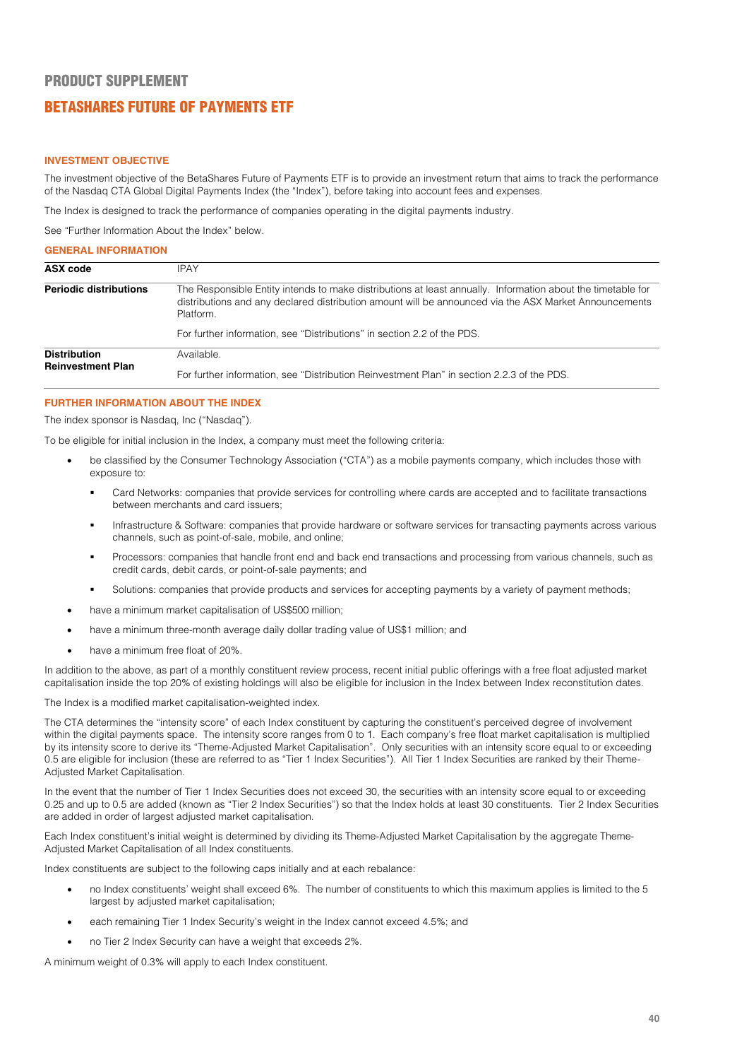# PRODUCT SUPPLEMENT

## BETASHARES FUTURE OF PAYMENTS ETF

### INVESTMENT OBJECTIVE

The investment objective of the BetaShares Future of Payments ETF is to provide an investment return that aims to track the performance of the Nasdaq CTA Global Digital Payments Index (the "Index"), before taking into account fees and expenses.

The Index is designed to track the performance of companies operating in the digital payments industry.

See "Further Information About the Index" below.

### GENERAL INFORMATION

| | |
|---|---|
| **ASX code** | IPAY |
| **Periodic distributions** | The Responsible Entity intends to make distributions at least annually. Information about the timetable for distributions and any declared distribution amount will be announced via the ASX Market Announcements Platform.<br><br>For further information, see "Distributions" in section 2.2 of the PDS. |
| **Distribution Reinvestment Plan** | Available.<br><br>For further information, see "Distribution Reinvestment Plan" in section 2.2.3 of the PDS. |

### FURTHER INFORMATION ABOUT THE INDEX

The index sponsor is Nasdaq, Inc ("Nasdaq").

To be eligible for initial inclusion in the Index, a company must meet the following criteria:

- be classified by the Consumer Technology Association ("CTA") as a mobile payments company, which includes those with exposure to:
  - Card Networks: companies that provide services for controlling where cards are accepted and to facilitate transactions between merchants and card issuers;
  - Infrastructure & Software: companies that provide hardware or software services for transacting payments across various channels, such as point-of-sale, mobile, and online;
  - Processors: companies that handle front end and back end transactions and processing from various channels, such as credit cards, debit cards, or point-of-sale payments; and
  - Solutions: companies that provide products and services for accepting payments by a variety of payment methods;
- have a minimum market capitalisation of US$500 million;
- have a minimum three-month average daily dollar trading value of US$1 million; and
- have a minimum free float of 20%.

In addition to the above, as part of a monthly constituent review process, recent initial public offerings with a free float adjusted market capitalisation inside the top 20% of existing holdings will also be eligible for inclusion in the Index between Index reconstitution dates.

The Index is a modified market capitalisation-weighted index.

The CTA determines the "intensity score" of each Index constituent by capturing the constituent's perceived degree of involvement within the digital payments space. The intensity score ranges from 0 to 1. Each company's free float market capitalisation is multiplied by its intensity score to derive its "Theme-Adjusted Market Capitalisation". Only securities with an intensity score equal to or exceeding 0.5 are eligible for inclusion (these are referred to as "Tier 1 Index Securities"). All Tier 1 Index Securities are ranked by their Theme-Adjusted Market Capitalisation.

In the event that the number of Tier 1 Index Securities does not exceed 30, the securities with an intensity score equal to or exceeding 0.25 and up to 0.5 are added (known as "Tier 2 Index Securities") so that the Index holds at least 30 constituents. Tier 2 Index Securities are added in order of largest adjusted market capitalisation.

Each Index constituent's initial weight is determined by dividing its Theme-Adjusted Market Capitalisation by the aggregate Theme-Adjusted Market Capitalisation of all Index constituents.

Index constituents are subject to the following caps initially and at each rebalance:

- no Index constituents' weight shall exceed 6%. The number of constituents to which this maximum applies is limited to the 5 largest by adjusted market capitalisation;
- each remaining Tier 1 Index Security's weight in the Index cannot exceed 4.5%; and
- no Tier 2 Index Security can have a weight that exceeds 2%.

A minimum weight of 0.3% will apply to each Index constituent.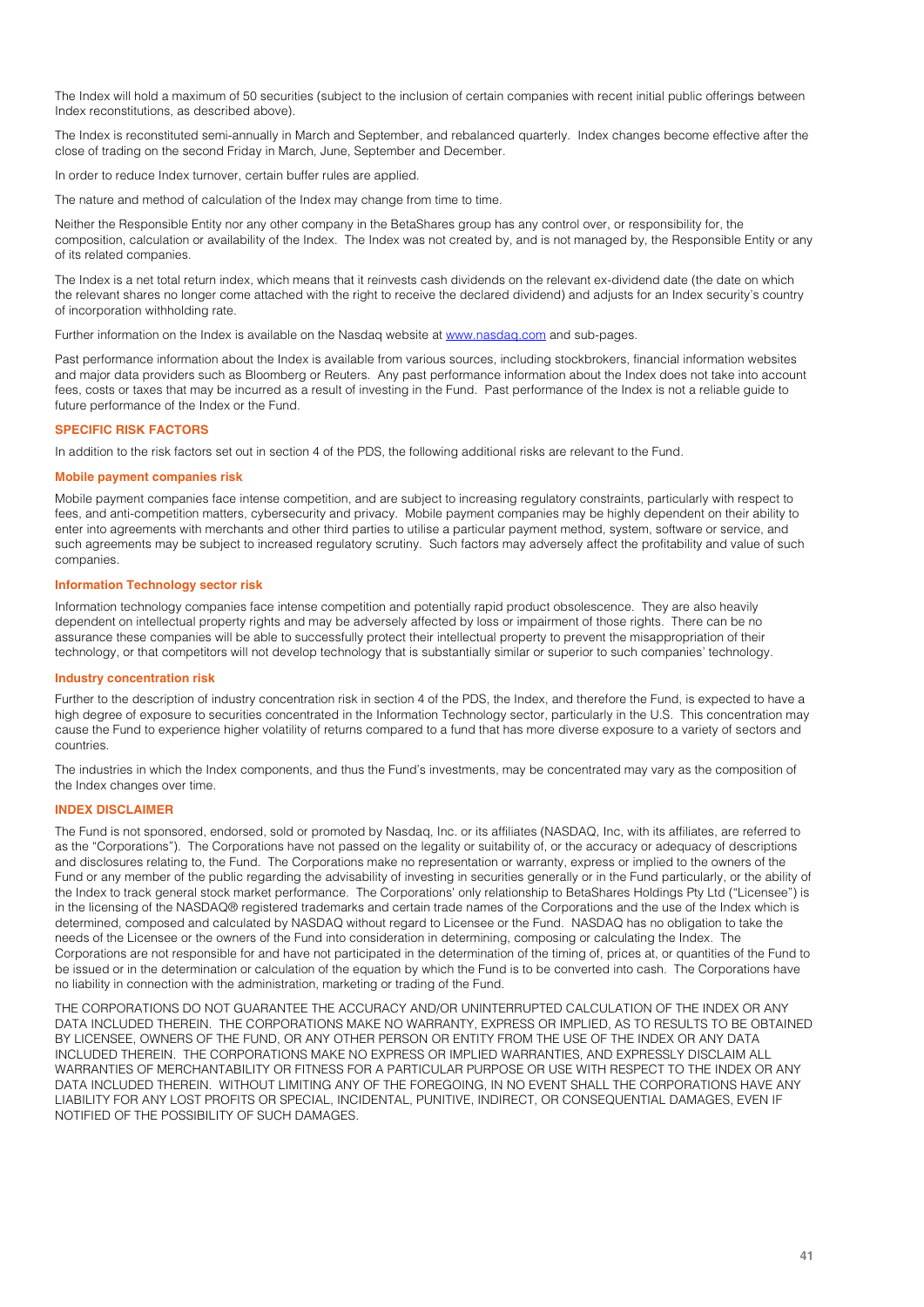The Index will hold a maximum of 50 securities (subject to the inclusion of certain companies with recent initial public offerings between Index reconstitutions, as described above).

The Index is reconstituted semi-annually in March and September, and rebalanced quarterly. Index changes become effective after the close of trading on the second Friday in March, June, September and December.

In order to reduce Index turnover, certain buffer rules are applied.

The nature and method of calculation of the Index may change from time to time.

Neither the Responsible Entity nor any other company in the BetaShares group has any control over, or responsibility for, the composition, calculation or availability of the Index. The Index was not created by, and is not managed by, the Responsible Entity or any of its related companies.

The Index is a net total return index, which means that it reinvests cash dividends on the relevant ex-dividend date (the date on which the relevant shares no longer come attached with the right to receive the declared dividend) and adjusts for an Index security's country of incorporation withholding rate.

Further information on the Index is available on the Nasdaq website at www.nasdaq.com and sub-pages.

Past performance information about the Index is available from various sources, including stockbrokers, financial information websites and major data providers such as Bloomberg or Reuters. Any past performance information about the Index does not take into account fees, costs or taxes that may be incurred as a result of investing in the Fund. Past performance of the Index is not a reliable guide to future performance of the Index or the Fund.

## SPECIFIC RISK FACTORS

In addition to the risk factors set out in section 4 of the PDS, the following additional risks are relevant to the Fund.

### Mobile payment companies risk

Mobile payment companies face intense competition, and are subject to increasing regulatory constraints, particularly with respect to fees, and anti-competition matters, cybersecurity and privacy. Mobile payment companies may be highly dependent on their ability to enter into agreements with merchants and other third parties to utilise a particular payment method, system, software or service, and such agreements may be subject to increased regulatory scrutiny. Such factors may adversely affect the profitability and value of such companies.

### Information Technology sector risk

Information technology companies face intense competition and potentially rapid product obsolescence. They are also heavily dependent on intellectual property rights and may be adversely affected by loss or impairment of those rights. There can be no assurance these companies will be able to successfully protect their intellectual property to prevent the misappropriation of their technology, or that competitors will not develop technology that is substantially similar or superior to such companies' technology.

### Industry concentration risk

Further to the description of industry concentration risk in section 4 of the PDS, the Index, and therefore the Fund, is expected to have a high degree of exposure to securities concentrated in the Information Technology sector, particularly in the U.S. This concentration may cause the Fund to experience higher volatility of returns compared to a fund that has more diverse exposure to a variety of sectors and countries.

The industries in which the Index components, and thus the Fund's investments, may be concentrated may vary as the composition of the Index changes over time.

## INDEX DISCLAIMER

The Fund is not sponsored, endorsed, sold or promoted by Nasdaq, Inc. or its affiliates (NASDAQ, Inc, with its affiliates, are referred to as the "Corporations"). The Corporations have not passed on the legality or suitability of, or the accuracy or adequacy of descriptions and disclosures relating to, the Fund. The Corporations make no representation or warranty, express or implied to the owners of the Fund or any member of the public regarding the advisability of investing in securities generally or in the Fund particularly, or the ability of the Index to track general stock market performance. The Corporations' only relationship to BetaShares Holdings Pty Ltd ("Licensee") is in the licensing of the NASDAQ® registered trademarks and certain trade names of the Corporations and the use of the Index which is determined, composed and calculated by NASDAQ without regard to Licensee or the Fund. NASDAQ has no obligation to take the needs of the Licensee or the owners of the Fund into consideration in determining, composing or calculating the Index. The Corporations are not responsible for and have not participated in the determination of the timing of, prices at, or quantities of the Fund to be issued or in the determination or calculation of the equation by which the Fund is to be converted into cash. The Corporations have no liability in connection with the administration, marketing or trading of the Fund.

THE CORPORATIONS DO NOT GUARANTEE THE ACCURACY AND/OR UNINTERRUPTED CALCULATION OF THE INDEX OR ANY DATA INCLUDED THEREIN. THE CORPORATIONS MAKE NO WARRANTY, EXPRESS OR IMPLIED, AS TO RESULTS TO BE OBTAINED BY LICENSEE, OWNERS OF THE FUND, OR ANY OTHER PERSON OR ENTITY FROM THE USE OF THE INDEX OR ANY DATA INCLUDED THEREIN. THE CORPORATIONS MAKE NO EXPRESS OR IMPLIED WARRANTIES, AND EXPRESSLY DISCLAIM ALL WARRANTIES OF MERCHANTABILITY OR FITNESS FOR A PARTICULAR PURPOSE OR USE WITH RESPECT TO THE INDEX OR ANY DATA INCLUDED THEREIN. WITHOUT LIMITING ANY OF THE FOREGOING, IN NO EVENT SHALL THE CORPORATIONS HAVE ANY LIABILITY FOR ANY LOST PROFITS OR SPECIAL, INCIDENTAL, PUNITIVE, INDIRECT, OR CONSEQUENTIAL DAMAGES, EVEN IF NOTIFIED OF THE POSSIBILITY OF SUCH DAMAGES.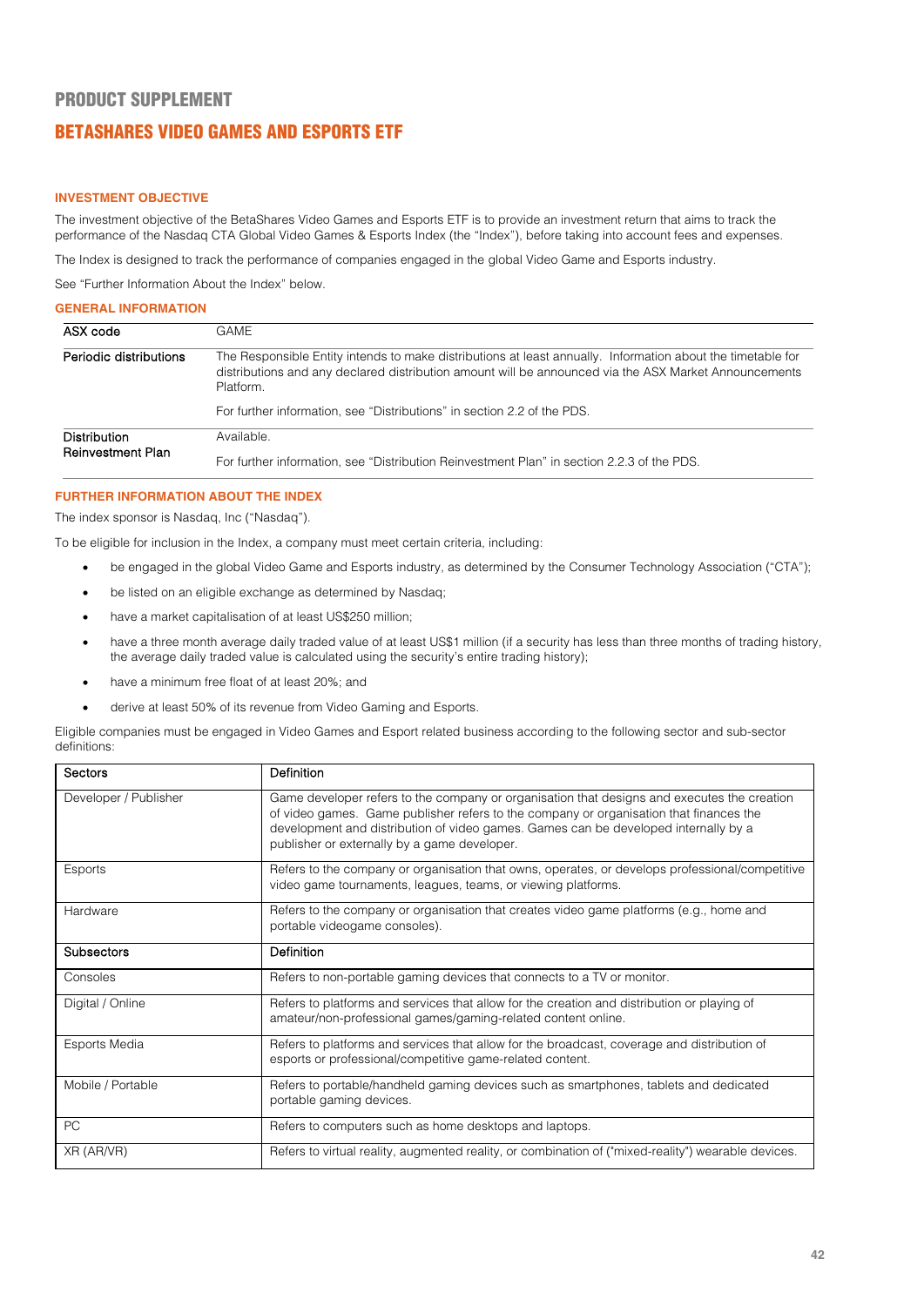# PRODUCT SUPPLEMENT

## BETASHARES VIDEO GAMES AND ESPORTS ETF

### INVESTMENT OBJECTIVE

The investment objective of the BetaShares Video Games and Esports ETF is to provide an investment return that aims to track the performance of the Nasdaq CTA Global Video Games & Esports Index (the "Index"), before taking into account fees and expenses.

The Index is designed to track the performance of companies engaged in the global Video Game and Esports industry.

See "Further Information About the Index" below.

### GENERAL INFORMATION

| | |
|---|---|
| ASX code | GAME |
| Periodic distributions | The Responsible Entity intends to make distributions at least annually. Information about the timetable for distributions and any declared distribution amount will be announced via the ASX Market Announcements Platform.<br><br>For further information, see "Distributions" in section 2.2 of the PDS. |
| Distribution Reinvestment Plan | Available.<br><br>For further information, see "Distribution Reinvestment Plan" in section 2.2.3 of the PDS. |

### FURTHER INFORMATION ABOUT THE INDEX

The index sponsor is Nasdaq, Inc ("Nasdaq").

To be eligible for inclusion in the Index, a company must meet certain criteria, including:

- be engaged in the global Video Game and Esports industry, as determined by the Consumer Technology Association ("CTA");
- be listed on an eligible exchange as determined by Nasdaq;
- have a market capitalisation of at least US$250 million;
- have a three month average daily traded value of at least US$1 million (if a security has less than three months of trading history, the average daily traded value is calculated using the security's entire trading history);
- have a minimum free float of at least 20%; and
- derive at least 50% of its revenue from Video Gaming and Esports.

Eligible companies must be engaged in Video Games and Esport related business according to the following sector and sub-sector definitions:

| Sectors | Definition |
|---|---|
| Developer / Publisher | Game developer refers to the company or organisation that designs and executes the creation of video games. Game publisher refers to the company or organisation that finances the development and distribution of video games. Games can be developed internally by a publisher or externally by a game developer. |
| Esports | Refers to the company or organisation that owns, operates, or develops professional/competitive video game tournaments, leagues, teams, or viewing platforms. |
| Hardware | Refers to the company or organisation that creates video game platforms (e.g., home and portable videogame consoles). |
| **Subsectors** | **Definition** |
| Consoles | Refers to non-portable gaming devices that connects to a TV or monitor. |
| Digital / Online | Refers to platforms and services that allow for the creation and distribution or playing of amateur/non-professional games/gaming-related content online. |
| Esports Media | Refers to platforms and services that allow for the broadcast, coverage and distribution of esports or professional/competitive game-related content. |
| Mobile / Portable | Refers to portable/handheld gaming devices such as smartphones, tablets and dedicated portable gaming devices. |
| PC | Refers to computers such as home desktops and laptops. |
| XR (AR/VR) | Refers to virtual reality, augmented reality, or combination of ("mixed-reality") wearable devices. |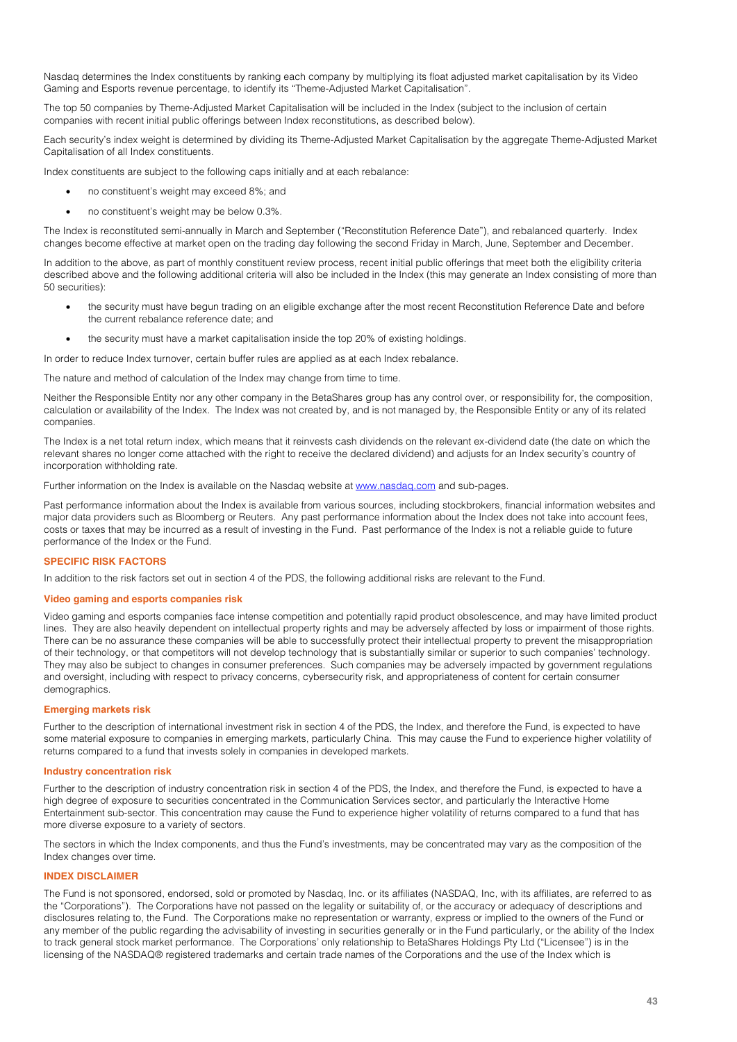Nasdaq determines the Index constituents by ranking each company by multiplying its float adjusted market capitalisation by its Video Gaming and Esports revenue percentage, to identify its "Theme-Adjusted Market Capitalisation".

The top 50 companies by Theme-Adjusted Market Capitalisation will be included in the Index (subject to the inclusion of certain companies with recent initial public offerings between Index reconstitutions, as described below).

Each security's index weight is determined by dividing its Theme-Adjusted Market Capitalisation by the aggregate Theme-Adjusted Market Capitalisation of all Index constituents.

Index constituents are subject to the following caps initially and at each rebalance:

- no constituent's weight may exceed 8%; and
- no constituent's weight may be below 0.3%.

The Index is reconstituted semi-annually in March and September ("Reconstitution Reference Date"), and rebalanced quarterly. Index changes become effective at market open on the trading day following the second Friday in March, June, September and December.

In addition to the above, as part of monthly constituent review process, recent initial public offerings that meet both the eligibility criteria described above and the following additional criteria will also be included in the Index (this may generate an Index consisting of more than 50 securities):

- the security must have begun trading on an eligible exchange after the most recent Reconstitution Reference Date and before the current rebalance reference date; and
- the security must have a market capitalisation inside the top 20% of existing holdings.

In order to reduce Index turnover, certain buffer rules are applied as at each Index rebalance.

The nature and method of calculation of the Index may change from time to time.

Neither the Responsible Entity nor any other company in the BetaShares group has any control over, or responsibility for, the composition, calculation or availability of the Index. The Index was not created by, and is not managed by, the Responsible Entity or any of its related companies.

The Index is a net total return index, which means that it reinvests cash dividends on the relevant ex-dividend date (the date on which the relevant shares no longer come attached with the right to receive the declared dividend) and adjusts for an Index security's country of incorporation withholding rate.

Further information on the Index is available on the Nasdaq website at www.nasdaq.com and sub-pages.

Past performance information about the Index is available from various sources, including stockbrokers, financial information websites and major data providers such as Bloomberg or Reuters. Any past performance information about the Index does not take into account fees, costs or taxes that may be incurred as a result of investing in the Fund. Past performance of the Index is not a reliable guide to future performance of the Index or the Fund.

## SPECIFIC RISK FACTORS

In addition to the risk factors set out in section 4 of the PDS, the following additional risks are relevant to the Fund.

### Video gaming and esports companies risk

Video gaming and esports companies face intense competition and potentially rapid product obsolescence, and may have limited product lines. They are also heavily dependent on intellectual property rights and may be adversely affected by loss or impairment of those rights. There can be no assurance these companies will be able to successfully protect their intellectual property to prevent the misappropriation of their technology, or that competitors will not develop technology that is substantially similar or superior to such companies' technology. They may also be subject to changes in consumer preferences. Such companies may be adversely impacted by government regulations and oversight, including with respect to privacy concerns, cybersecurity risk, and appropriateness of content for certain consumer demographics.

### Emerging markets risk

Further to the description of international investment risk in section 4 of the PDS, the Index, and therefore the Fund, is expected to have some material exposure to companies in emerging markets, particularly China. This may cause the Fund to experience higher volatility of returns compared to a fund that invests solely in companies in developed markets.

### Industry concentration risk

Further to the description of industry concentration risk in section 4 of the PDS, the Index, and therefore the Fund, is expected to have a high degree of exposure to securities concentrated in the Communication Services sector, and particularly the Interactive Home Entertainment sub-sector. This concentration may cause the Fund to experience higher volatility of returns compared to a fund that has more diverse exposure to a variety of sectors.

The sectors in which the Index components, and thus the Fund's investments, may be concentrated may vary as the composition of the Index changes over time.

## INDEX DISCLAIMER

The Fund is not sponsored, endorsed, sold or promoted by Nasdaq, Inc. or its affiliates (NASDAQ, Inc, with its affiliates, are referred to as the "Corporations"). The Corporations have not passed on the legality or suitability of, or the accuracy or adequacy of descriptions and disclosures relating to, the Fund. The Corporations make no representation or warranty, express or implied to the owners of the Fund or any member of the public regarding the advisability of investing in securities generally or in the Fund particularly, or the ability of the Index to track general stock market performance. The Corporations' only relationship to BetaShares Holdings Pty Ltd ("Licensee") is in the licensing of the NASDAQ® registered trademarks and certain trade names of the Corporations and the use of the Index which is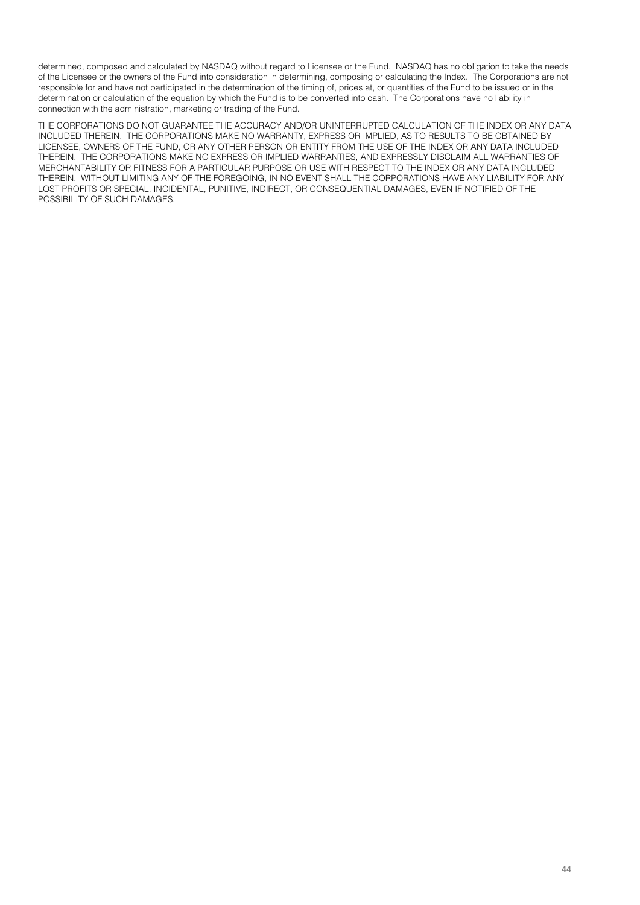determined, composed and calculated by NASDAQ without regard to Licensee or the Fund. NASDAQ has no obligation to take the needs of the Licensee or the owners of the Fund into consideration in determining, composing or calculating the Index. The Corporations are not responsible for and have not participated in the determination of the timing of, prices at, or quantities of the Fund to be issued or in the determination or calculation of the equation by which the Fund is to be converted into cash. The Corporations have no liability in connection with the administration, marketing or trading of the Fund.

THE CORPORATIONS DO NOT GUARANTEE THE ACCURACY AND/OR UNINTERRUPTED CALCULATION OF THE INDEX OR ANY DATA INCLUDED THEREIN. THE CORPORATIONS MAKE NO WARRANTY, EXPRESS OR IMPLIED, AS TO RESULTS TO BE OBTAINED BY LICENSEE, OWNERS OF THE FUND, OR ANY OTHER PERSON OR ENTITY FROM THE USE OF THE INDEX OR ANY DATA INCLUDED THEREIN. THE CORPORATIONS MAKE NO EXPRESS OR IMPLIED WARRANTIES, AND EXPRESSLY DISCLAIM ALL WARRANTIES OF MERCHANTABILITY OR FITNESS FOR A PARTICULAR PURPOSE OR USE WITH RESPECT TO THE INDEX OR ANY DATA INCLUDED THEREIN. WITHOUT LIMITING ANY OF THE FOREGOING, IN NO EVENT SHALL THE CORPORATIONS HAVE ANY LIABILITY FOR ANY LOST PROFITS OR SPECIAL, INCIDENTAL, PUNITIVE, INDIRECT, OR CONSEQUENTIAL DAMAGES, EVEN IF NOTIFIED OF THE POSSIBILITY OF SUCH DAMAGES.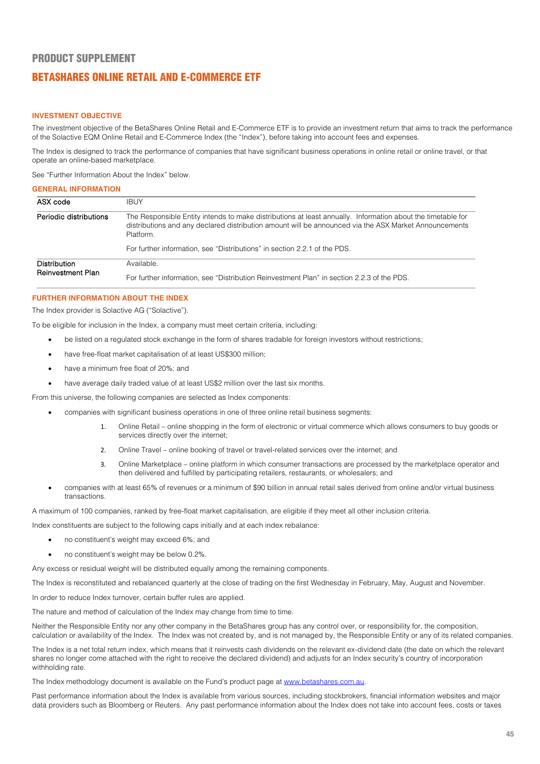# PRODUCT SUPPLEMENT

## BETASHARES ONLINE RETAIL AND E-COMMERCE ETF

### INVESTMENT OBJECTIVE

The investment objective of the BetaShares Online Retail and E-Commerce ETF is to provide an investment return that aims to track the performance of the Solactive EQM Online Retail and E-Commerce Index (the "Index"), before taking into account fees and expenses.

The Index is designed to track the performance of companies that have significant business operations in online retail or online travel, or that operate an online-based marketplace.

See "Further Information About the Index" below.

### GENERAL INFORMATION

| | |
|---|---|
| ASX code | IBUY |
| Periodic distributions | The Responsible Entity intends to make distributions at least annually. Information about the timetable for distributions and any declared distribution amount will be announced via the ASX Market Announcements Platform.<br><br>For further information, see "Distributions" in section 2.2.1 of the PDS. |
| Distribution Reinvestment Plan | Available.<br><br>For further information, see "Distribution Reinvestment Plan" in section 2.2.3 of the PDS. |

### FURTHER INFORMATION ABOUT THE INDEX

The Index provider is Solactive AG ("Solactive").

To be eligible for inclusion in the Index, a company must meet certain criteria, including:

- be listed on a regulated stock exchange in the form of shares tradable for foreign investors without restrictions;
- have free-float market capitalisation of at least US$300 million;
- have a minimum free float of 20%; and
- have average daily traded value of at least US$2 million over the last six months.

From this universe, the following companies are selected as Index components:

- companies with significant business operations in one of three online retail business segments:
    1. Online Retail – online shopping in the form of electronic or virtual commerce which allows consumers to buy goods or services directly over the internet;
    2. Online Travel – online booking of travel or travel-related services over the internet; and
    3. Online Marketplace – online platform in which consumer transactions are processed by the marketplace operator and then delivered and fulfilled by participating retailers, restaurants, or wholesalers; and
- companies with at least 65% of revenues or a minimum of $90 billion in annual retail sales derived from online and/or virtual business transactions.

A maximum of 100 companies, ranked by free-float market capitalisation, are eligible if they meet all other inclusion criteria.

Index constituents are subject to the following caps initially and at each index rebalance:

- no constituent's weight may exceed 6%; and
- no constituent's weight may be below 0.2%.

Any excess or residual weight will be distributed equally among the remaining components.

The Index is reconstituted and rebalanced quarterly at the close of trading on the first Wednesday in February, May, August and November.

In order to reduce Index turnover, certain buffer rules are applied.

The nature and method of calculation of the Index may change from time to time.

Neither the Responsible Entity nor any other company in the BetaShares group has any control over, or responsibility for, the composition, calculation or availability of the Index. The Index was not created by, and is not managed by, the Responsible Entity or any of its related companies.

The Index is a net total return index, which means that it reinvests cash dividends on the relevant ex-dividend date (the date on which the relevant shares no longer come attached with the right to receive the declared dividend) and adjusts for an Index security's country of incorporation withholding rate.

The Index methodology document is available on the Fund's product page at www.betashares.com.au.

Past performance information about the Index is available from various sources, including stockbrokers, financial information websites and major data providers such as Bloomberg or Reuters. Any past performance information about the Index does not take into account fees, costs or taxes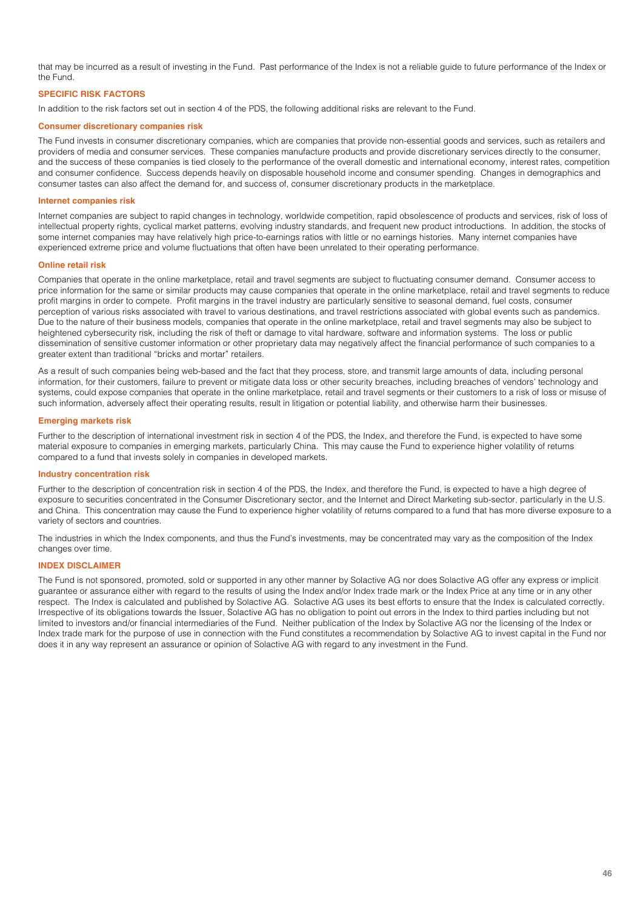that may be incurred as a result of investing in the Fund. Past performance of the Index is not a reliable guide to future performance of the Index or the Fund.

## SPECIFIC RISK FACTORS

In addition to the risk factors set out in section 4 of the PDS, the following additional risks are relevant to the Fund.

### Consumer discretionary companies risk

The Fund invests in consumer discretionary companies, which are companies that provide non-essential goods and services, such as retailers and providers of media and consumer services. These companies manufacture products and provide discretionary services directly to the consumer, and the success of these companies is tied closely to the performance of the overall domestic and international economy, interest rates, competition and consumer confidence. Success depends heavily on disposable household income and consumer spending. Changes in demographics and consumer tastes can also affect the demand for, and success of, consumer discretionary products in the marketplace.

### Internet companies risk

Internet companies are subject to rapid changes in technology, worldwide competition, rapid obsolescence of products and services, risk of loss of intellectual property rights, cyclical market patterns, evolving industry standards, and frequent new product introductions. In addition, the stocks of some internet companies may have relatively high price-to-earnings ratios with little or no earnings histories. Many internet companies have experienced extreme price and volume fluctuations that often have been unrelated to their operating performance.

### Online retail risk

Companies that operate in the online marketplace, retail and travel segments are subject to fluctuating consumer demand. Consumer access to price information for the same or similar products may cause companies that operate in the online marketplace, retail and travel segments to reduce profit margins in order to compete. Profit margins in the travel industry are particularly sensitive to seasonal demand, fuel costs, consumer perception of various risks associated with travel to various destinations, and travel restrictions associated with global events such as pandemics. Due to the nature of their business models, companies that operate in the online marketplace, retail and travel segments may also be subject to heightened cybersecurity risk, including the risk of theft or damage to vital hardware, software and information systems. The loss or public dissemination of sensitive customer information or other proprietary data may negatively affect the financial performance of such companies to a greater extent than traditional "bricks and mortar" retailers.

As a result of such companies being web-based and the fact that they process, store, and transmit large amounts of data, including personal information, for their customers, failure to prevent or mitigate data loss or other security breaches, including breaches of vendors' technology and systems, could expose companies that operate in the online marketplace, retail and travel segments or their customers to a risk of loss or misuse of such information, adversely affect their operating results, result in litigation or potential liability, and otherwise harm their businesses.

### Emerging markets risk

Further to the description of international investment risk in section 4 of the PDS, the Index, and therefore the Fund, is expected to have some material exposure to companies in emerging markets, particularly China. This may cause the Fund to experience higher volatility of returns compared to a fund that invests solely in companies in developed markets.

### Industry concentration risk

Further to the description of concentration risk in section 4 of the PDS, the Index, and therefore the Fund, is expected to have a high degree of exposure to securities concentrated in the Consumer Discretionary sector, and the Internet and Direct Marketing sub-sector, particularly in the U.S. and China. This concentration may cause the Fund to experience higher volatility of returns compared to a fund that has more diverse exposure to a variety of sectors and countries.

The industries in which the Index components, and thus the Fund's investments, may be concentrated may vary as the composition of the Index changes over time.

## INDEX DISCLAIMER

The Fund is not sponsored, promoted, sold or supported in any other manner by Solactive AG nor does Solactive AG offer any express or implicit guarantee or assurance either with regard to the results of using the Index and/or Index trade mark or the Index Price at any time or in any other respect. The Index is calculated and published by Solactive AG. Solactive AG uses its best efforts to ensure that the Index is calculated correctly. Irrespective of its obligations towards the Issuer, Solactive AG has no obligation to point out errors in the Index to third parties including but not limited to investors and/or financial intermediaries of the Fund. Neither publication of the Index by Solactive AG nor the licensing of the Index or Index trade mark for the purpose of use in connection with the Fund constitutes a recommendation by Solactive AG to invest capital in the Fund nor does it in any way represent an assurance or opinion of Solactive AG with regard to any investment in the Fund.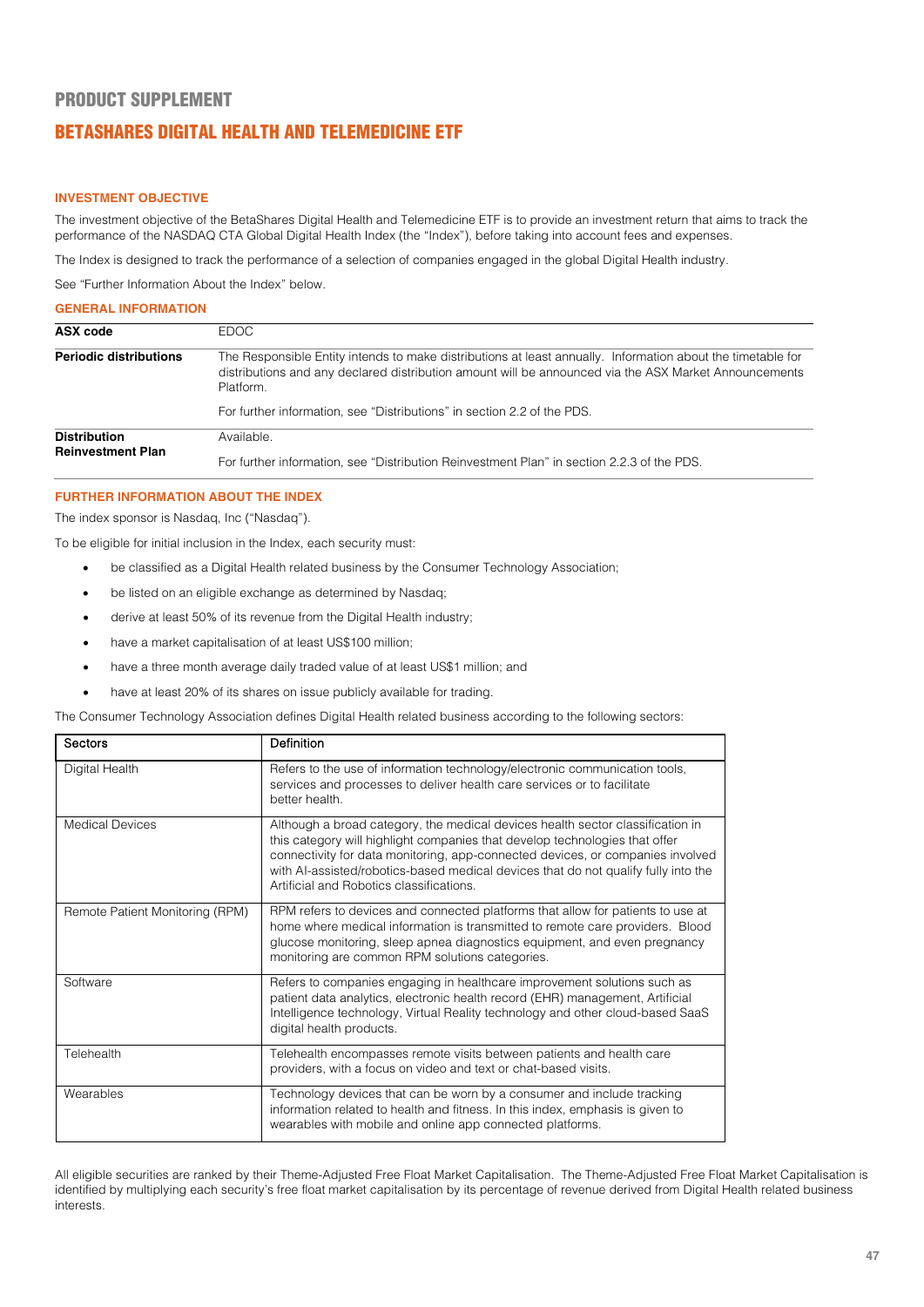# PRODUCT SUPPLEMENT

## BETASHARES DIGITAL HEALTH AND TELEMEDICINE ETF

### INVESTMENT OBJECTIVE

The investment objective of the BetaShares Digital Health and Telemedicine ETF is to provide an investment return that aims to track the performance of the NASDAQ CTA Global Digital Health Index (the "Index"), before taking into account fees and expenses.

The Index is designed to track the performance of a selection of companies engaged in the global Digital Health industry.

See "Further Information About the Index" below.

### GENERAL INFORMATION

| | |
|---|---|
| **ASX code** | EDOC |
| **Periodic distributions** | The Responsible Entity intends to make distributions at least annually. Information about the timetable for distributions and any declared distribution amount will be announced via the ASX Market Announcements Platform.<br><br>For further information, see "Distributions" in section 2.2 of the PDS. |
| **Distribution Reinvestment Plan** | Available.<br><br>For further information, see "Distribution Reinvestment Plan" in section 2.2.3 of the PDS. |

### FURTHER INFORMATION ABOUT THE INDEX

The index sponsor is Nasdaq, Inc ("Nasdaq").

To be eligible for initial inclusion in the Index, each security must:

- be classified as a Digital Health related business by the Consumer Technology Association;
- be listed on an eligible exchange as determined by Nasdaq;
- derive at least 50% of its revenue from the Digital Health industry;
- have a market capitalisation of at least US$100 million;
- have a three month average daily traded value of at least US$1 million; and
- have at least 20% of its shares on issue publicly available for trading.

The Consumer Technology Association defines Digital Health related business according to the following sectors:

| Sectors | Definition |
|---|---|
| Digital Health | Refers to the use of information technology/electronic communication tools, services and processes to deliver health care services or to facilitate better health. |
| Medical Devices | Although a broad category, the medical devices health sector classification in this category will highlight companies that develop technologies that offer connectivity for data monitoring, app-connected devices, or companies involved with AI-assisted/robotics-based medical devices that do not qualify fully into the Artificial and Robotics classifications. |
| Remote Patient Monitoring (RPM) | RPM refers to devices and connected platforms that allow for patients to use at home where medical information is transmitted to remote care providers. Blood glucose monitoring, sleep apnea diagnostics equipment, and even pregnancy monitoring are common RPM solutions categories. |
| Software | Refers to companies engaging in healthcare improvement solutions such as patient data analytics, electronic health record (EHR) management, Artificial Intelligence technology, Virtual Reality technology and other cloud-based SaaS digital health products. |
| Telehealth | Telehealth encompasses remote visits between patients and health care providers, with a focus on video and text or chat-based visits. |
| Wearables | Technology devices that can be worn by a consumer and include tracking information related to health and fitness. In this index, emphasis is given to wearables with mobile and online app connected platforms. |

All eligible securities are ranked by their Theme-Adjusted Free Float Market Capitalisation. The Theme-Adjusted Free Float Market Capitalisation is identified by multiplying each security's free float market capitalisation by its percentage of revenue derived from Digital Health related business interests.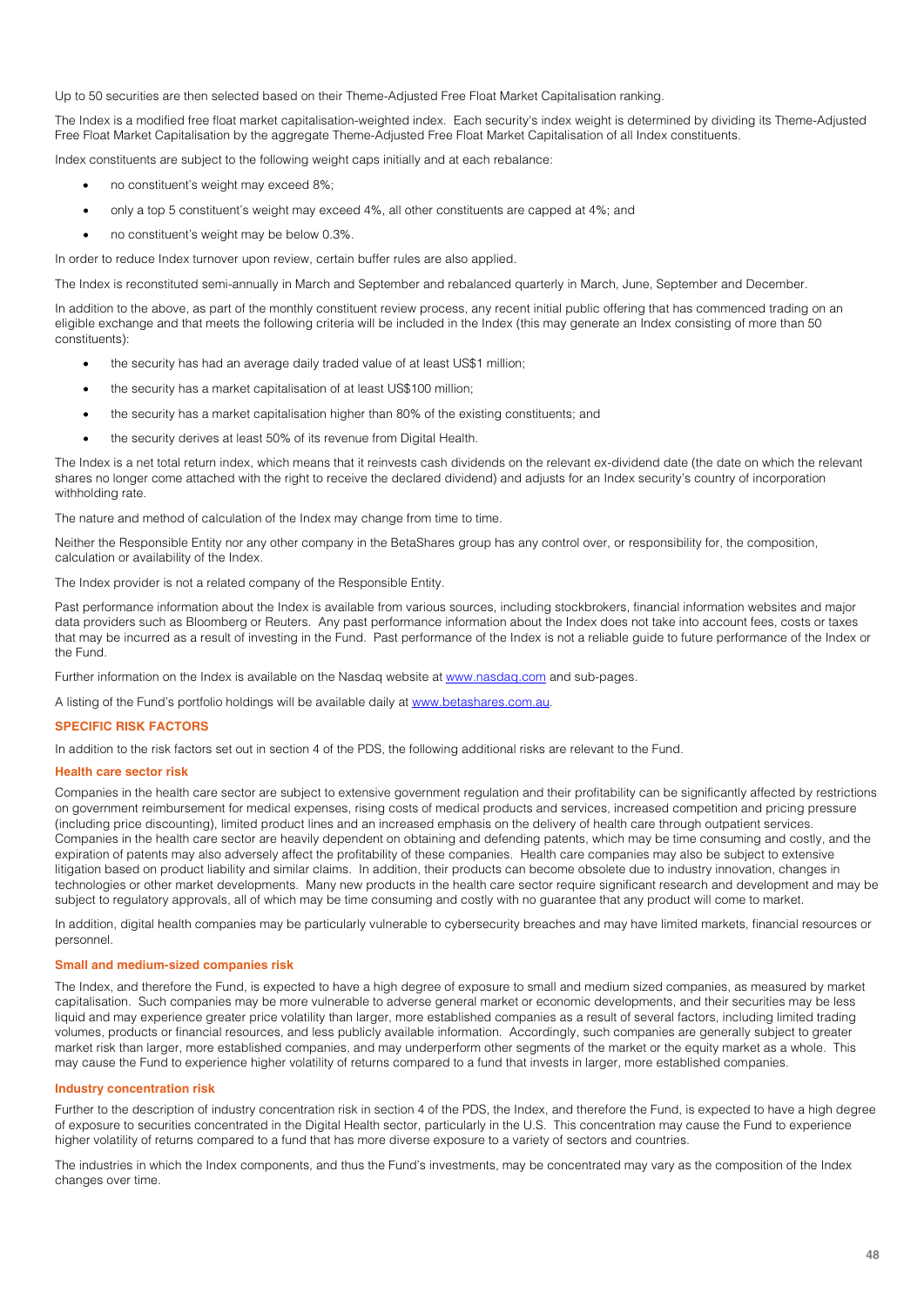Up to 50 securities are then selected based on their Theme-Adjusted Free Float Market Capitalisation ranking.

The Index is a modified free float market capitalisation-weighted index. Each security's index weight is determined by dividing its Theme-Adjusted Free Float Market Capitalisation by the aggregate Theme-Adjusted Free Float Market Capitalisation of all Index constituents.

Index constituents are subject to the following weight caps initially and at each rebalance:

- no constituent's weight may exceed 8%;
- only a top 5 constituent's weight may exceed 4%, all other constituents are capped at 4%; and
- no constituent's weight may be below 0.3%.

In order to reduce Index turnover upon review, certain buffer rules are also applied.

The Index is reconstituted semi-annually in March and September and rebalanced quarterly in March, June, September and December.

In addition to the above, as part of the monthly constituent review process, any recent initial public offering that has commenced trading on an eligible exchange and that meets the following criteria will be included in the Index (this may generate an Index consisting of more than 50 constituents):

- the security has had an average daily traded value of at least US$1 million;
- the security has a market capitalisation of at least US$100 million;
- the security has a market capitalisation higher than 80% of the existing constituents; and
- the security derives at least 50% of its revenue from Digital Health.

The Index is a net total return index, which means that it reinvests cash dividends on the relevant ex-dividend date (the date on which the relevant shares no longer come attached with the right to receive the declared dividend) and adjusts for an Index security's country of incorporation withholding rate.

The nature and method of calculation of the Index may change from time to time.

Neither the Responsible Entity nor any other company in the BetaShares group has any control over, or responsibility for, the composition, calculation or availability of the Index.

The Index provider is not a related company of the Responsible Entity.

Past performance information about the Index is available from various sources, including stockbrokers, financial information websites and major data providers such as Bloomberg or Reuters. Any past performance information about the Index does not take into account fees, costs or taxes that may be incurred as a result of investing in the Fund. Past performance of the Index is not a reliable guide to future performance of the Index or the Fund.

Further information on the Index is available on the Nasdaq website at www.nasdaq.com and sub-pages.

A listing of the Fund's portfolio holdings will be available daily at www.betashares.com.au.

## SPECIFIC RISK FACTORS

In addition to the risk factors set out in section 4 of the PDS, the following additional risks are relevant to the Fund.

### Health care sector risk

Companies in the health care sector are subject to extensive government regulation and their profitability can be significantly affected by restrictions on government reimbursement for medical expenses, rising costs of medical products and services, increased competition and pricing pressure (including price discounting), limited product lines and an increased emphasis on the delivery of health care through outpatient services. Companies in the health care sector are heavily dependent on obtaining and defending patents, which may be time consuming and costly, and the expiration of patents may also adversely affect the profitability of these companies. Health care companies may also be subject to extensive litigation based on product liability and similar claims. In addition, their products can become obsolete due to industry innovation, changes in technologies or other market developments. Many new products in the health care sector require significant research and development and may be subject to regulatory approvals, all of which may be time consuming and costly with no guarantee that any product will come to market.

In addition, digital health companies may be particularly vulnerable to cybersecurity breaches and may have limited markets, financial resources or personnel.

### Small and medium-sized companies risk

The Index, and therefore the Fund, is expected to have a high degree of exposure to small and medium sized companies, as measured by market capitalisation. Such companies may be more vulnerable to adverse general market or economic developments, and their securities may be less liquid and may experience greater price volatility than larger, more established companies as a result of several factors, including limited trading volumes, products or financial resources, and less publicly available information. Accordingly, such companies are generally subject to greater market risk than larger, more established companies, and may underperform other segments of the market or the equity market as a whole. This may cause the Fund to experience higher volatility of returns compared to a fund that invests in larger, more established companies.

### Industry concentration risk

Further to the description of industry concentration risk in section 4 of the PDS, the Index, and therefore the Fund, is expected to have a high degree of exposure to securities concentrated in the Digital Health sector, particularly in the U.S. This concentration may cause the Fund to experience higher volatility of returns compared to a fund that has more diverse exposure to a variety of sectors and countries.

The industries in which the Index components, and thus the Fund's investments, may be concentrated may vary as the composition of the Index changes over time.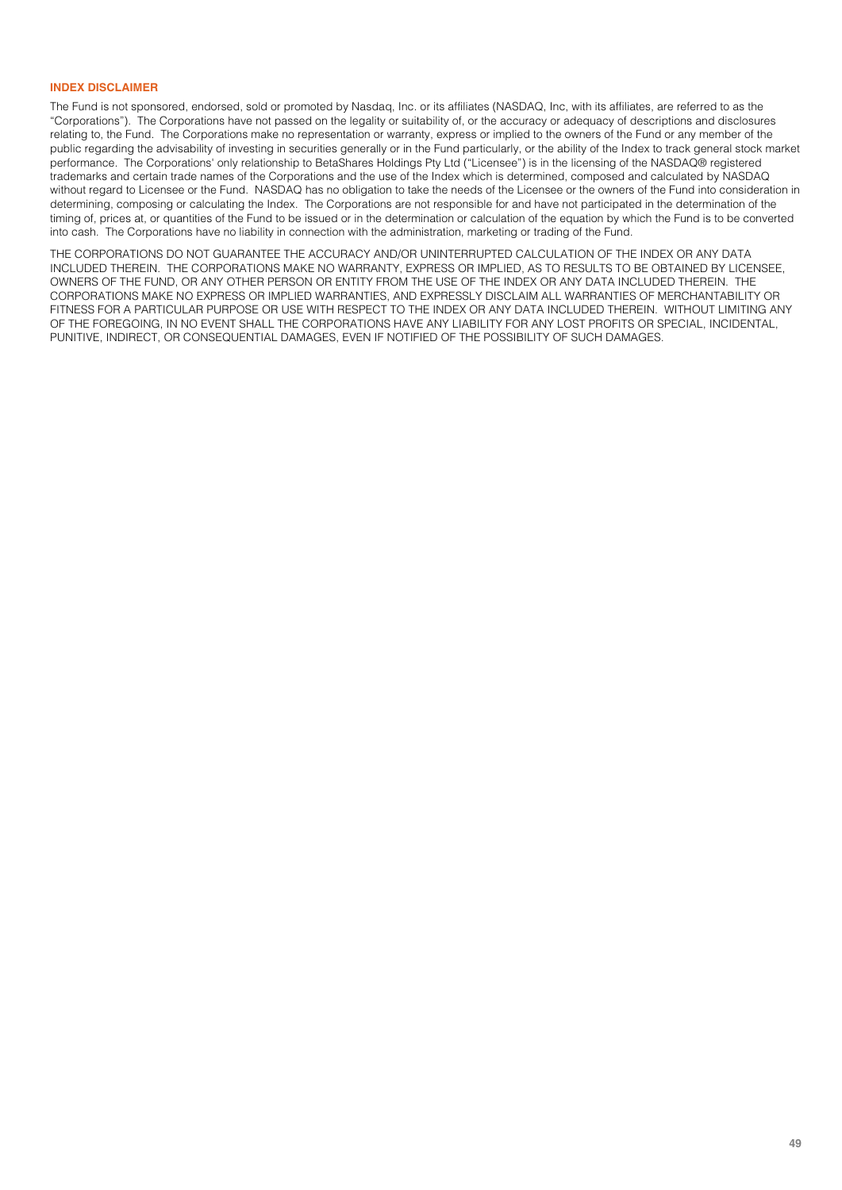## INDEX DISCLAIMER

The Fund is not sponsored, endorsed, sold or promoted by Nasdaq, Inc. or its affiliates (NASDAQ, Inc, with its affiliates, are referred to as the "Corporations"). The Corporations have not passed on the legality or suitability of, or the accuracy or adequacy of descriptions and disclosures relating to, the Fund. The Corporations make no representation or warranty, express or implied to the owners of the Fund or any member of the public regarding the advisability of investing in securities generally or in the Fund particularly, or the ability of the Index to track general stock market performance. The Corporations' only relationship to BetaShares Holdings Pty Ltd ("Licensee") is in the licensing of the NASDAQ® registered trademarks and certain trade names of the Corporations and the use of the Index which is determined, composed and calculated by NASDAQ without regard to Licensee or the Fund. NASDAQ has no obligation to take the needs of the Licensee or the owners of the Fund into consideration in determining, composing or calculating the Index. The Corporations are not responsible for and have not participated in the determination of the timing of, prices at, or quantities of the Fund to be issued or in the determination or calculation of the equation by which the Fund is to be converted into cash. The Corporations have no liability in connection with the administration, marketing or trading of the Fund.

THE CORPORATIONS DO NOT GUARANTEE THE ACCURACY AND/OR UNINTERRUPTED CALCULATION OF THE INDEX OR ANY DATA INCLUDED THEREIN. THE CORPORATIONS MAKE NO WARRANTY, EXPRESS OR IMPLIED, AS TO RESULTS TO BE OBTAINED BY LICENSEE, OWNERS OF THE FUND, OR ANY OTHER PERSON OR ENTITY FROM THE USE OF THE INDEX OR ANY DATA INCLUDED THEREIN. THE CORPORATIONS MAKE NO EXPRESS OR IMPLIED WARRANTIES, AND EXPRESSLY DISCLAIM ALL WARRANTIES OF MERCHANTABILITY OR FITNESS FOR A PARTICULAR PURPOSE OR USE WITH RESPECT TO THE INDEX OR ANY DATA INCLUDED THEREIN. WITHOUT LIMITING ANY OF THE FOREGOING, IN NO EVENT SHALL THE CORPORATIONS HAVE ANY LIABILITY FOR ANY LOST PROFITS OR SPECIAL, INCIDENTAL, PUNITIVE, INDIRECT, OR CONSEQUENTIAL DAMAGES, EVEN IF NOTIFIED OF THE POSSIBILITY OF SUCH DAMAGES.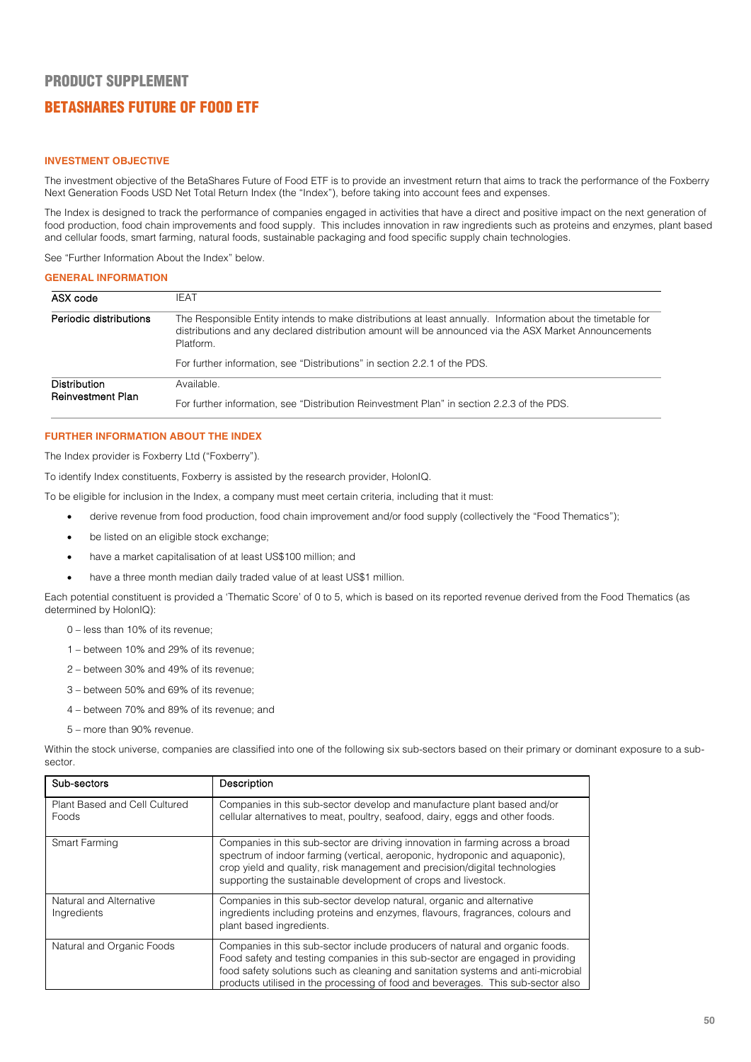# PRODUCT SUPPLEMENT

## BETASHARES FUTURE OF FOOD ETF

### INVESTMENT OBJECTIVE

The investment objective of the BetaShares Future of Food ETF is to provide an investment return that aims to track the performance of the Foxberry Next Generation Foods USD Net Total Return Index (the "Index"), before taking into account fees and expenses.

The Index is designed to track the performance of companies engaged in activities that have a direct and positive impact on the next generation of food production, food chain improvements and food supply. This includes innovation in raw ingredients such as proteins and enzymes, plant based and cellular foods, smart farming, natural foods, sustainable packaging and food specific supply chain technologies.

See "Further Information About the Index" below.

### GENERAL INFORMATION

| | |
|---|---|
| ASX code | IEAT |
| Periodic distributions | The Responsible Entity intends to make distributions at least annually. Information about the timetable for distributions and any declared distribution amount will be announced via the ASX Market Announcements Platform.<br><br>For further information, see "Distributions" in section 2.2.1 of the PDS. |
| Distribution Reinvestment Plan | Available.<br><br>For further information, see "Distribution Reinvestment Plan" in section 2.2.3 of the PDS. |

### FURTHER INFORMATION ABOUT THE INDEX

The Index provider is Foxberry Ltd ("Foxberry").

To identify Index constituents, Foxberry is assisted by the research provider, HolonIQ.

To be eligible for inclusion in the Index, a company must meet certain criteria, including that it must:

- derive revenue from food production, food chain improvement and/or food supply (collectively the "Food Thematics");
- be listed on an eligible stock exchange;
- have a market capitalisation of at least US$100 million; and
- have a three month median daily traded value of at least US$1 million.

Each potential constituent is provided a 'Thematic Score' of 0 to 5, which is based on its reported revenue derived from the Food Thematics (as determined by HolonIQ):

0 – less than 10% of its revenue;

1 – between 10% and 29% of its revenue;

2 – between 30% and 49% of its revenue;

3 – between 50% and 69% of its revenue;

4 – between 70% and 89% of its revenue; and

5 – more than 90% revenue.

Within the stock universe, companies are classified into one of the following six sub-sectors based on their primary or dominant exposure to a sub-sector.

| Sub-sectors | Description |
|---|---|
| Plant Based and Cell Cultured Foods | Companies in this sub-sector develop and manufacture plant based and/or cellular alternatives to meat, poultry, seafood, dairy, eggs and other foods. |
| Smart Farming | Companies in this sub-sector are driving innovation in farming across a broad spectrum of indoor farming (vertical, aeroponic, hydroponic and aquaponic), crop yield and quality, risk management and precision/digital technologies supporting the sustainable development of crops and livestock. |
| Natural and Alternative Ingredients | Companies in this sub-sector develop natural, organic and alternative ingredients including proteins and enzymes, flavours, fragrances, colours and plant based ingredients. |
| Natural and Organic Foods | Companies in this sub-sector include producers of natural and organic foods. Food safety and testing companies in this sub-sector are engaged in providing food safety solutions such as cleaning and sanitation systems and anti-microbial products utilised in the processing of food and beverages. This sub-sector also |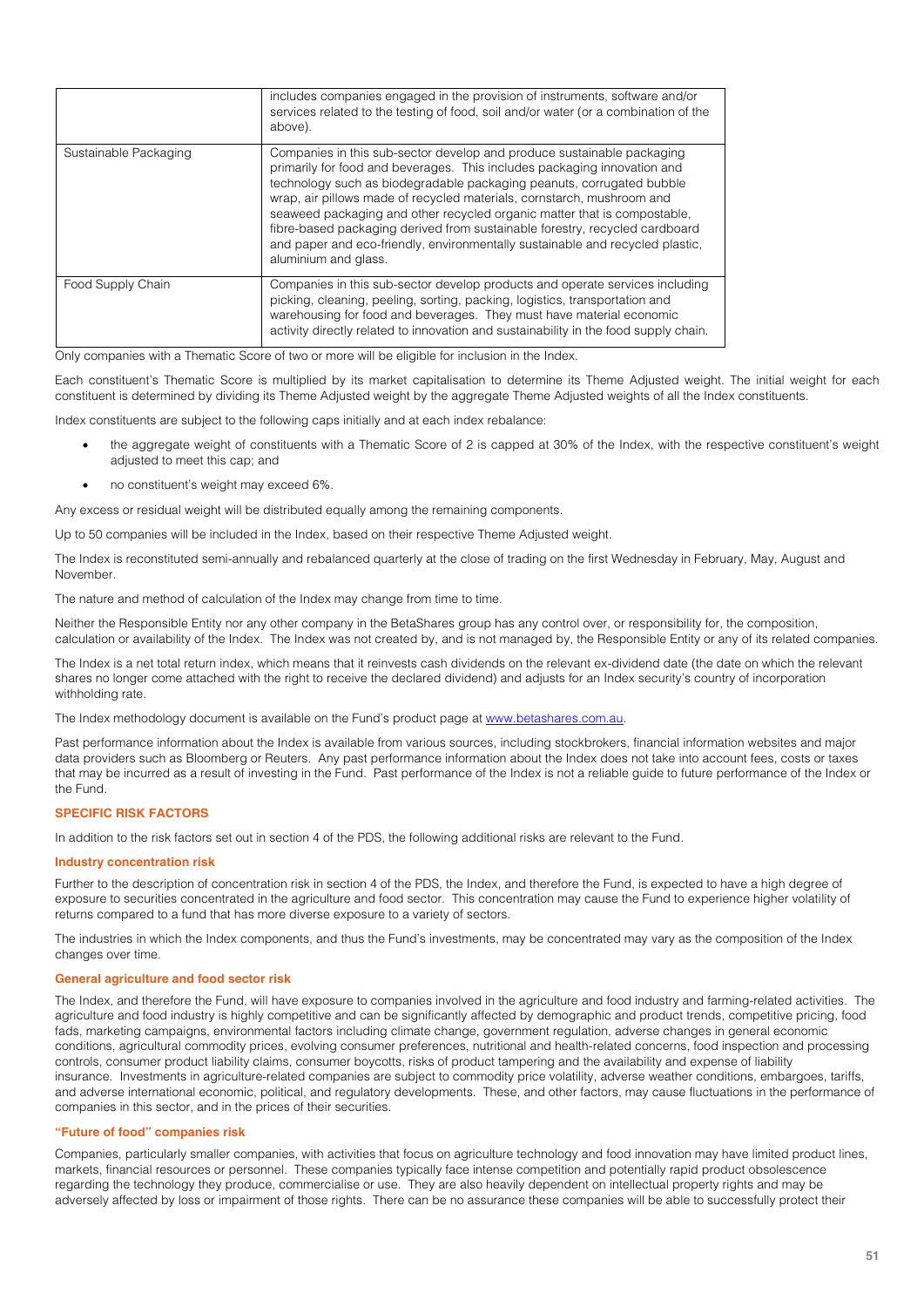| | |
|---|---|
| | includes companies engaged in the provision of instruments, software and/or services related to the testing of food, soil and/or water (or a combination of the above). |
| Sustainable Packaging | Companies in this sub-sector develop and produce sustainable packaging primarily for food and beverages. This includes packaging innovation and technology such as biodegradable packaging peanuts, corrugated bubble wrap, air pillows made of recycled materials, cornstarch, mushroom and seaweed packaging and other recycled organic matter that is compostable, fibre-based packaging derived from sustainable forestry, recycled cardboard and paper and eco-friendly, environmentally sustainable and recycled plastic, aluminium and glass. |
| Food Supply Chain | Companies in this sub-sector develop products and operate services including picking, cleaning, peeling, sorting, packing, logistics, transportation and warehousing for food and beverages. They must have material economic activity directly related to innovation and sustainability in the food supply chain. |

Only companies with a Thematic Score of two or more will be eligible for inclusion in the Index.

Each constituent's Thematic Score is multiplied by its market capitalisation to determine its Theme Adjusted weight. The initial weight for each constituent is determined by dividing its Theme Adjusted weight by the aggregate Theme Adjusted weights of all the Index constituents.

Index constituents are subject to the following caps initially and at each index rebalance:

- the aggregate weight of constituents with a Thematic Score of 2 is capped at 30% of the Index, with the respective constituent's weight adjusted to meet this cap; and
- no constituent's weight may exceed 6%.

Any excess or residual weight will be distributed equally among the remaining components.

Up to 50 companies will be included in the Index, based on their respective Theme Adjusted weight.

The Index is reconstituted semi-annually and rebalanced quarterly at the close of trading on the first Wednesday in February, May, August and November.

The nature and method of calculation of the Index may change from time to time.

Neither the Responsible Entity nor any other company in the BetaShares group has any control over, or responsibility for, the composition, calculation or availability of the Index. The Index was not created by, and is not managed by, the Responsible Entity or any of its related companies.

The Index is a net total return index, which means that it reinvests cash dividends on the relevant ex-dividend date (the date on which the relevant shares no longer come attached with the right to receive the declared dividend) and adjusts for an Index security's country of incorporation withholding rate.

The Index methodology document is available on the Fund's product page at www.betashares.com.au.

Past performance information about the Index is available from various sources, including stockbrokers, financial information websites and major data providers such as Bloomberg or Reuters. Any past performance information about the Index does not take into account fees, costs or taxes that may be incurred as a result of investing in the Fund. Past performance of the Index is not a reliable guide to future performance of the Index or the Fund.

## SPECIFIC RISK FACTORS

In addition to the risk factors set out in section 4 of the PDS, the following additional risks are relevant to the Fund.

### Industry concentration risk

Further to the description of concentration risk in section 4 of the PDS, the Index, and therefore the Fund, is expected to have a high degree of exposure to securities concentrated in the agriculture and food sector. This concentration may cause the Fund to experience higher volatility of returns compared to a fund that has more diverse exposure to a variety of sectors.

The industries in which the Index components, and thus the Fund's investments, may be concentrated may vary as the composition of the Index changes over time.

### General agriculture and food sector risk

The Index, and therefore the Fund, will have exposure to companies involved in the agriculture and food industry and farming-related activities. The agriculture and food industry is highly competitive and can be significantly affected by demographic and product trends, competitive pricing, food fads, marketing campaigns, environmental factors including climate change, government regulation, adverse changes in general economic conditions, agricultural commodity prices, evolving consumer preferences, nutritional and health-related concerns, food inspection and processing controls, consumer product liability claims, consumer boycotts, risks of product tampering and the availability and expense of liability insurance. Investments in agriculture-related companies are subject to commodity price volatility, adverse weather conditions, embargoes, tariffs, and adverse international economic, political, and regulatory developments. These, and other factors, may cause fluctuations in the performance of companies in this sector, and in the prices of their securities.

### "Future of food" companies risk

Companies, particularly smaller companies, with activities that focus on agriculture technology and food innovation may have limited product lines, markets, financial resources or personnel. These companies typically face intense competition and potentially rapid product obsolescence regarding the technology they produce, commercialise or use. They are also heavily dependent on intellectual property rights and may be adversely affected by loss or impairment of those rights. There can be no assurance these companies will be able to successfully protect their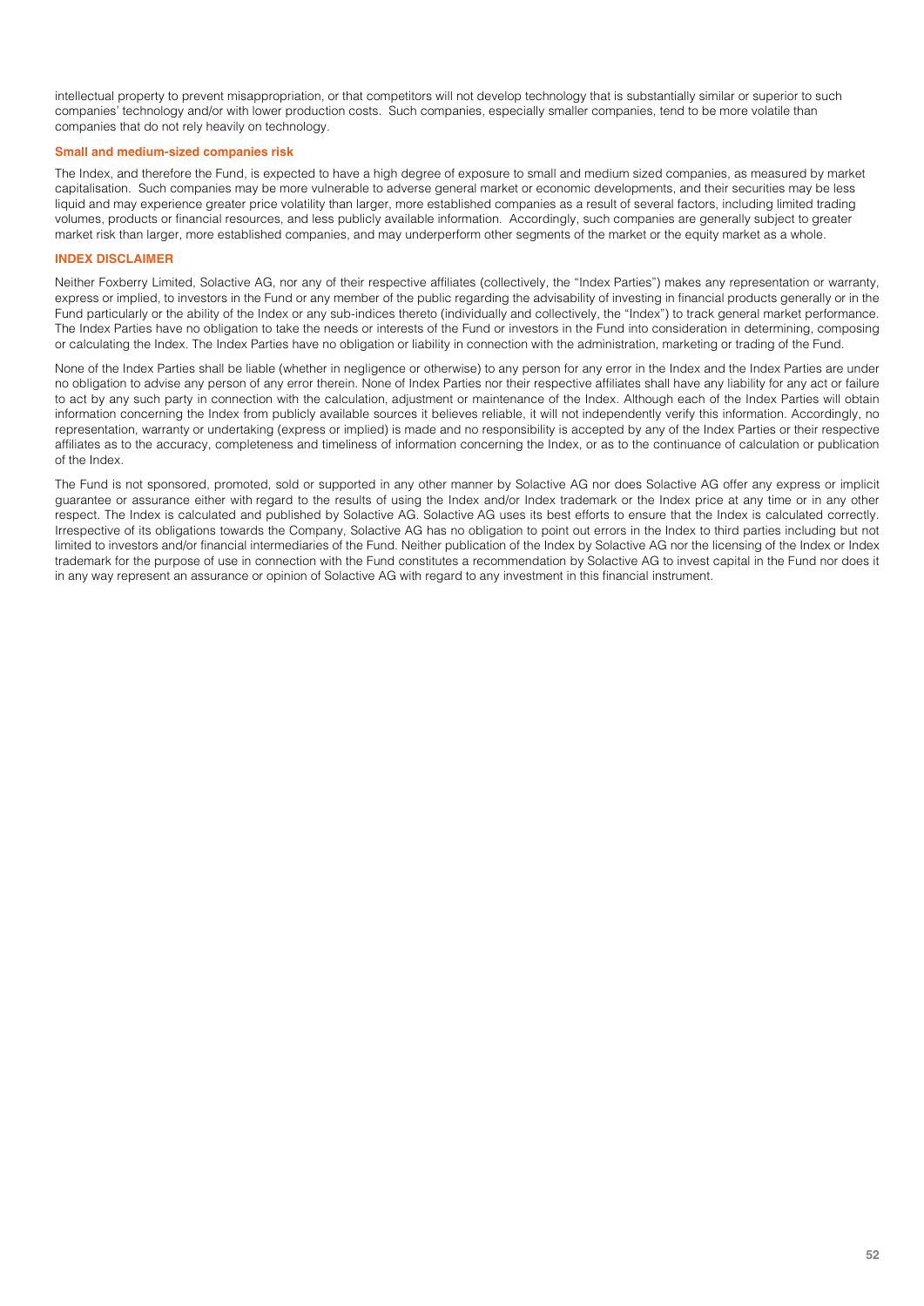intellectual property to prevent misappropriation, or that competitors will not develop technology that is substantially similar or superior to such companies' technology and/or with lower production costs. Such companies, especially smaller companies, tend to be more volatile than companies that do not rely heavily on technology.

#### Small and medium-sized companies risk

The Index, and therefore the Fund, is expected to have a high degree of exposure to small and medium sized companies, as measured by market capitalisation. Such companies may be more vulnerable to adverse general market or economic developments, and their securities may be less liquid and may experience greater price volatility than larger, more established companies as a result of several factors, including limited trading volumes, products or financial resources, and less publicly available information. Accordingly, such companies are generally subject to greater market risk than larger, more established companies, and may underperform other segments of the market or the equity market as a whole.

### INDEX DISCLAIMER

Neither Foxberry Limited, Solactive AG, nor any of their respective affiliates (collectively, the "Index Parties") makes any representation or warranty, express or implied, to investors in the Fund or any member of the public regarding the advisability of investing in financial products generally or in the Fund particularly or the ability of the Index or any sub-indices thereto (individually and collectively, the "Index") to track general market performance. The Index Parties have no obligation to take the needs or interests of the Fund or investors in the Fund into consideration in determining, composing or calculating the Index. The Index Parties have no obligation or liability in connection with the administration, marketing or trading of the Fund.

None of the Index Parties shall be liable (whether in negligence or otherwise) to any person for any error in the Index and the Index Parties are under no obligation to advise any person of any error therein. None of Index Parties nor their respective affiliates shall have any liability for any act or failure to act by any such party in connection with the calculation, adjustment or maintenance of the Index. Although each of the Index Parties will obtain information concerning the Index from publicly available sources it believes reliable, it will not independently verify this information. Accordingly, no representation, warranty or undertaking (express or implied) is made and no responsibility is accepted by any of the Index Parties or their respective affiliates as to the accuracy, completeness and timeliness of information concerning the Index, or as to the continuance of calculation or publication of the Index.

The Fund is not sponsored, promoted, sold or supported in any other manner by Solactive AG nor does Solactive AG offer any express or implicit guarantee or assurance either with regard to the results of using the Index and/or Index trademark or the Index price at any time or in any other respect. The Index is calculated and published by Solactive AG. Solactive AG uses its best efforts to ensure that the Index is calculated correctly. Irrespective of its obligations towards the Company, Solactive AG has no obligation to point out errors in the Index to third parties including but not limited to investors and/or financial intermediaries of the Fund. Neither publication of the Index by Solactive AG nor the licensing of the Index or Index trademark for the purpose of use in connection with the Fund constitutes a recommendation by Solactive AG to invest capital in the Fund nor does it in any way represent an assurance or opinion of Solactive AG with regard to any investment in this financial instrument.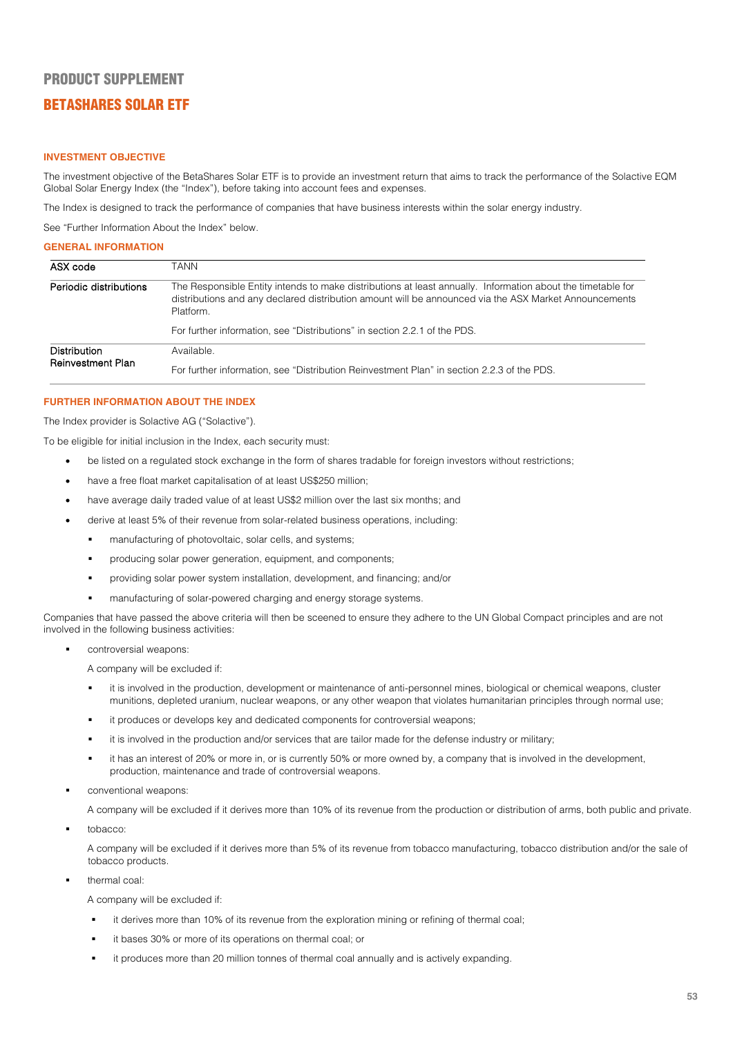# PRODUCT SUPPLEMENT

## BETASHARES SOLAR ETF

### INVESTMENT OBJECTIVE

The investment objective of the BetaShares Solar ETF is to provide an investment return that aims to track the performance of the Solactive EQM Global Solar Energy Index (the "Index"), before taking into account fees and expenses.

The Index is designed to track the performance of companies that have business interests within the solar energy industry.

See "Further Information About the Index" below.

### GENERAL INFORMATION

| | |
|---|---|
| ASX code | TANN |
| Periodic distributions | The Responsible Entity intends to make distributions at least annually. Information about the timetable for distributions and any declared distribution amount will be announced via the ASX Market Announcements Platform.<br><br>For further information, see "Distributions" in section 2.2.1 of the PDS. |
| Distribution Reinvestment Plan | Available.<br><br>For further information, see "Distribution Reinvestment Plan" in section 2.2.3 of the PDS. |

### FURTHER INFORMATION ABOUT THE INDEX

The Index provider is Solactive AG ("Solactive").

To be eligible for initial inclusion in the Index, each security must:

- be listed on a regulated stock exchange in the form of shares tradable for foreign investors without restrictions;
- have a free float market capitalisation of at least US$250 million;
- have average daily traded value of at least US$2 million over the last six months; and
- derive at least 5% of their revenue from solar-related business operations, including:
  - manufacturing of photovoltaic, solar cells, and systems;
  - producing solar power generation, equipment, and components;
  - providing solar power system installation, development, and financing; and/or
  - manufacturing of solar-powered charging and energy storage systems.

Companies that have passed the above criteria will then be sceened to ensure they adhere to the UN Global Compact principles and are not involved in the following business activities:

- controversial weapons:

  A company will be excluded if:

  - it is involved in the production, development or maintenance of anti-personnel mines, biological or chemical weapons, cluster munitions, depleted uranium, nuclear weapons, or any other weapon that violates humanitarian principles through normal use;
  - it produces or develops key and dedicated components for controversial weapons;
  - it is involved in the production and/or services that are tailor made for the defense industry or military;
  - it has an interest of 20% or more in, or is currently 50% or more owned by, a company that is involved in the development, production, maintenance and trade of controversial weapons.

- conventional weapons:

  A company will be excluded if it derives more than 10% of its revenue from the production or distribution of arms, both public and private.

- tobacco:

  A company will be excluded if it derives more than 5% of its revenue from tobacco manufacturing, tobacco distribution and/or the sale of tobacco products.

- thermal coal:

  A company will be excluded if:

  - it derives more than 10% of its revenue from the exploration mining or refining of thermal coal;
  - it bases 30% or more of its operations on thermal coal; or
  - it produces more than 20 million tonnes of thermal coal annually and is actively expanding.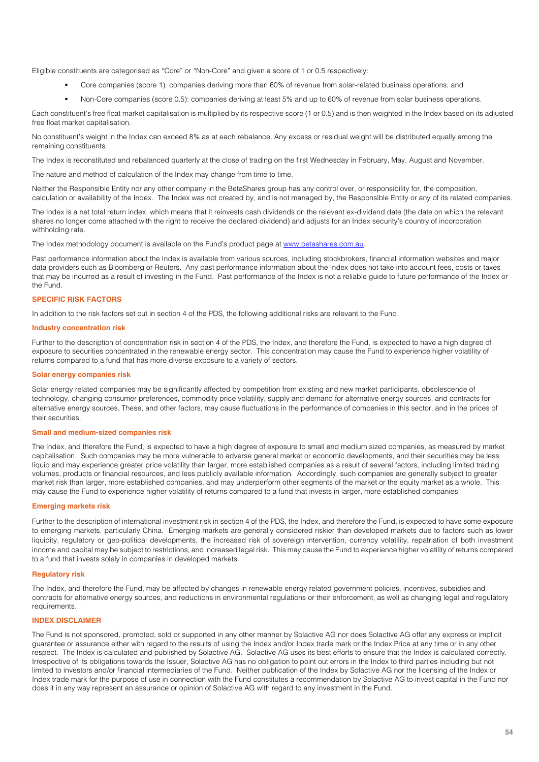Eligible constituents are categorised as "Core" or "Non-Core" and given a score of 1 or 0.5 respectively:

- Core companies (score 1): companies deriving more than 60% of revenue from solar-related business operations; and
- Non-Core companies (score 0.5): companies deriving at least 5% and up to 60% of revenue from solar business operations.

Each constituent's free float market capitalisation is multiplied by its respective score (1 or 0.5) and is then weighted in the Index based on its adjusted free float market capitalisation.

No constituent's weight in the Index can exceed 8% as at each rebalance. Any excess or residual weight will be distributed equally among the remaining constituents.

The Index is reconstituted and rebalanced quarterly at the close of trading on the first Wednesday in February, May, August and November.

The nature and method of calculation of the Index may change from time to time.

Neither the Responsible Entity nor any other company in the BetaShares group has any control over, or responsibility for, the composition, calculation or availability of the Index. The Index was not created by, and is not managed by, the Responsible Entity or any of its related companies.

The Index is a net total return index, which means that it reinvests cash dividends on the relevant ex-dividend date (the date on which the relevant shares no longer come attached with the right to receive the declared dividend) and adjusts for an Index security's country of incorporation withholding rate.

The Index methodology document is available on the Fund's product page at www.betashares.com.au.

Past performance information about the Index is available from various sources, including stockbrokers, financial information websites and major data providers such as Bloomberg or Reuters. Any past performance information about the Index does not take into account fees, costs or taxes that may be incurred as a result of investing in the Fund. Past performance of the Index is not a reliable guide to future performance of the Index or the Fund.

## SPECIFIC RISK FACTORS

In addition to the risk factors set out in section 4 of the PDS, the following additional risks are relevant to the Fund.

### Industry concentration risk

Further to the description of concentration risk in section 4 of the PDS, the Index, and therefore the Fund, is expected to have a high degree of exposure to securities concentrated in the renewable energy sector. This concentration may cause the Fund to experience higher volatility of returns compared to a fund that has more diverse exposure to a variety of sectors.

### Solar energy companies risk

Solar energy related companies may be significantly affected by competition from existing and new market participants, obsolescence of technology, changing consumer preferences, commodity price volatility, supply and demand for alternative energy sources, and contracts for alternative energy sources. These, and other factors, may cause fluctuations in the performance of companies in this sector, and in the prices of their securities.

### Small and medium-sized companies risk

The Index, and therefore the Fund, is expected to have a high degree of exposure to small and medium sized companies, as measured by market capitalisation. Such companies may be more vulnerable to adverse general market or economic developments, and their securities may be less liquid and may experience greater price volatility than larger, more established companies as a result of several factors, including limited trading volumes, products or financial resources, and less publicly available information. Accordingly, such companies are generally subject to greater market risk than larger, more established companies, and may underperform other segments of the market or the equity market as a whole. This may cause the Fund to experience higher volatility of returns compared to a fund that invests in larger, more established companies.

### Emerging markets risk

Further to the description of international investment risk in section 4 of the PDS, the Index, and therefore the Fund, is expected to have some exposure to emerging markets, particularly China. Emerging markets are generally considered riskier than developed markets due to factors such as lower liquidity, regulatory or geo-political developments, the increased risk of sovereign intervention, currency volatility, repatriation of both investment income and capital may be subject to restrictions, and increased legal risk. This may cause the Fund to experience higher volatility of returns compared to a fund that invests solely in companies in developed markets.

### Regulatory risk

The Index, and therefore the Fund, may be affected by changes in renewable energy related government policies, incentives, subsidies and contracts for alternative energy sources, and reductions in environmental regulations or their enforcement, as well as changing legal and regulatory requirements.

## INDEX DISCLAIMER

The Fund is not sponsored, promoted, sold or supported in any other manner by Solactive AG nor does Solactive AG offer any express or implicit guarantee or assurance either with regard to the results of using the Index and/or Index trade mark or the Index Price at any time or in any other respect. The Index is calculated and published by Solactive AG. Solactive AG uses its best efforts to ensure that the Index is calculated correctly. Irrespective of its obligations towards the Issuer, Solactive AG has no obligation to point out errors in the Index to third parties including but not limited to investors and/or financial intermediaries of the Fund. Neither publication of the Index by Solactive AG nor the licensing of the Index or Index trade mark for the purpose of use in connection with the Fund constitutes a recommendation by Solactive AG to invest capital in the Fund nor does it in any way represent an assurance or opinion of Solactive AG with regard to any investment in the Fund.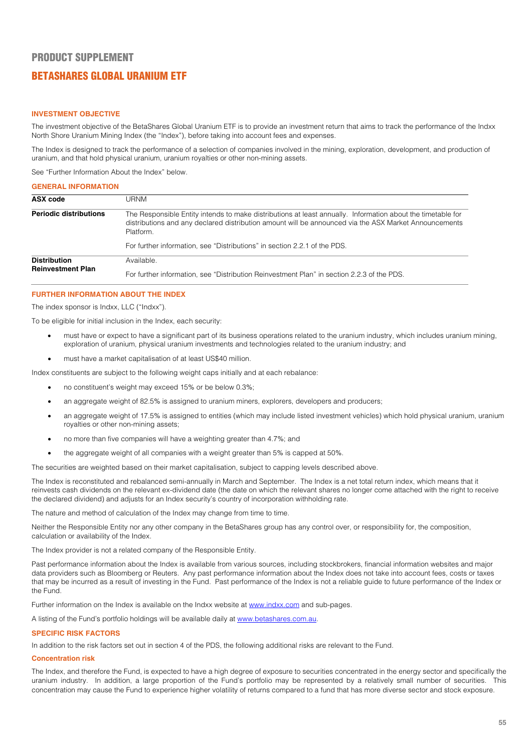# PRODUCT SUPPLEMENT

## BETASHARES GLOBAL URANIUM ETF

### INVESTMENT OBJECTIVE

The investment objective of the BetaShares Global Uranium ETF is to provide an investment return that aims to track the performance of the Indxx North Shore Uranium Mining Index (the "Index"), before taking into account fees and expenses.

The Index is designed to track the performance of a selection of companies involved in the mining, exploration, development, and production of uranium, and that hold physical uranium, uranium royalties or other non-mining assets.

See "Further Information About the Index" below.

### GENERAL INFORMATION

| | |
|---|---|
| **ASX code** | URNM |
| **Periodic distributions** | The Responsible Entity intends to make distributions at least annually. Information about the timetable for distributions and any declared distribution amount will be announced via the ASX Market Announcements Platform.<br><br>For further information, see "Distributions" in section 2.2.1 of the PDS. |
| **Distribution Reinvestment Plan** | Available.<br><br>For further information, see "Distribution Reinvestment Plan" in section 2.2.3 of the PDS. |

### FURTHER INFORMATION ABOUT THE INDEX

The index sponsor is Indxx, LLC ("Indxx").

To be eligible for initial inclusion in the Index, each security:

- must have or expect to have a significant part of its business operations related to the uranium industry, which includes uranium mining, exploration of uranium, physical uranium investments and technologies related to the uranium industry; and
- must have a market capitalisation of at least US$40 million.

Index constituents are subject to the following weight caps initially and at each rebalance:

- no constituent's weight may exceed 15% or be below 0.3%;
- an aggregate weight of 82.5% is assigned to uranium miners, explorers, developers and producers;
- an aggregate weight of 17.5% is assigned to entities (which may include listed investment vehicles) which hold physical uranium, uranium royalties or other non-mining assets;
- no more than five companies will have a weighting greater than 4.7%; and
- the aggregate weight of all companies with a weight greater than 5% is capped at 50%.

The securities are weighted based on their market capitalisation, subject to capping levels described above.

The Index is reconstituted and rebalanced semi-annually in March and September. The Index is a net total return index, which means that it reinvests cash dividends on the relevant ex-dividend date (the date on which the relevant shares no longer come attached with the right to receive the declared dividend) and adjusts for an Index security's country of incorporation withholding rate.

The nature and method of calculation of the Index may change from time to time.

Neither the Responsible Entity nor any other company in the BetaShares group has any control over, or responsibility for, the composition, calculation or availability of the Index.

The Index provider is not a related company of the Responsible Entity.

Past performance information about the Index is available from various sources, including stockbrokers, financial information websites and major data providers such as Bloomberg or Reuters. Any past performance information about the Index does not take into account fees, costs or taxes that may be incurred as a result of investing in the Fund. Past performance of the Index is not a reliable guide to future performance of the Index or the Fund.

Further information on the Index is available on the Indxx website at www.indxx.com and sub-pages.

A listing of the Fund's portfolio holdings will be available daily at www.betashares.com.au.

### SPECIFIC RISK FACTORS

In addition to the risk factors set out in section 4 of the PDS, the following additional risks are relevant to the Fund.

#### Concentration risk

The Index, and therefore the Fund, is expected to have a high degree of exposure to securities concentrated in the energy sector and specifically the uranium industry. In addition, a large proportion of the Fund's portfolio may be represented by a relatively small number of securities. This concentration may cause the Fund to experience higher volatility of returns compared to a fund that has more diverse sector and stock exposure.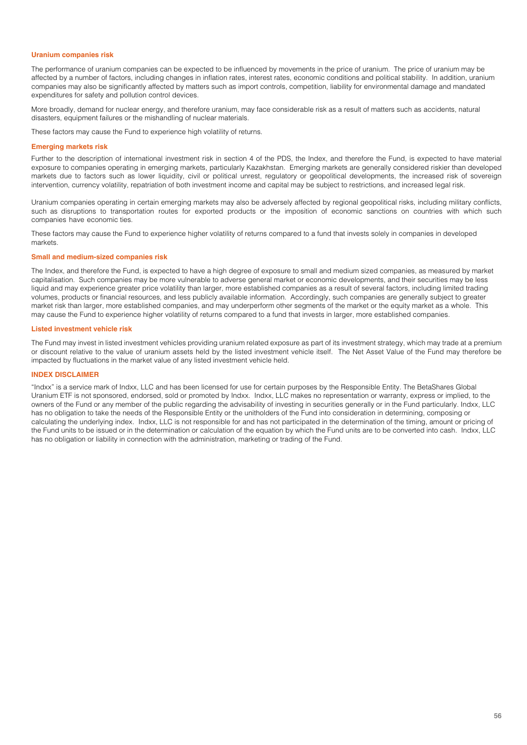#### Uranium companies risk

The performance of uranium companies can be expected to be influenced by movements in the price of uranium. The price of uranium may be affected by a number of factors, including changes in inflation rates, interest rates, economic conditions and political stability. In addition, uranium companies may also be significantly affected by matters such as import controls, competition, liability for environmental damage and mandated expenditures for safety and pollution control devices.

More broadly, demand for nuclear energy, and therefore uranium, may face considerable risk as a result of matters such as accidents, natural disasters, equipment failures or the mishandling of nuclear materials.

These factors may cause the Fund to experience high volatility of returns.

#### Emerging markets risk

Further to the description of international investment risk in section 4 of the PDS, the Index, and therefore the Fund, is expected to have material exposure to companies operating in emerging markets, particularly Kazakhstan. Emerging markets are generally considered riskier than developed markets due to factors such as lower liquidity, civil or political unrest, regulatory or geopolitical developments, the increased risk of sovereign intervention, currency volatility, repatriation of both investment income and capital may be subject to restrictions, and increased legal risk.

Uranium companies operating in certain emerging markets may also be adversely affected by regional geopolitical risks, including military conflicts, such as disruptions to transportation routes for exported products or the imposition of economic sanctions on countries with which such companies have economic ties.

These factors may cause the Fund to experience higher volatility of returns compared to a fund that invests solely in companies in developed markets.

#### Small and medium-sized companies risk

The Index, and therefore the Fund, is expected to have a high degree of exposure to small and medium sized companies, as measured by market capitalisation. Such companies may be more vulnerable to adverse general market or economic developments, and their securities may be less liquid and may experience greater price volatility than larger, more established companies as a result of several factors, including limited trading volumes, products or financial resources, and less publicly available information. Accordingly, such companies are generally subject to greater market risk than larger, more established companies, and may underperform other segments of the market or the equity market as a whole. This may cause the Fund to experience higher volatility of returns compared to a fund that invests in larger, more established companies.

#### Listed investment vehicle risk

The Fund may invest in listed investment vehicles providing uranium related exposure as part of its investment strategy, which may trade at a premium or discount relative to the value of uranium assets held by the listed investment vehicle itself. The Net Asset Value of the Fund may therefore be impacted by fluctuations in the market value of any listed investment vehicle held.

### INDEX DISCLAIMER

"Indxx" is a service mark of Indxx, LLC and has been licensed for use for certain purposes by the Responsible Entity. The BetaShares Global Uranium ETF is not sponsored, endorsed, sold or promoted by Indxx. Indxx, LLC makes no representation or warranty, express or implied, to the owners of the Fund or any member of the public regarding the advisability of investing in securities generally or in the Fund particularly. Indxx, LLC has no obligation to take the needs of the Responsible Entity or the unitholders of the Fund into consideration in determining, composing or calculating the underlying index. Indxx, LLC is not responsible for and has not participated in the determination of the timing, amount or pricing of the Fund units to be issued or in the determination or calculation of the equation by which the Fund units are to be converted into cash. Indxx, LLC has no obligation or liability in connection with the administration, marketing or trading of the Fund.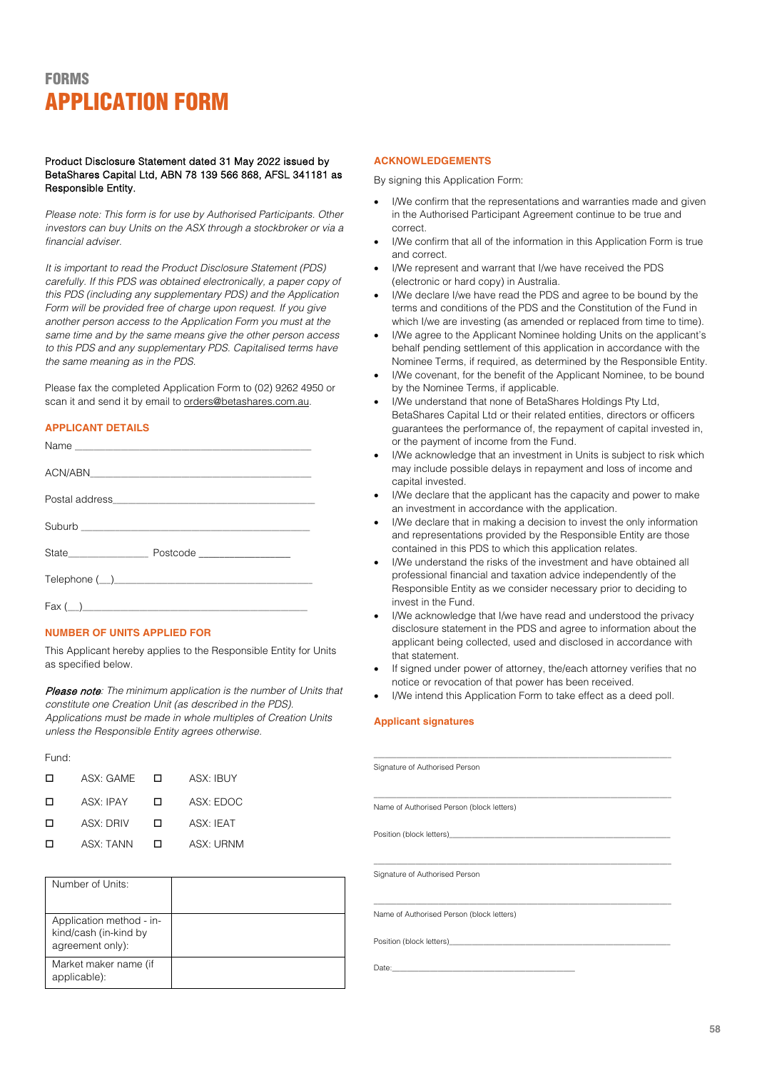# FORMS

# APPLICATION FORM

**Product Disclosure Statement dated 31 May 2022 issued by BetaShares Capital Ltd, ABN 78 139 566 868, AFSL 341181 as Responsible Entity.**

*Please note: This form is for use by Authorised Participants. Other investors can buy Units on the ASX through a stockbroker or via a financial adviser.*

*It is important to read the Product Disclosure Statement (PDS) carefully. If this PDS was obtained electronically, a paper copy of this PDS (including any supplementary PDS) and the Application Form will be provided free of charge upon request. If you give another person access to the Application Form you must at the same time and by the same means give the other person access to this PDS and any supplementary PDS. Capitalised terms have the same meaning as in the PDS.*

Please fax the completed Application Form to (02) 9262 4950 or scan it and send it by email to orders@betashares.com.au.

## APPLICANT DETAILS

Name ____________________________________________

ACN/ABN_________________________________________

Postal address____________________________________

Suburb __________________________________________

State______________ Postcode ________________

Telephone (__)____________________________________

Fax (__)__________________________________________

## NUMBER OF UNITS APPLIED FOR

This Applicant hereby applies to the Responsible Entity for Units as specified below.

***Please note**: The minimum application is the number of Units that constitute one Creation Unit (as described in the PDS). Applications must be made in whole multiples of Creation Units unless the Responsible Entity agrees otherwise.*

Fund:

- ☐ ASX: GAME
- ☐ ASX: IBUY
- ☐ ASX: IPAY
- ☐ ASX: EDOC
- ☐ ASX: DRIV
- ☐ ASX: IEAT
- ☐ ASX: TANN
- ☐ ASX: URNM

| Number of Units: | |
|---|---|
| Application method - in-kind/cash (in-kind by agreement only): | |
| Market maker name (if applicable): | |

## ACKNOWLEDGEMENTS

By signing this Application Form:

- I/We confirm that the representations and warranties made and given in the Authorised Participant Agreement continue to be true and correct.
- I/We confirm that all of the information in this Application Form is true and correct.
- I/We represent and warrant that I/we have received the PDS (electronic or hard copy) in Australia.
- I/We declare I/we have read the PDS and agree to be bound by the terms and conditions of the PDS and the Constitution of the Fund in which I/we are investing (as amended or replaced from time to time).
- I/We agree to the Applicant Nominee holding Units on the applicant's behalf pending settlement of this application in accordance with the Nominee Terms, if required, as determined by the Responsible Entity.
- I/We covenant, for the benefit of the Applicant Nominee, to be bound by the Nominee Terms, if applicable.
- I/We understand that none of BetaShares Holdings Pty Ltd, BetaShares Capital Ltd or their related entities, directors or officers guarantees the performance of, the repayment of capital invested in, or the payment of income from the Fund.
- I/We acknowledge that an investment in Units is subject to risk which may include possible delays in repayment and loss of income and capital invested.
- I/We declare that the applicant has the capacity and power to make an investment in accordance with the application.
- I/We declare that in making a decision to invest the only information and representations provided by the Responsible Entity are those contained in this PDS to which this application relates.
- I/We understand the risks of the investment and have obtained all professional financial and taxation advice independently of the Responsible Entity as we consider necessary prior to deciding to invest in the Fund.
- I/We acknowledge that I/we have read and understood the privacy disclosure statement in the PDS and agree to information about the applicant being collected, used and disclosed in accordance with that statement.
- If signed under power of attorney, the/each attorney verifies that no notice or revocation of that power has been received.
- I/We intend this Application Form to take effect as a deed poll.

### Applicant signatures

______________________________________________

Signature of Authorised Person

______________________________________________

Name of Authorised Person (block letters)

Position (block letters)______________________________

______________________________________________

Signature of Authorised Person

______________________________________________

Name of Authorised Person (block letters)

Position (block letters)______________________________

Date:_____________________________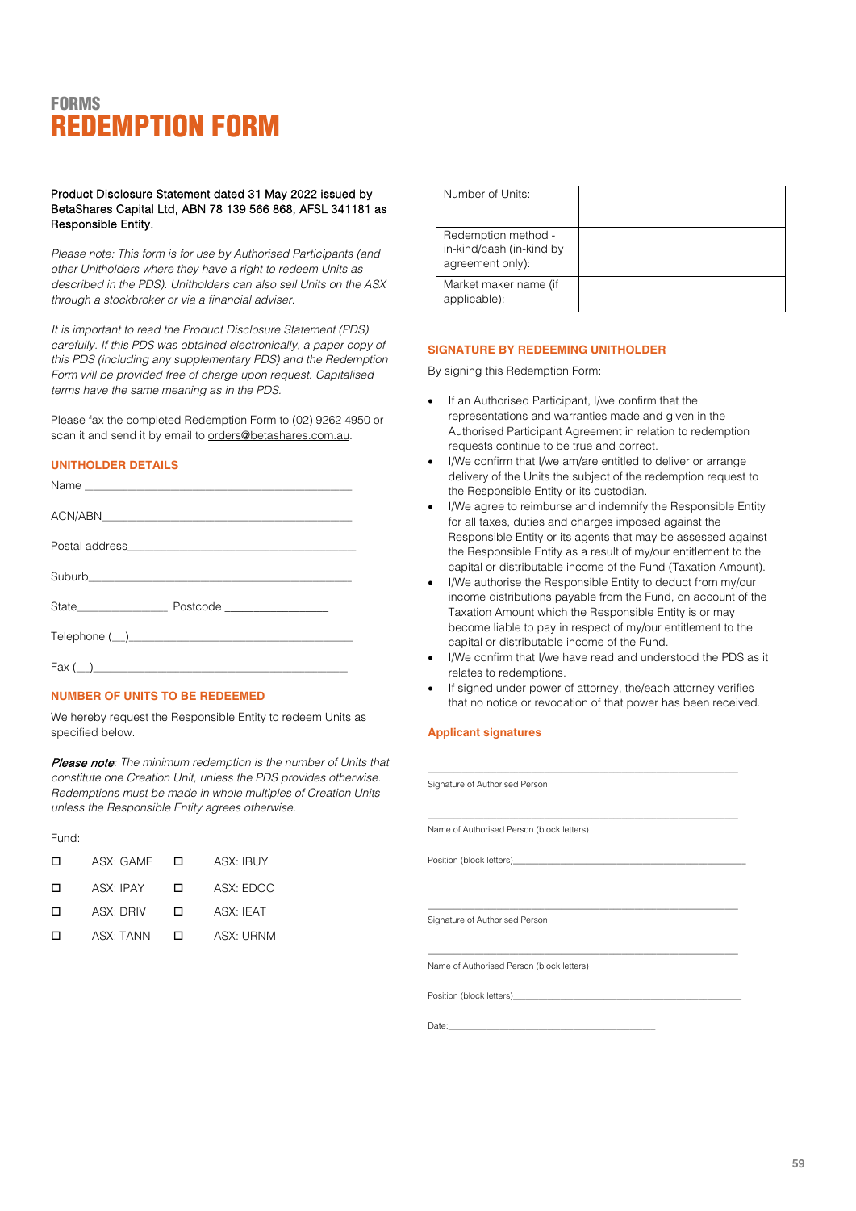# FORMS
# REDEMPTION FORM

Product Disclosure Statement dated 31 May 2022 issued by BetaShares Capital Ltd, ABN 78 139 566 868, AFSL 341181 as Responsible Entity.

*Please note: This form is for use by Authorised Participants (and other Unitholders where they have a right to redeem Units as described in the PDS). Unitholders can also sell Units on the ASX through a stockbroker or via a financial adviser.*

*It is important to read the Product Disclosure Statement (PDS) carefully. If this PDS was obtained electronically, a paper copy of this PDS (including any supplementary PDS) and the Redemption Form will be provided free of charge upon request. Capitalised terms have the same meaning as in the PDS.*

Please fax the completed Redemption Form to (02) 9262 4950 or scan it and send it by email to orders@betashares.com.au.

## UNITHOLDER DETAILS

Name ___________________________________________

ACN/ABN________________________________________

Postal address____________________________________

Suburb__________________________________________

State______________ Postcode ________________

Telephone (__)____________________________________

Fax (__)_________________________________________

## NUMBER OF UNITS TO BE REDEEMED

We hereby request the Responsible Entity to redeem Units as specified below.

***Please note**: The minimum redemption is the number of Units that constitute one Creation Unit, unless the PDS provides otherwise. Redemptions must be made in whole multiples of Creation Units unless the Responsible Entity agrees otherwise.*

Fund:

- ☐ ASX: GAME
- ☐ ASX: IBUY
- ☐ ASX: IPAY
- ☐ ASX: EDOC
- ☐ ASX: DRIV
- ☐ ASX: IEAT
- ☐ ASX: TANN
- ☐ ASX: URNM

| | |
|---|---|
| Number of Units: | |
| Redemption method - in-kind/cash (in-kind by agreement only): | |
| Market maker name (if applicable): | |

## SIGNATURE BY REDEEMING UNITHOLDER

By signing this Redemption Form:

- If an Authorised Participant, I/we confirm that the representations and warranties made and given in the Authorised Participant Agreement in relation to redemption requests continue to be true and correct.
- I/We confirm that I/we am/are entitled to deliver or arrange delivery of the Units the subject of the redemption request to the Responsible Entity or its custodian.
- I/We agree to reimburse and indemnify the Responsible Entity for all taxes, duties and charges imposed against the Responsible Entity or its agents that may be assessed against the Responsible Entity as a result of my/our entitlement to the capital or distributable income of the Fund (Taxation Amount).
- I/We authorise the Responsible Entity to deduct from my/our income distributions payable from the Fund, on account of the Taxation Amount which the Responsible Entity is or may become liable to pay in respect of my/our entitlement to the capital or distributable income of the Fund.
- I/We confirm that I/we have read and understood the PDS as it relates to redemptions.
- If signed under power of attorney, the/each attorney verifies that no notice or revocation of that power has been received.

### Applicant signatures

_______________________________________________

Signature of Authorised Person

_______________________________________________

Name of Authorised Person (block letters)

Position (block letters)_________________________________

_______________________________________________

Signature of Authorised Person

_______________________________________________

Name of Authorised Person (block letters)

Position (block letters)_________________________________

Date:_______________________________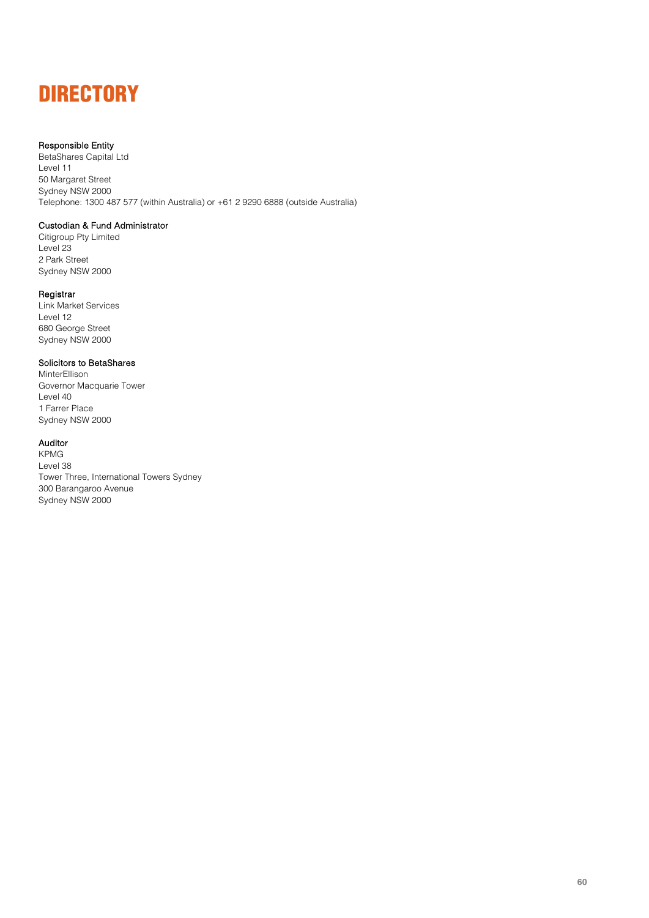# DIRECTORY

**Responsible Entity**
BetaShares Capital Ltd
Level 11
50 Margaret Street
Sydney NSW 2000
Telephone: 1300 487 577 (within Australia) or +61 2 9290 6888 (outside Australia)

**Custodian & Fund Administrator**
Citigroup Pty Limited
Level 23
2 Park Street
Sydney NSW 2000

**Registrar**
Link Market Services
Level 12
680 George Street
Sydney NSW 2000

**Solicitors to BetaShares**
MinterEllison
Governor Macquarie Tower
Level 40
1 Farrer Place
Sydney NSW 2000

**Auditor**
KPMG
Level 38
Tower Three, International Towers Sydney
300 Barangaroo Avenue
Sydney NSW 2000